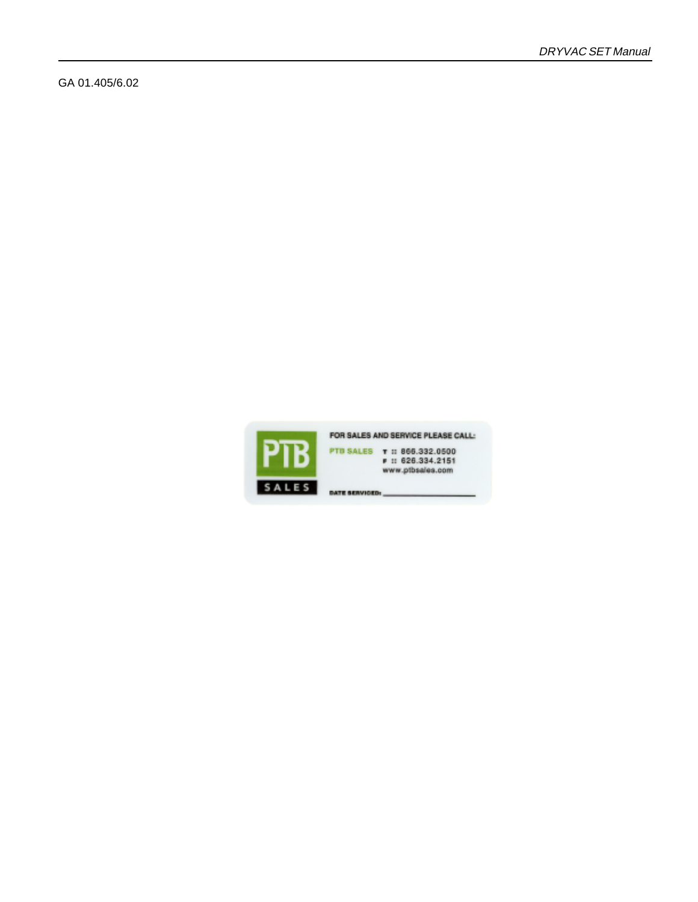GA 01.405/6.02

FOR SALES AND SERVICE PLEASE CALL:

PTB SALES T :: 866.332.0500
F :: 626.334.2151
www.ptbsales.com

DATE SERVICED: ____________________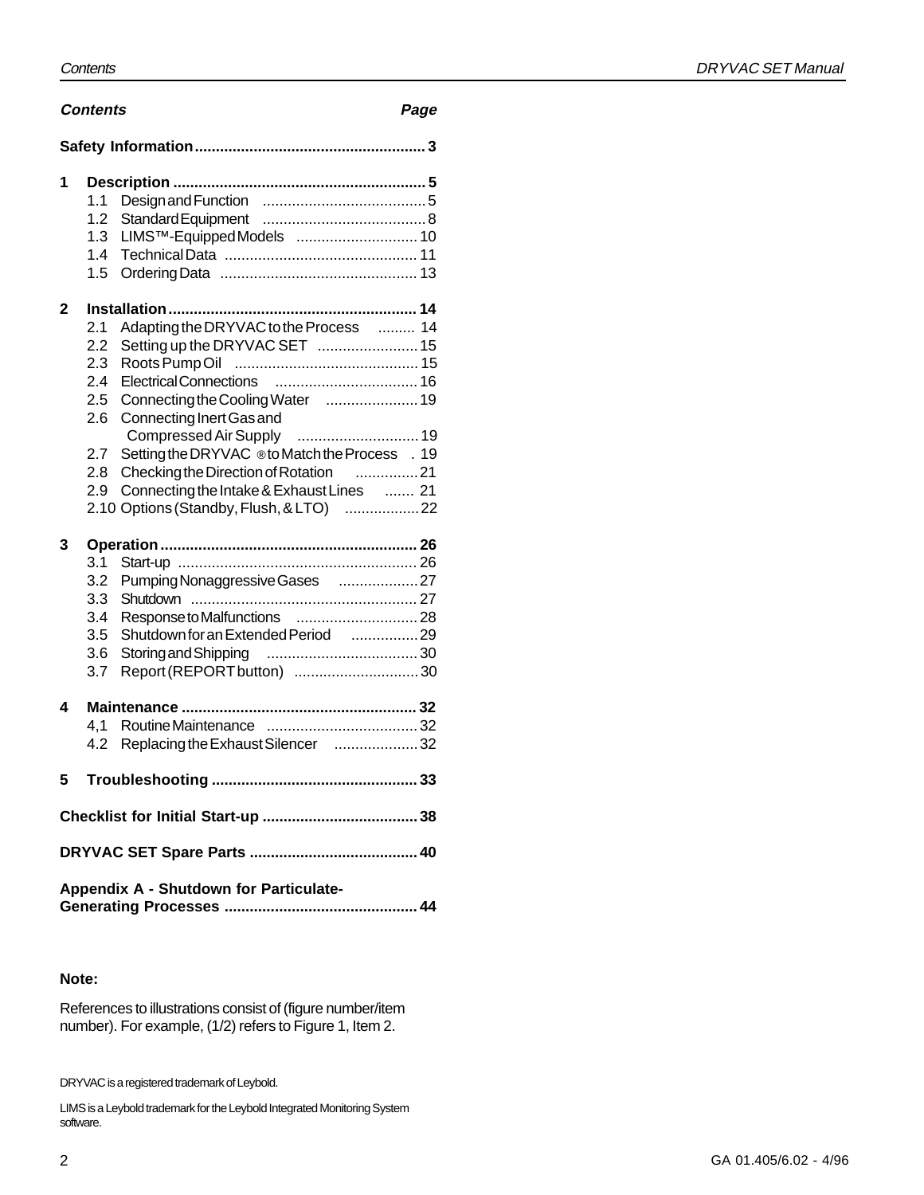## Contents

| Contents | | Page |
|---|---|---|
| **Safety Information** | | **3** |
| **1** | **Description** | **5** |
| 1.1 | Design and Function | 5 |
| 1.2 | Standard Equipment | 8 |
| 1.3 | LIMS™-Equipped Models | 10 |
| 1.4 | Technical Data | 11 |
| 1.5 | Ordering Data | 13 |
| **2** | **Installation** | **14** |
| 2.1 | Adapting the DRYVAC to the Process | 14 |
| 2.2 | Setting up the DRYVAC SET | 15 |
| 2.3 | Roots Pump Oil | 15 |
| 2.4 | Electrical Connections | 16 |
| 2.5 | Connecting the Cooling Water | 19 |
| 2.6 | Connecting Inert Gas and Compressed Air Supply | 19 |
| 2.7 | Setting the DRYVAC ® to Match the Process | 19 |
| 2.8 | Checking the Direction of Rotation | 21 |
| 2.9 | Connecting the Intake & Exhaust Lines | 21 |
| 2.10 | Options (Standby, Flush, & LTO) | 22 |
| **3** | **Operation** | **26** |
| 3.1 | Start-up | 26 |
| 3.2 | Pumping Nonaggressive Gases | 27 |
| 3.3 | Shutdown | 27 |
| 3.4 | Response to Malfunctions | 28 |
| 3.5 | Shutdown for an Extended Period | 29 |
| 3.6 | Storing and Shipping | 30 |
| 3.7 | Report (REPORT button) | 30 |
| **4** | **Maintenance** | **32** |
| 4,1 | Routine Maintenance | 32 |
| 4.2 | Replacing the Exhaust Silencer | 32 |
| **5** | **Troubleshooting** | **33** |
| **Checklist for Initial Start-up** | | **38** |
| **DRYVAC SET Spare Parts** | | **40** |
| **Appendix A - Shutdown for Particulate-Generating Processes** | | **44** |

**Note:**

References to illustrations consist of (figure number/item number). For example, (1/2) refers to Figure 1, Item 2.

DRYVAC is a registered trademark of Leybold.

LIMS is a Leybold trademark for the Leybold Integrated Monitoring System software.

GA 01.405/6.02 - 4/96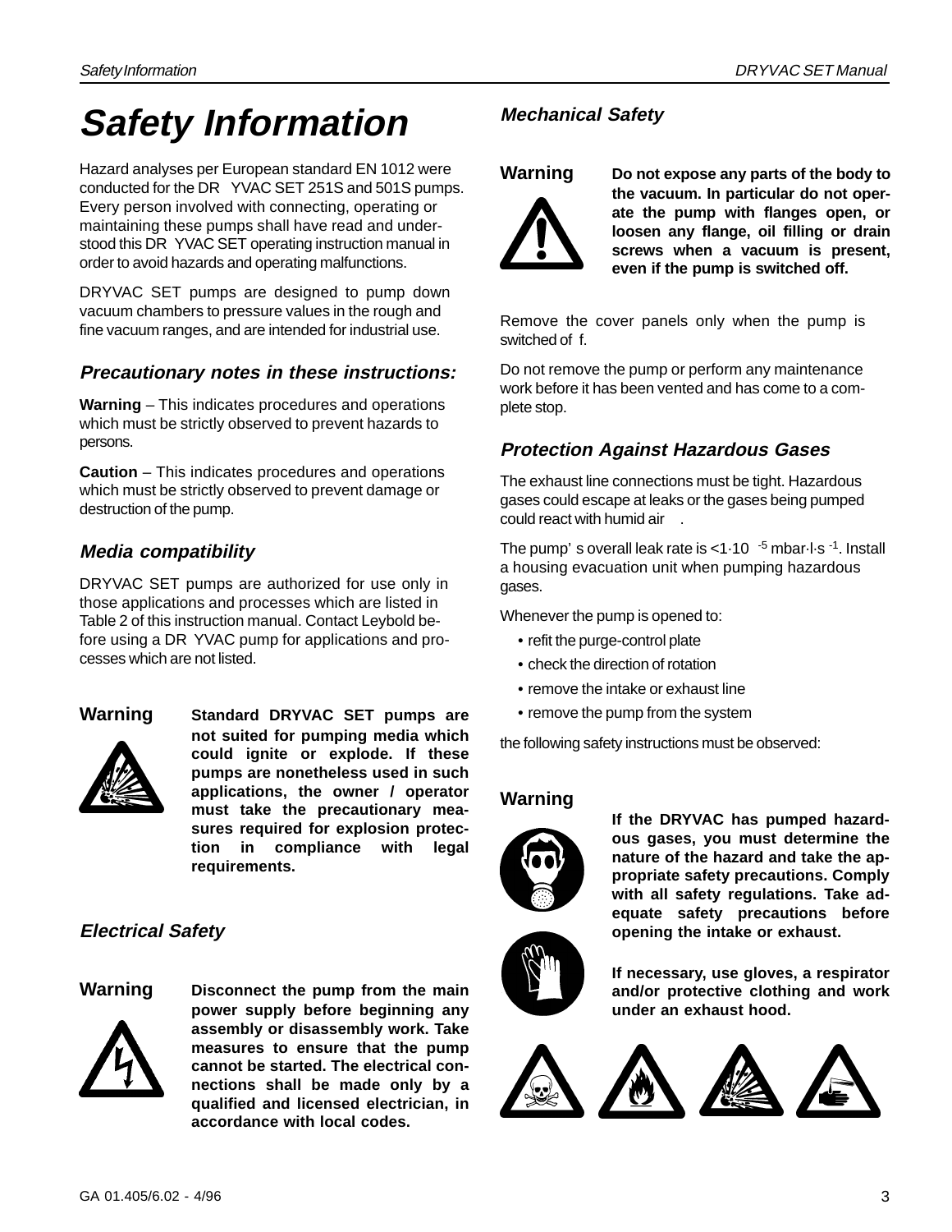# Safety Information

Hazard analyses per European standard EN 1012 were conducted for the DRYVAC SET 251S and 501S pumps. Every person involved with connecting, operating or maintaining these pumps shall have read and understood this DRYVAC SET operating instruction manual in order to avoid hazards and operating malfunctions.

DRYVAC SET pumps are designed to pump down vacuum chambers to pressure values in the rough and fine vacuum ranges, and are intended for industrial use.

### Precautionary notes in these instructions:

**Warning** – This indicates procedures and operations which must be strictly observed to prevent hazards to persons.

**Caution** – This indicates procedures and operations which must be strictly observed to prevent damage or destruction of the pump.

### Media compatibility

DRYVAC SET pumps are authorized for use only in those applications and processes which are listed in Table 2 of this instruction manual. Contact Leybold before using a DRYVAC pump for applications and processes which are not listed.

**Warning**

**Standard DRYVAC SET pumps are not suited for pumping media which could ignite or explode. If these pumps are nonetheless used in such applications, the owner / operator must take the precautionary measures required for explosion protection in compliance with legal requirements.**

### Electrical Safety

**Warning**

**Disconnect the pump from the main power supply before beginning any assembly or disassembly work. Take measures to ensure that the pump cannot be started. The electrical connections shall be made only by a qualified and licensed electrician, in accordance with local codes.**

### Mechanical Safety

**Warning**

**Do not expose any parts of the body to the vacuum. In particular do not operate the pump with flanges open, or loosen any flange, oil filling or drain screws when a vacuum is present, even if the pump is switched off.**

Remove the cover panels only when the pump is switched off.

Do not remove the pump or perform any maintenance work before it has been vented and has come to a complete stop.

### Protection Against Hazardous Gases

The exhaust line connections must be tight. Hazardous gases could escape at leaks or the gases being pumped could react with humid air.

The pump's overall leak rate is $<1 \cdot 10^{-5}$ mbar·l·s$^{-1}$. Install a housing evacuation unit when pumping hazardous gases.

Whenever the pump is opened to:

- refit the purge-control plate
- check the direction of rotation
- remove the intake or exhaust line
- remove the pump from the system

the following safety instructions must be observed:

**Warning**

**If the DRYVAC has pumped hazardous gases, you must determine the nature of the hazard and take the appropriate safety precautions. Comply with all safety regulations. Take adequate safety precautions before opening the intake or exhaust.**

**If necessary, use gloves, a respirator and/or protective clothing and work under an exhaust hood.**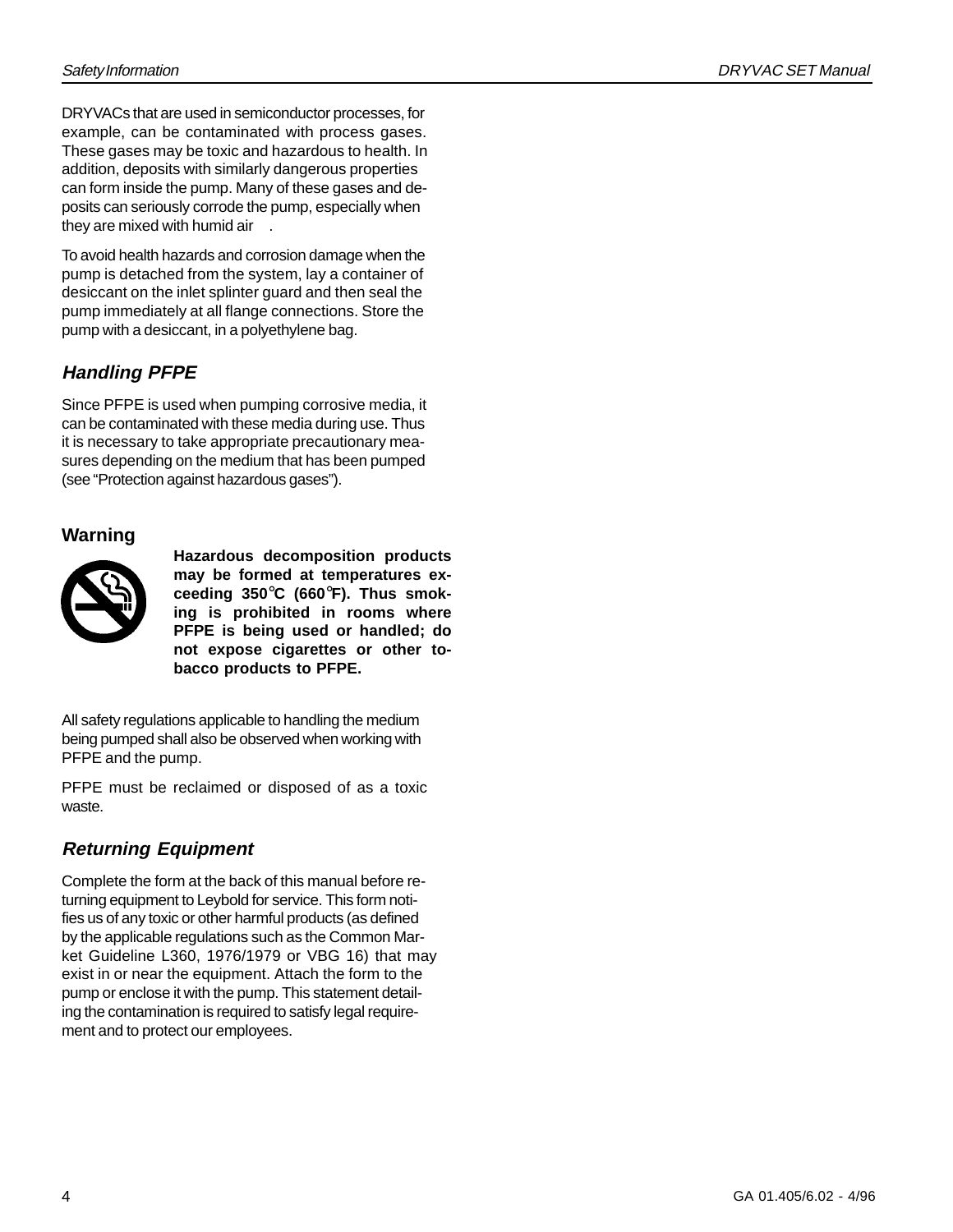DRYVACs that are used in semiconductor processes, for example, can be contaminated with process gases. These gases may be toxic and hazardous to health. In addition, deposits with similarly dangerous properties can form inside the pump. Many of these gases and deposits can seriously corrode the pump, especially when they are mixed with humid air .

To avoid health hazards and corrosion damage when the pump is detached from the system, lay a container of desiccant on the inlet splinter guard and then seal the pump immediately at all flange connections. Store the pump with a desiccant, in a polyethylene bag.

## *Handling PFPE*

Since PFPE is used when pumping corrosive media, it can be contaminated with these media during use. Thus it is necessary to take appropriate precautionary measures depending on the medium that has been pumped (see "Protection against hazardous gases").

### Warning

**Hazardous decomposition products may be formed at temperatures exceeding 350°C (660°F). Thus smoking is prohibited in rooms where PFPE is being used or handled; do not expose cigarettes or other tobacco products to PFPE.**

All safety regulations applicable to handling the medium being pumped shall also be observed when working with PFPE and the pump.

PFPE must be reclaimed or disposed of as a toxic waste.

## *Returning Equipment*

Complete the form at the back of this manual before returning equipment to Leybold for service. This form notifies us of any toxic or other harmful products (as defined by the applicable regulations such as the Common Market Guideline L360, 1976/1979 or VBG 16) that may exist in or near the equipment. Attach the form to the pump or enclose it with the pump. This statement detailing the contamination is required to satisfy legal requirement and to protect our employees.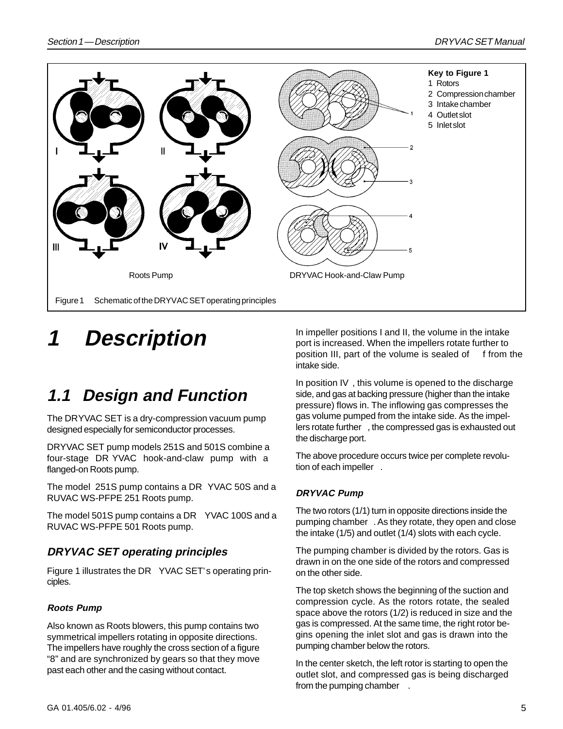Key to Figure 1

1 Rotors
2 Compression chamber
3 Intake chamber
4 Outlet slot
5 Inlet slot

Roots Pump

DRYVAC Hook-and-Claw Pump

Figure 1 Schematic of the DRYVAC SET operating principles

# 1 Description

## 1.1 Design and Function

The DRYVAC SET is a dry-compression vacuum pump designed especially for semiconductor processes.

DRYVAC SET pump models 251S and 501S combine a four-stage DRYVAC hook-and-claw pump with a flanged-on Roots pump.

The model 251S pump contains a DRYVAC 50S and a RUVAC WS-PFPE 251 Roots pump.

The model 501S pump contains a DRYVAC 100S and a RUVAC WS-PFPE 501 Roots pump.

### DRYVAC SET operating principles

Figure 1 illustrates the DRYVAC SET's operating principles.

#### Roots Pump

Also known as Roots blowers, this pump contains two symmetrical impellers rotating in opposite directions. The impellers have roughly the cross section of a figure "8" and are synchronized by gears so that they move past each other and the casing without contact.

In impeller positions I and II, the volume in the intake port is increased. When the impellers rotate further to position III, part of the volume is sealed off from the intake side.

In position IV, this volume is opened to the discharge side, and gas at backing pressure (higher than the intake pressure) flows in. The inflowing gas compresses the gas volume pumped from the intake side. As the impellers rotate further, the compressed gas is exhausted out the discharge port.

The above procedure occurs twice per complete revolution of each impeller.

#### DRYVAC Pump

The two rotors (1/1) turn in opposite directions inside the pumping chamber. As they rotate, they open and close the intake (1/5) and outlet (1/4) slots with each cycle.

The pumping chamber is divided by the rotors. Gas is drawn in on the one side of the rotors and compressed on the other side.

The top sketch shows the beginning of the suction and compression cycle. As the rotors rotate, the sealed space above the rotors (1/2) is reduced in size and the gas is compressed. At the same time, the right rotor begins opening the inlet slot and gas is drawn into the pumping chamber below the rotors.

In the center sketch, the left rotor is starting to open the outlet slot, and compressed gas is being discharged from the pumping chamber.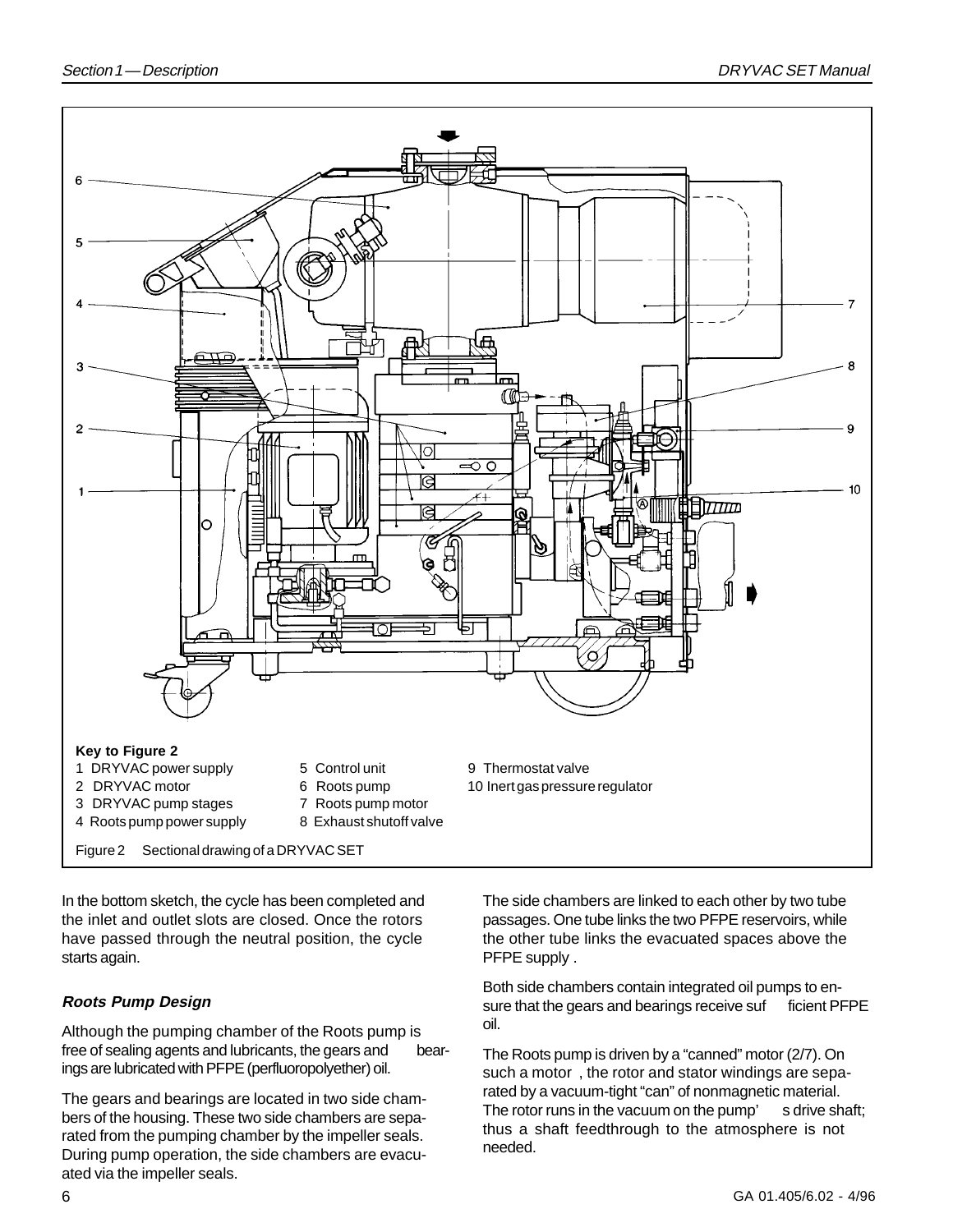**Key to Figure 2**

1 DRYVAC power supply
2 DRYVAC motor
3 DRYVAC pump stages
4 Roots pump power supply
5 Control unit
6 Roots pump
7 Roots pump motor
8 Exhaust shutoff valve
9 Thermostat valve
10 Inert gas pressure regulator

Figure 2 Sectional drawing of a DRYVAC SET

In the bottom sketch, the cycle has been completed and the inlet and outlet slots are closed. Once the rotors have passed through the neutral position, the cycle starts again.

### *Roots Pump Design*

Although the pumping chamber of the Roots pump is free of sealing agents and lubricants, the gears and bearings are lubricated with PFPE (perfluoropolyether) oil.

The gears and bearings are located in two side chambers of the housing. These two side chambers are separated from the pumping chamber by the impeller seals. During pump operation, the side chambers are evacuated via the impeller seals.

The side chambers are linked to each other by two tube passages. One tube links the two PFPE reservoirs, while the other tube links the evacuated spaces above the PFPE supply .

Both side chambers contain integrated oil pumps to ensure that the gears and bearings receive sufficient PFPE oil.

The Roots pump is driven by a "canned" motor (2/7). On such a motor , the rotor and stator windings are separated by a vacuum-tight "can" of nonmagnetic material. The rotor runs in the vacuum on the pump's drive shaft; thus a shaft feedthrough to the atmosphere is not needed.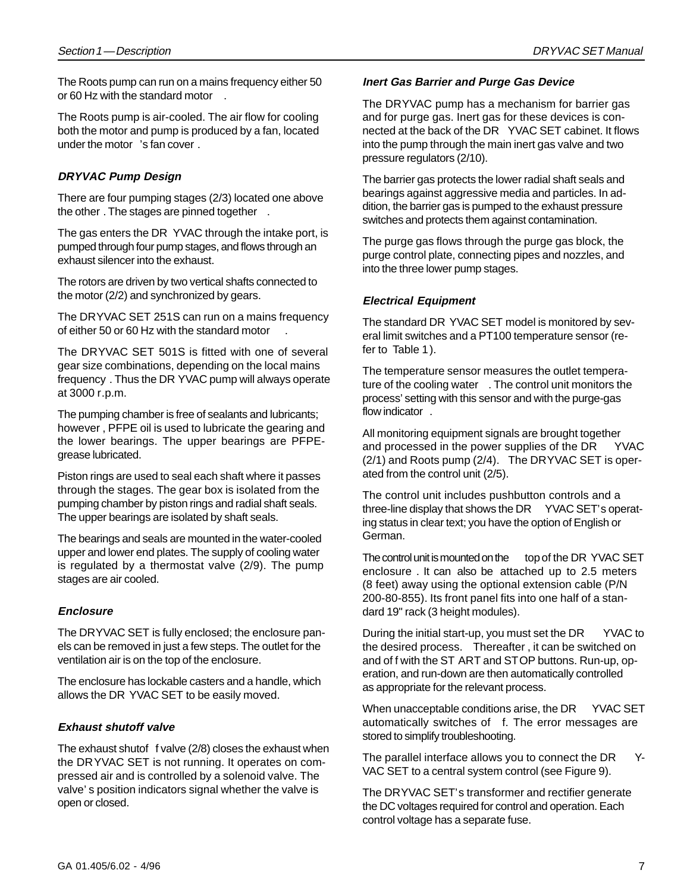The Roots pump can run on a mains frequency either 50 or 60 Hz with the standard motor.

The Roots pump is air-cooled. The air flow for cooling both the motor and pump is produced by a fan, located under the motor's fan cover.

### DRYVAC Pump Design

There are four pumping stages (2/3) located one above the other. The stages are pinned together.

The gas enters the DRYVAC through the intake port, is pumped through four pump stages, and flows through an exhaust silencer into the exhaust.

The rotors are driven by two vertical shafts connected to the motor (2/2) and synchronized by gears.

The DRYVAC SET 251S can run on a mains frequency of either 50 or 60 Hz with the standard motor.

The DRYVAC SET 501S is fitted with one of several gear size combinations, depending on the local mains frequency. Thus the DRYVAC pump will always operate at 3000 r.p.m.

The pumping chamber is free of sealants and lubricants; however, PFPE oil is used to lubricate the gearing and the lower bearings. The upper bearings are PFPE-grease lubricated.

Piston rings are used to seal each shaft where it passes through the stages. The gear box is isolated from the pumping chamber by piston rings and radial shaft seals. The upper bearings are isolated by shaft seals.

The bearings and seals are mounted in the water-cooled upper and lower end plates. The supply of cooling water is regulated by a thermostat valve (2/9). The pump stages are air cooled.

### Enclosure

The DRYVAC SET is fully enclosed; the enclosure panels can be removed in just a few steps. The outlet for the ventilation air is on the top of the enclosure.

The enclosure has lockable casters and a handle, which allows the DRYVAC SET to be easily moved.

### Exhaust shutoff valve

The exhaust shutoff valve (2/8) closes the exhaust when the DRYVAC SET is not running. It operates on compressed air and is controlled by a solenoid valve. The valve's position indicators signal whether the valve is open or closed.

### Inert Gas Barrier and Purge Gas Device

The DRYVAC pump has a mechanism for barrier gas and for purge gas. Inert gas for these devices is connected at the back of the DRYVAC SET cabinet. It flows into the pump through the main inert gas valve and two pressure regulators (2/10).

The barrier gas protects the lower radial shaft seals and bearings against aggressive media and particles. In addition, the barrier gas is pumped to the exhaust pressure switches and protects them against contamination.

The purge gas flows through the purge gas block, the purge control plate, connecting pipes and nozzles, and into the three lower pump stages.

### Electrical Equipment

The standard DRYVAC SET model is monitored by several limit switches and a PT100 temperature sensor (refer to Table 1).

The temperature sensor measures the outlet temperature of the cooling water. The control unit monitors the process' setting with this sensor and with the purge-gas flow indicator.

All monitoring equipment signals are brought together and processed in the power supplies of the DRYVAC (2/1) and Roots pump (2/4). The DRYVAC SET is operated from the control unit (2/5).

The control unit includes pushbutton controls and a three-line display that shows the DRYVAC SET's operating status in clear text; you have the option of English or German.

The control unit is mounted on the top of the DRYVAC SET enclosure. It can also be attached up to 2.5 meters (8 feet) away using the optional extension cable (P/N 200-80-855). Its front panel fits into one half of a standard 19" rack (3 height modules).

During the initial start-up, you must set the DRYVAC to the desired process. Thereafter, it can be switched on and off with the START and STOP buttons. Run-up, operation, and run-down are then automatically controlled as appropriate for the relevant process.

When unacceptable conditions arise, the DRYVAC SET automatically switches off. The error messages are stored to simplify troubleshooting.

The parallel interface allows you to connect the DRYVAC SET to a central system control (see Figure 9).

The DRYVAC SET's transformer and rectifier generate the DC voltages required for control and operation. Each control voltage has a separate fuse.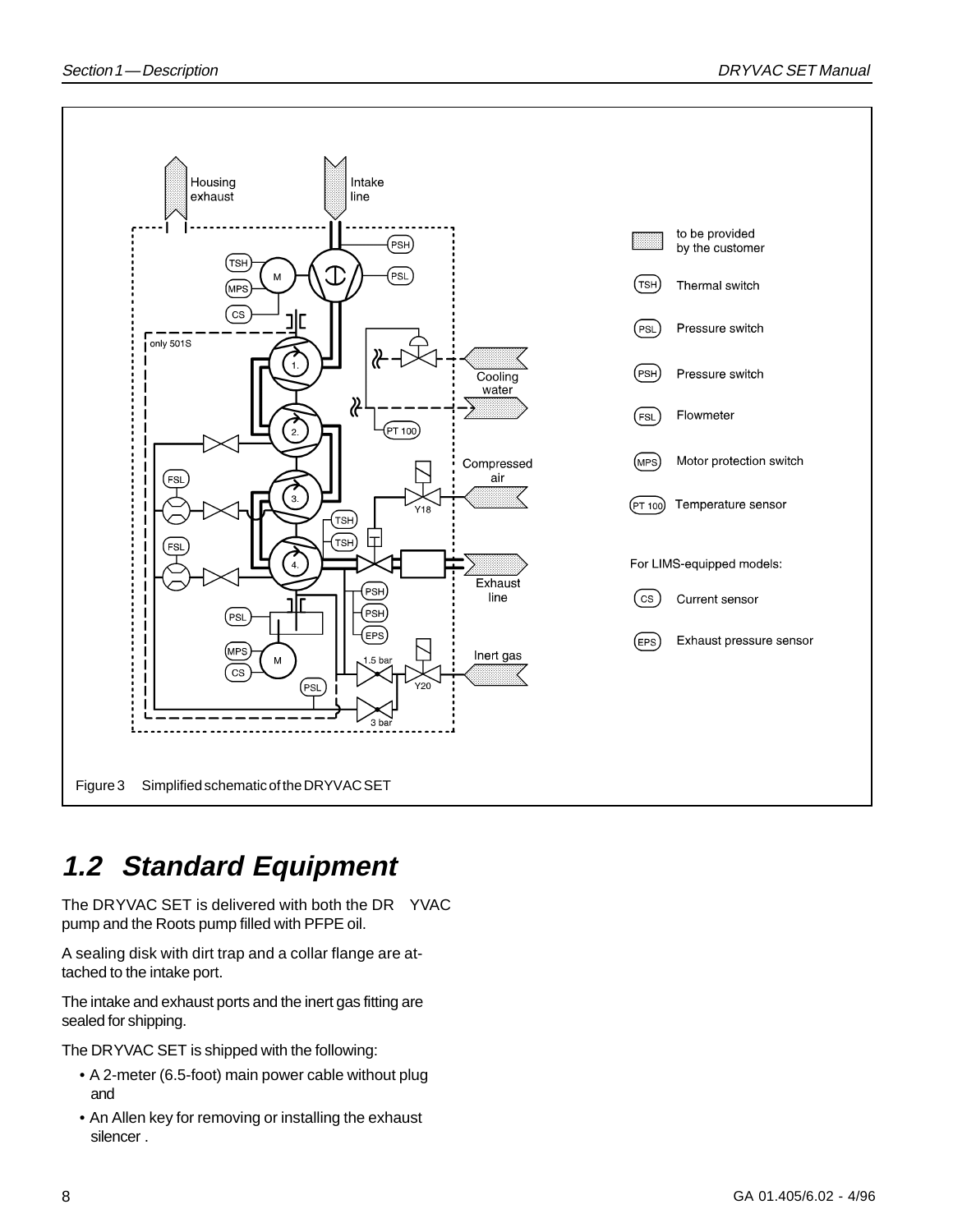Figure 3 Simplified schematic of the DRYVAC SET

## 1.2 Standard Equipment

The DRYVAC SET is delivered with both the DR YVAC pump and the Roots pump filled with PFPE oil.

A sealing disk with dirt trap and a collar flange are attached to the intake port.

The intake and exhaust ports and the inert gas fitting are sealed for shipping.

The DRYVAC SET is shipped with the following:

- A 2-meter (6.5-foot) main power cable without plug and
- An Allen key for removing or installing the exhaust silencer .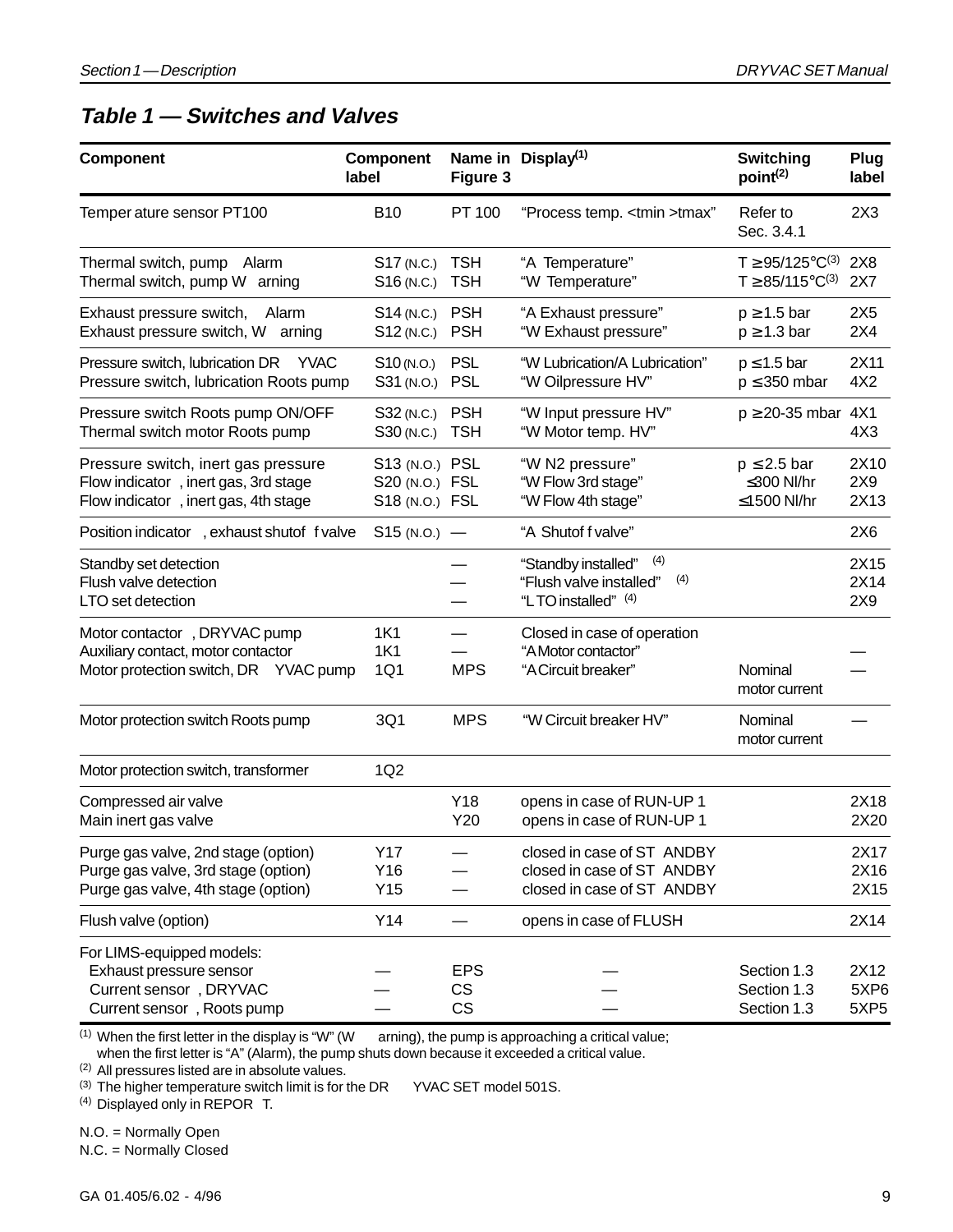### Table 1 — Switches and Valves

| Component | Component label | Name in Figure 3 | Display[1] | Switching point[2] | Plug label |
|---|---|---|---|---|---|
| Temperature sensor PT100 | B10 | PT 100 | "Process temp. <tmin >tmax" | Refer to Sec. 3.4.1 | 2X3 |
| Thermal switch, pump Alarm | S17 (N.C.) | TSH | "A Temperature" | T ≥ 95/125°C[3] | 2X8 |
| Thermal switch, pump Warning | S16 (N.C.) | TSH | "W Temperature" | T ≥ 85/115°C[3] | 2X7 |
| Exhaust pressure switch, Alarm | S14 (N.C.) | PSH | "A Exhaust pressure" | p ≥ 1.5 bar | 2X5 |
| Exhaust pressure switch, Warning | S12 (N.C.) | PSH | "W Exhaust pressure" | p ≥ 1.3 bar | 2X4 |
| Pressure switch, lubrication DRYVAC | S10 (N.O.) | PSL | "W Lubrication/A Lubrication" | p ≤ 1.5 bar | 2X11 |
| Pressure switch, lubrication Roots pump | S31 (N.O.) | PSL | "W Oilpressure HV" | p ≤ 350 mbar | 4X2 |
| Pressure switch Roots pump ON/OFF | S32 (N.C.) | PSH | "W Input pressure HV" | p ≥ 20-35 mbar | 4X1 |
| Thermal switch motor Roots pump | S30 (N.C.) | TSH | "W Motor temp. HV" | | 4X3 |
| Pressure switch, inert gas pressure | S13 (N.O.) | PSL | "W N2 pressure" | p ≤ 2.5 bar | 2X10 |
| Flow indicator, inert gas, 3rd stage | S20 (N.O.) | FSL | "W Flow 3rd stage" | ≤ 300 Nl/hr | 2X9 |
| Flow indicator, inert gas, 4th stage | S18 (N.O.) | FSL | "W Flow 4th stage" | ≤ 1500 Nl/hr | 2X13 |
| Position indicator, exhaust shutoff valve | S15 (N.O.) | — | "A Shutoff valve" | | 2X6 |
| Standby set detection | | — | "Standby installed" [4] | | 2X15 |
| Flush valve detection | | — | "Flush valve installed" [4] | | 2X14 |
| LTO set detection | | — | "LTO installed" [4] | | 2X9 |
| Motor contactor, DRYVAC pump | 1K1 | — | Closed in case of operation | | |
| Auxiliary contact, motor contactor | 1K1 | — | "A Motor contactor" | | — |
| Motor protection switch, DRYVAC pump | 1Q1 | MPS | "A Circuit breaker" | Nominal motor current | — |
| Motor protection switch Roots pump | 3Q1 | MPS | "W Circuit breaker HV" | Nominal motor current | — |
| Motor protection switch, transformer | 1Q2 | | | | |
| Compressed air valve | | Y18 | opens in case of RUN-UP 1 | | 2X18 |
| Main inert gas valve | | Y20 | opens in case of RUN-UP 1 | | 2X20 |
| Purge gas valve, 2nd stage (option) | Y17 | — | closed in case of STANDBY | | 2X17 |
| Purge gas valve, 3rd stage (option) | Y16 | — | closed in case of STANDBY | | 2X16 |
| Purge gas valve, 4th stage (option) | Y15 | — | closed in case of STANDBY | | 2X15 |
| Flush valve (option) | Y14 | — | opens in case of FLUSH | | 2X14 |
| For LIMS-equipped models: | | | | | |
| Exhaust pressure sensor | — | EPS | — | Section 1.3 | 2X12 |
| Current sensor, DRYVAC | — | CS | — | Section 1.3 | 5XP6 |
| Current sensor, Roots pump | — | CS | — | Section 1.3 | 5XP5 |

(1) When the first letter in the display is "W" (Warning), the pump is approaching a critical value; when the first letter is "A" (Alarm), the pump shuts down because it exceeded a critical value.
(2) All pressures listed are in absolute values.
(3) The higher temperature switch limit is for the DRYVAC SET model 501S.
(4) Displayed only in REPORT.

N.O. = Normally Open
N.C. = Normally Closed

GA 01.405/6.02 - 4/96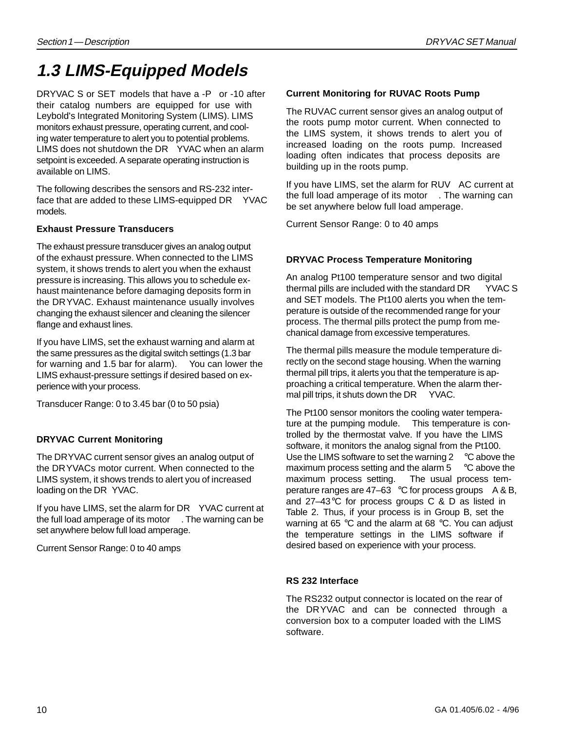# 1.3 LIMS-Equipped Models

DRYVAC S or SET models that have a -P or -10 after their catalog numbers are equipped for use with Leybold's Integrated Monitoring System (LIMS). LIMS monitors exhaust pressure, operating current, and cooling water temperature to alert you to potential problems. LIMS does not shutdown the DRYVAC when an alarm setpoint is exceeded. A separate operating instruction is available on LIMS.

The following describes the sensors and RS-232 interface that are added to these LIMS-equipped DRYVAC models.

### Exhaust Pressure Transducers

The exhaust pressure transducer gives an analog output of the exhaust pressure. When connected to the LIMS system, it shows trends to alert you when the exhaust pressure is increasing. This allows you to schedule exhaust maintenance before damaging deposits form in the DRYVAC. Exhaust maintenance usually involves changing the exhaust silencer and cleaning the silencer flange and exhaust lines.

If you have LIMS, set the exhaust warning and alarm at the same pressures as the digital switch settings (1.3 bar for warning and 1.5 bar for alarm). You can lower the LIMS exhaust-pressure settings if desired based on experience with your process.

Transducer Range: 0 to 3.45 bar (0 to 50 psia)

### DRYVAC Current Monitoring

The DRYVAC current sensor gives an analog output of the DRYVACs motor current. When connected to the LIMS system, it shows trends to alert you of increased loading on the DRYVAC.

If you have LIMS, set the alarm for DRYVAC current at the full load amperage of its motor. The warning can be set anywhere below full load amperage.

Current Sensor Range: 0 to 40 amps

### Current Monitoring for RUVAC Roots Pump

The RUVAC current sensor gives an analog output of the roots pump motor current. When connected to the LIMS system, it shows trends to alert you of increased loading on the roots pump. Increased loading often indicates that process deposits are building up in the roots pump.

If you have LIMS, set the alarm for RUVAC current at the full load amperage of its motor. The warning can be set anywhere below full load amperage.

Current Sensor Range: 0 to 40 amps

### DRYVAC Process Temperature Monitoring

An analog Pt100 temperature sensor and two digital thermal pills are included with the standard DRYVAC S and SET models. The Pt100 alerts you when the temperature is outside of the recommended range for your process. The thermal pills protect the pump from mechanical damage from excessive temperatures.

The thermal pills measure the module temperature directly on the second stage housing. When the warning thermal pill trips, it alerts you that the temperature is approaching a critical temperature. When the alarm thermal pill trips, it shuts down the DRYVAC.

The Pt100 sensor monitors the cooling water temperature at the pumping module. This temperature is controlled by the thermostat valve. If you have the LIMS software, it monitors the analog signal from the Pt100. Use the LIMS software to set the warning 2 °C above the maximum process setting and the alarm 5 °C above the maximum process setting. The usual process temperature ranges are 47–63 °C for process groups A & B, and 27–43 °C for process groups C & D as listed in Table 2. Thus, if your process is in Group B, set the warning at 65 °C and the alarm at 68 °C. You can adjust the temperature settings in the LIMS software if desired based on experience with your process.

### RS 232 Interface

The RS232 output connector is located on the rear of the DRYVAC and can be connected through a conversion box to a computer loaded with the LIMS software.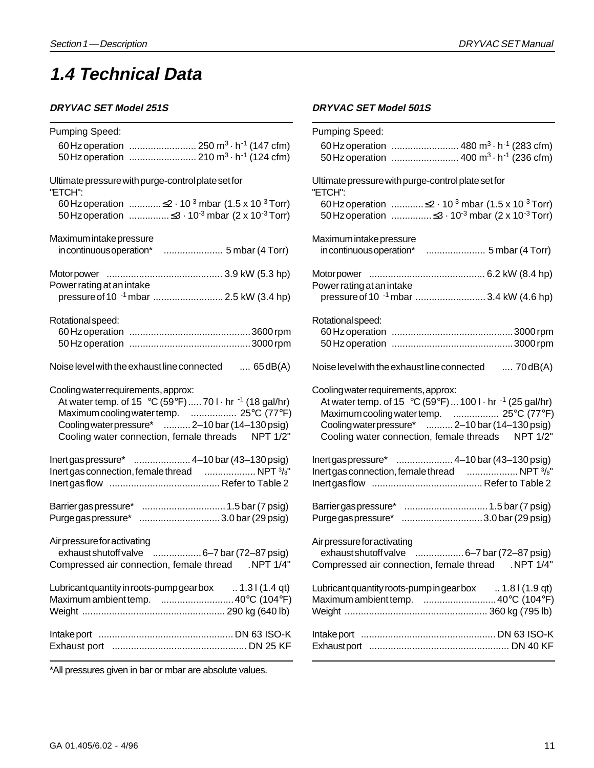# 1.4 Technical Data

### *DRYVAC SET Model 251S*

Pumping Speed:
- 60 Hz operation ......................... 250 $m^3 \cdot h^{-1}$ (147 cfm)
- 50 Hz operation ......................... 210 $m^3 \cdot h^{-1}$ (124 cfm)

Ultimate pressure with purge-control plate set for "ETCH":
- 60 Hz operation ............ $\leq 2 \cdot 10^{-3}$ mbar (1.5 x $10^{-3}$ Torr)
- 50 Hz operation ............... $\leq 3 \cdot 10^{-3}$ mbar (2 x $10^{-3}$ Torr)

Maximum intake pressure
- in continuous operation* ...................... 5 mbar (4 Torr)

Motor power ........................................... 3.9 kW (5.3 hp)
Power rating at an intake
- pressure of $10^{-1}$ mbar .......................... 2.5 kW (3.4 hp)

Rotational speed:
- 60 Hz operation ............................................ 3600 rpm
- 50 Hz operation ............................................ 3000 rpm

Noise level with the exhaust line connected .... 65 dB(A)

Cooling water requirements, approx:
- At water temp. of 15 °C (59°F) ..... 70 l · $hr^{-1}$ (18 gal/hr)
- Maximum cooling water temp. ................. 25°C (77°F)
- Cooling water pressure* .......... 2–10 bar (14–130 psig)
- Cooling water connection, female threads NPT 1/2"

Inert gas pressure* ..................... 4–10 bar (43–130 psig)
Inert gas connection, female thread ................... NPT 3/8"
Inert gas flow ......................................... Refer to Table 2

Barrier gas pressure* ............................... 1.5 bar (7 psig)
Purge gas pressure* .............................. 3.0 bar (29 psig)

Air pressure for activating
- exhaust shutoff valve .................. 6–7 bar (72–87 psig)

Compressed air connection, female thread .NPT 1/4"

Lubricant quantity in roots-pump gear box .. 1.3 l (1.4 qt)
Maximum ambient temp. ........................... 40°C (104°F)
Weight ..................................................... 290 kg (640 lb)

Intake port .................................................. DN 63 ISO-K
Exhaust port .................................................. DN 25 KF

### *DRYVAC SET Model 501S*

Pumping Speed:
- 60 Hz operation ......................... 480 $m^3 \cdot h^{-1}$ (283 cfm)
- 50 Hz operation ......................... 400 $m^3 \cdot h^{-1}$ (236 cfm)

Ultimate pressure with purge-control plate set for "ETCH":
- 60 Hz operation ............ $\leq 2 \cdot 10^{-3}$ mbar (1.5 x $10^{-3}$ Torr)
- 50 Hz operation ............... $\leq 3 \cdot 10^{-3}$ mbar (2 x $10^{-3}$ Torr)

Maximum intake pressure
- in continuous operation* ...................... 5 mbar (4 Torr)

Motor power ........................................... 6.2 kW (8.4 hp)
Power rating at an intake
- pressure of $10^{-1}$ mbar .......................... 3.4 kW (4.6 hp)

Rotational speed:
- 60 Hz operation ............................................ 3000 rpm
- 50 Hz operation ............................................ 3000 rpm

Noise level with the exhaust line connected .... 70 dB(A)

Cooling water requirements, approx:
- At water temp. of 15 °C (59°F) ... 100 l · $hr^{-1}$ (25 gal/hr)
- Maximum cooling water temp. ................. 25°C (77°F)
- Cooling water pressure* .......... 2–10 bar (14–130 psig)
- Cooling water connection, female threads NPT 1/2"

Inert gas pressure* ..................... 4–10 bar (43–130 psig)
Inert gas connection, female thread ................... NPT 3/8"
Inert gas flow ......................................... Refer to Table 2

Barrier gas pressure* ............................... 1.5 bar (7 psig)
Purge gas pressure* .............................. 3.0 bar (29 psig)

Air pressure for activating
- exhaust shutoff valve .................. 6–7 bar (72–87 psig)

Compressed air connection, female thread .NPT 1/4"

Lubricant quantity roots-pump in gear box .. 1.8 l (1.9 qt)
Maximum ambient temp. ........................... 40°C (104°F)
Weight ..................................................... 360 kg (795 lb)

Intake port .................................................. DN 63 ISO-K
Exhaust port ................................................... DN 40 KF

*All pressures given in bar or mbar are absolute values.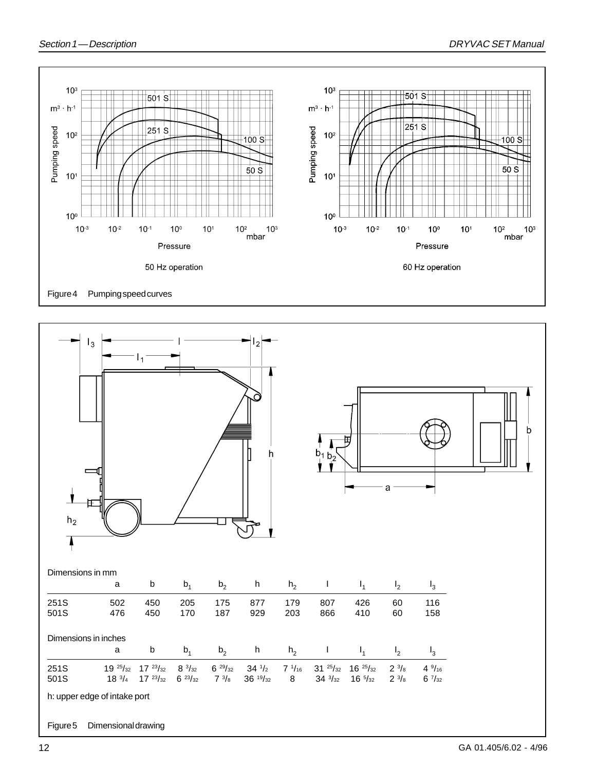Figure 4 Pumping speed curves

Dimensions in mm

| | a | b | $b_1$ | $b_2$ | h | $h_2$ | l | $l_1$ | $l_2$ | $l_3$ |
|---|---|---|---|---|---|---|---|---|---|---|
| 251S | 502 | 450 | 205 | 175 | 877 | 179 | 807 | 426 | 60 | 116 |
| 501S | 476 | 450 | 170 | 187 | 929 | 203 | 866 | 410 | 60 | 158 |

Dimensions in inches

| | a | b | $b_1$ | $b_2$ | h | $h_2$ | l | $l_1$ | $l_2$ | $l_3$ |
|---|---|---|---|---|---|---|---|---|---|---|
| 251S | 19 25/32 | 17 23/32 | 8 3/32 | 6 29/32 | 34 1/2 | 7 1/16 | 31 25/32 | 16 25/32 | 2 3/8 | 4 9/16 |
| 501S | 18 3/4 | 17 23/32 | 6 23/32 | 7 3/8 | 36 19/32 | 8 | 34 3/32 | 16 5/32 | 2 3/8 | 6 7/32 |

h: upper edge of intake port

Figure 5 Dimensional drawing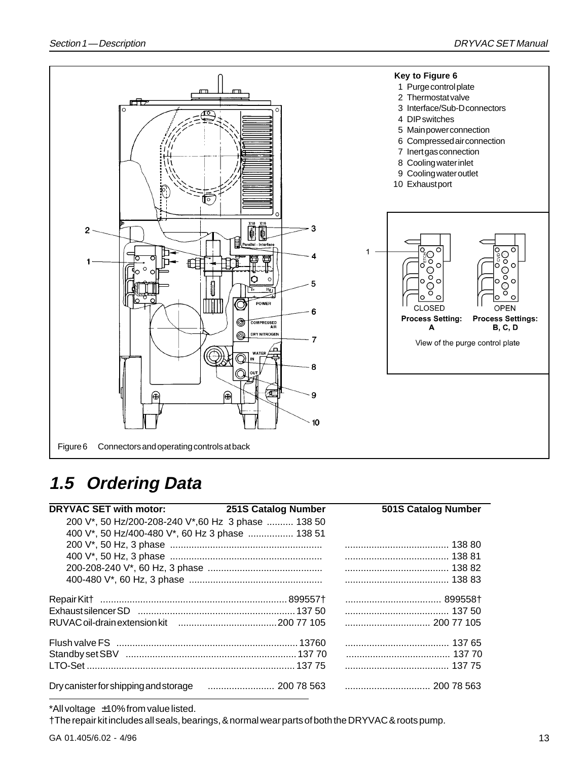**Key to Figure 6**

1 Purge control plate
2 Thermostat valve
3 Interface/Sub-D connectors
4 DIP switches
5 Main power connection
6 Compressed air connection
7 Inert gas connection
8 Cooling water inlet
9 Cooling water outlet
10 Exhaust port

CLOSED — Process Setting: A
OPEN — Process Settings: B, C, D

View of the purge control plate

Figure 6 Connectors and operating controls at back

## 1.5 Ordering Data

| DRYVAC SET with motor: | 251S Catalog Number | 501S Catalog Number |
|---|---|---|
| 200 V*, 50 Hz/200-208-240 V*,60 Hz 3 phase | 138 50 | |
| 400 V*, 50 Hz/400-480 V*, 60 Hz 3 phase | 138 51 | |
| 200 V*, 50 Hz, 3 phase | | 138 80 |
| 400 V*, 50 Hz, 3 phase | | 138 81 |
| 200-208-240 V*, 60 Hz, 3 phase | | 138 82 |
| 400-480 V*, 60 Hz, 3 phase | | 138 83 |
| Repair Kit† | 899557† | 899558† |
| Exhaust silencer SD | 137 50 | 137 50 |
| RUVAC oil-drain extension kit | 200 77 105 | 200 77 105 |
| Flush valve FS | 13760 | 137 65 |
| Standby set SBV | 137 70 | 137 70 |
| LTO-Set | 137 75 | 137 75 |
| Dry canister for shipping and storage | 200 78 563 | 200 78 563 |

*All voltage ±10% from value listed.

†The repair kit includes all seals, bearings, & normal wear parts of both the DRYVAC & roots pump.

GA 01.405/6.02 - 4/96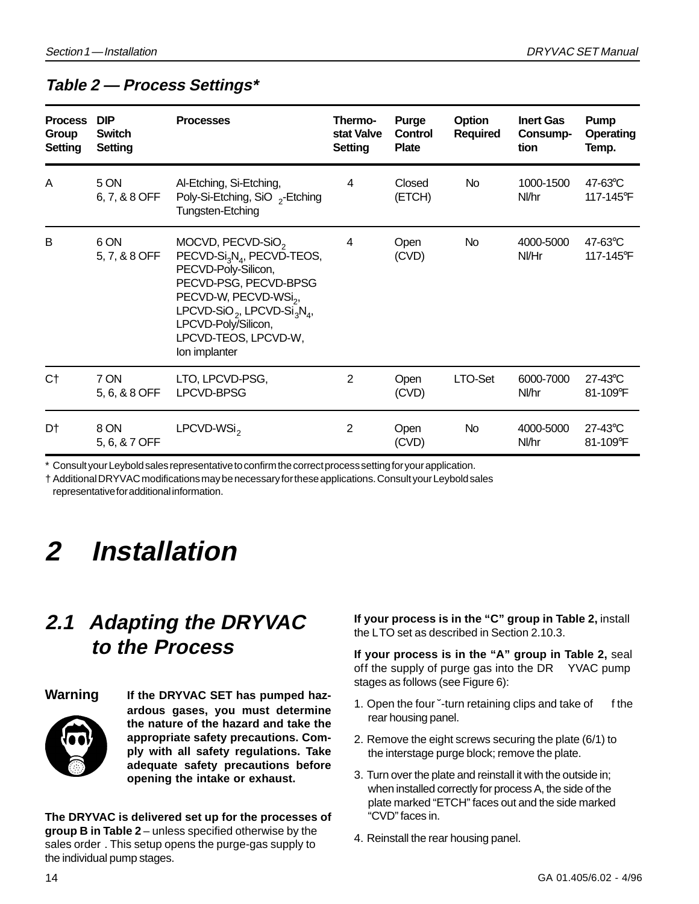### *Table 2 — Process Settings**

| Process Group Setting | DIP Switch Setting | Processes | Thermo-stat Valve Setting | Purge Control Plate | Option Required | Inert Gas Consump-tion | Pump Operating Temp. |
|---|---|---|---|---|---|---|---|
| A | 5 ON<br>6, 7, & 8 OFF | Al-Etching, Si-Etching, Poly-Si-Etching, $SiO_2$-Etching Tungsten-Etching | 4 | Closed (ETCH) | No | 1000-1500 Nl/hr | 47-63°C<br>117-145°F |
| B | 6 ON<br>5, 7, & 8 OFF | MOCVD, PECVD-$SiO_2$ PECVD-$Si_3N_4$, PECVD-TEOS, PECVD-Poly-Silicon, PECVD-PSG, PECVD-BPSG PECVD-W, PECVD-$WSi_2$, LPCVD-$SiO_2$, LPCVD-$Si_3N_4$, LPCVD-Poly/Silicon, LPCVD-TEOS, LPCVD-W, Ion implanter | 4 | Open (CVD) | No | 4000-5000 Nl/Hr | 47-63°C<br>117-145°F |
| C† | 7 ON<br>5, 6, & 8 OFF | LTO, LPCVD-PSG, LPCVD-BPSG | 2 | Open (CVD) | LTO-Set | 6000-7000 Nl/hr | 27-43°C<br>81-109°F |
| D† | 8 ON<br>5, 6, & 7 OFF | LPCVD-$WSi_2$ | 2 | Open (CVD) | No | 4000-5000 Nl/hr | 27-43°C<br>81-109°F |

\* Consult your Leybold sales representative to confirm the correct process setting for your application.

† Additional DRYVAC modifications may be necessary for these applications. Consult your Leybold sales representative for additional information.

# 2 Installation

## 2.1 Adapting the DRYVAC to the Process

**Warning** **If the DRYVAC SET has pumped hazardous gases, you must determine the nature of the hazard and take the appropriate safety precautions. Comply with all safety regulations. Take adequate safety precautions before opening the intake or exhaust.**

**The DRYVAC is delivered set up for the processes of group B in Table 2** – unless specified otherwise by the sales order. This setup opens the purge-gas supply to the individual pump stages.

**If your process is in the "C" group in Table 2,** install the LTO set as described in Section 2.10.3.

**If your process is in the "A" group in Table 2,** seal off the supply of purge gas into the DRYVAC pump stages as follows (see Figure 6):

1. Open the four ˘-turn retaining clips and take off the rear housing panel.
2. Remove the eight screws securing the plate (6/1) to the interstage purge block; remove the plate.
3. Turn over the plate and reinstall it with the outside in; when installed correctly for process A, the side of the plate marked "ETCH" faces out and the side marked "CVD" faces in.
4. Reinstall the rear housing panel.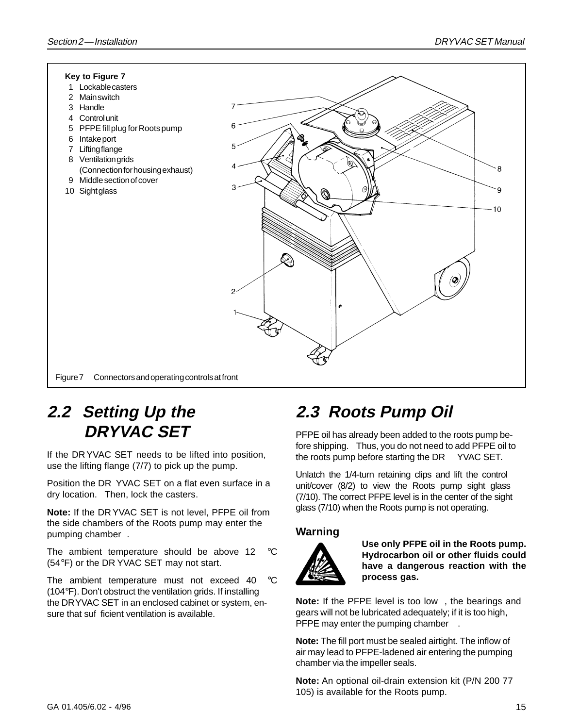**Key to Figure 7**

1. Lockable casters
2. Main switch
3. Handle
4. Control unit
5. PFPE fill plug for Roots pump
6. Intake port
7. Lifting flange
8. Ventilation grids (Connection for housing exhaust)
9. Middle section of cover
10. Sight glass

Figure 7 Connectors and operating controls at front

## 2.2 Setting Up the DRYVAC SET

If the DRYVAC SET needs to be lifted into position, use the lifting flange (7/7) to pick up the pump.

Position the DRYVAC SET on a flat even surface in a dry location. Then, lock the casters.

**Note:** If the DRYVAC SET is not level, PFPE oil from the side chambers of the Roots pump may enter the pumping chamber.

The ambient temperature should be above 12 °C (54°F) or the DRYVAC SET may not start.

The ambient temperature must not exceed 40 °C (104°F). Don't obstruct the ventilation grids. If installing the DRYVAC SET in an enclosed cabinet or system, ensure that sufficient ventilation is available.

## 2.3 Roots Pump Oil

PFPE oil has already been added to the roots pump before shipping. Thus, you do not need to add PFPE oil to the roots pump before starting the DRYVAC SET.

Unlatch the 1/4-turn retaining clips and lift the control unit/cover (8/2) to view the Roots pump sight glass (7/10). The correct PFPE level is in the center of the sight glass (7/10) when the Roots pump is not operating.

### Warning

**Use only PFPE oil in the Roots pump. Hydrocarbon oil or other fluids could have a dangerous reaction with the process gas.**

**Note:** If the PFPE level is too low, the bearings and gears will not be lubricated adequately; if it is too high, PFPE may enter the pumping chamber.

**Note:** The fill port must be sealed airtight. The inflow of air may lead to PFPE-ladened air entering the pumping chamber via the impeller seals.

**Note:** An optional oil-drain extension kit (P/N 200 77 105) is available for the Roots pump.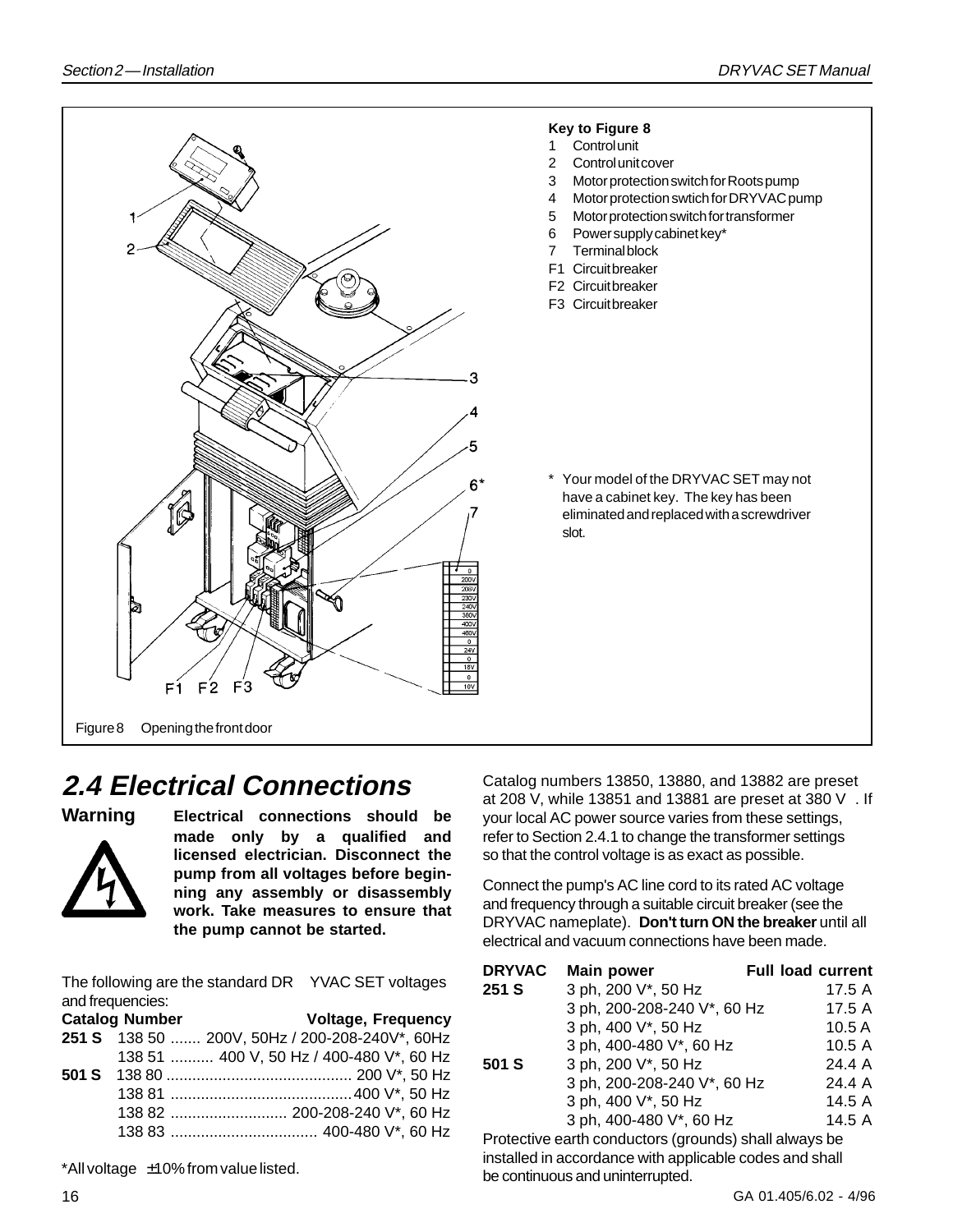**Key to Figure 8**

1 Control unit
2 Control unit cover
3 Motor protection switch for Roots pump
4 Motor protection swtich for DRYVAC pump
5 Motor protection switch for transformer
6 Power supply cabinet key*
7 Terminal block
F1 Circuit breaker
F2 Circuit breaker
F3 Circuit breaker

\* Your model of the DRYVAC SET may not have a cabinet key. The key has been eliminated and replaced with a screwdriver slot.

Figure 8 Opening the front door

## 2.4 Electrical Connections

**Warning** **Electrical connections should be made only by a qualified and licensed electrician. Disconnect the pump from all voltages before beginning any assembly or disassembly work. Take measures to ensure that the pump cannot be started.**

The following are the standard DRYVAC SET voltages and frequencies:

| | Catalog Number | Voltage, Frequency |
|---|---|---|
| **251 S** | 138 50 | 200V, 50Hz / 200-208-240V*, 60Hz |
| | 138 51 | 400 V, 50 Hz / 400-480 V*, 60 Hz |
| **501 S** | 138 80 | 200 V*, 50 Hz |
| | 138 81 | 400 V*, 50 Hz |
| | 138 82 | 200-208-240 V*, 60 Hz |
| | 138 83 | 400-480 V*, 60 Hz |

*All voltage ±10% from value listed.

Catalog numbers 13850, 13880, and 13882 are preset at 208 V, while 13851 and 13881 are preset at 380 V. If your local AC power source varies from these settings, refer to Section 2.4.1 to change the transformer settings so that the control voltage is as exact as possible.

Connect the pump's AC line cord to its rated AC voltage and frequency through a suitable circuit breaker (see the DRYVAC nameplate). **Don't turn ON the breaker** until all electrical and vacuum connections have been made.

| DRYVAC | Main power | Full load current |
|---|---|---|
| **251 S** | 3 ph, 200 V*, 50 Hz | 17.5 A |
| | 3 ph, 200-208-240 V*, 60 Hz | 17.5 A |
| | 3 ph, 400 V*, 50 Hz | 10.5 A |
| | 3 ph, 400-480 V*, 60 Hz | 10.5 A |
| **501 S** | 3 ph, 200 V*, 50 Hz | 24.4 A |
| | 3 ph, 200-208-240 V*, 60 Hz | 24.4 A |
| | 3 ph, 400 V*, 50 Hz | 14.5 A |
| | 3 ph, 400-480 V*, 60 Hz | 14.5 A |

Protective earth conductors (grounds) shall always be installed in accordance with applicable codes and shall be continuous and uninterrupted.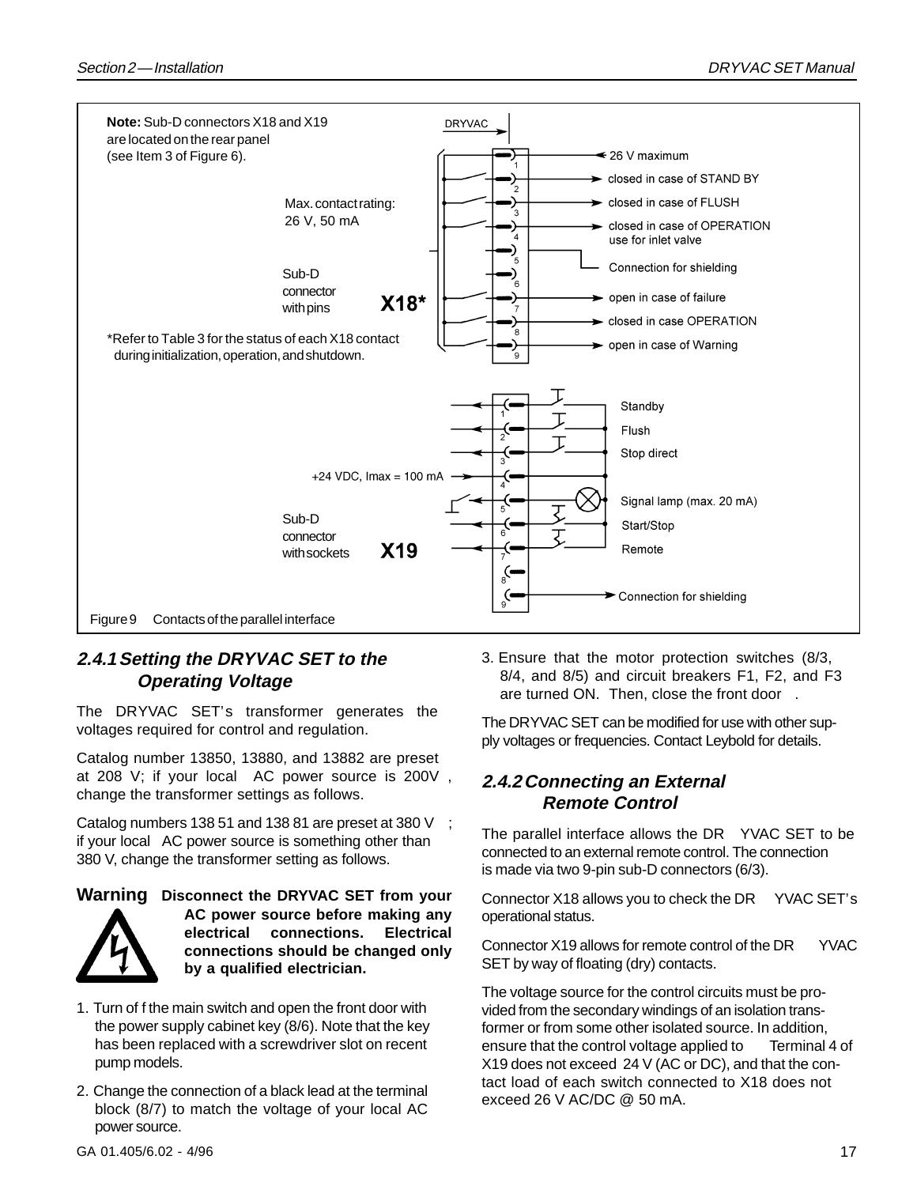**Note:** Sub-D connectors X18 and X19 are located on the rear panel (see Item 3 of Figure 6).

Max. contact rating: 26 V, 50 mA

Sub-D connector with pins **X18***

*Refer to Table 3 for the status of each X18 contact during initialization, operation, and shutdown.

DRYVAC

- 26 V maximum
- closed in case of STAND BY
- closed in case of FLUSH
- closed in case of OPERATION use for inlet valve
- Connection for shielding
- open in case of failure
- closed in case OPERATION
- open in case of Warning

Sub-D connector with sockets **X19**

- Standby
- Flush
- Stop direct
- +24 VDC, Imax = 100 mA
- Signal lamp (max. 20 mA)
- Start/Stop
- Remote
- Connection for shielding

Figure 9 Contacts of the parallel interface

### 2.4.1 Setting the DRYVAC SET to the Operating Voltage

The DRYVAC SET's transformer generates the voltages required for control and regulation.

Catalog number 13850, 13880, and 13882 are preset at 208 V; if your local AC power source is 200V, change the transformer settings as follows.

Catalog numbers 138 51 and 138 81 are preset at 380 V; if your local AC power source is something other than 380 V, change the transformer setting as follows.

**Warning Disconnect the DRYVAC SET from your AC power source before making any electrical connections. Electrical connections should be changed only by a qualified electrician.**

1. Turn of f the main switch and open the front door with the power supply cabinet key (8/6). Note that the key has been replaced with a screwdriver slot on recent pump models.
2. Change the connection of a black lead at the terminal block (8/7) to match the voltage of your local AC power source.
3. Ensure that the motor protection switches (8/3, 8/4, and 8/5) and circuit breakers F1, F2, and F3 are turned ON. Then, close the front door.

The DRYVAC SET can be modified for use with other supply voltages or frequencies. Contact Leybold for details.

### 2.4.2 Connecting an External Remote Control

The parallel interface allows the DRYVAC SET to be connected to an external remote control. The connection is made via two 9-pin sub-D connectors (6/3).

Connector X18 allows you to check the DRYVAC SET's operational status.

Connector X19 allows for remote control of the DRYVAC SET by way of floating (dry) contacts.

The voltage source for the control circuits must be provided from the secondary windings of an isolation transformer or from some other isolated source. In addition, ensure that the control voltage applied to Terminal 4 of X19 does not exceed 24 V (AC or DC), and that the contact load of each switch connected to X18 does not exceed 26 V AC/DC @ 50 mA.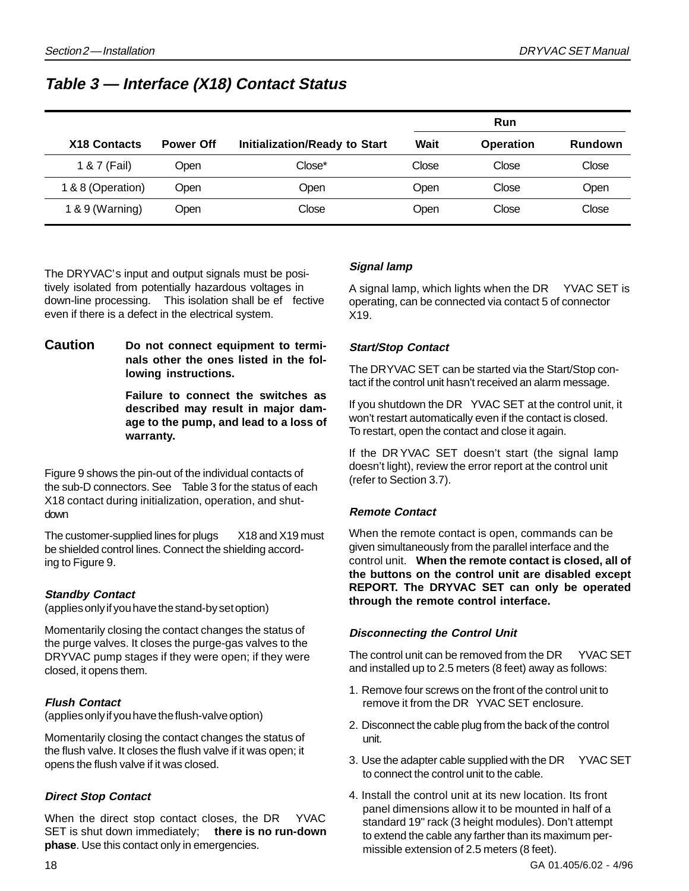## Table 3 — Interface (X18) Contact Status

| X18 Contacts | Power Off | Initialization/Ready to Start | Run | | |
|---|---|---|---|---|---|
| | | | Wait | Operation | Rundown |
| 1 & 7 (Fail) | Open | Close* | Close | Close | Close |
| 1 & 8 (Operation) | Open | Open | Open | Close | Open |
| 1 & 9 (Warning) | Open | Close | Open | Close | Close |

The DRYVAC's input and output signals must be positively isolated from potentially hazardous voltages in down-line processing. This isolation shall be effective even if there is a defect in the electrical system.

**Caution** **Do not connect equipment to terminals other the ones listed in the following instructions.**

**Failure to connect the switches as described may result in major damage to the pump, and lead to a loss of warranty.**

Figure 9 shows the pin-out of the individual contacts of the sub-D connectors. See Table 3 for the status of each X18 contact during initialization, operation, and shutdown

The customer-supplied lines for plugs X18 and X19 must be shielded control lines. Connect the shielding according to Figure 9.

#### *Standby Contact*

(applies only if you have the stand-by set option)

Momentarily closing the contact changes the status of the purge valves. It closes the purge-gas valves to the DRYVAC pump stages if they were open; if they were closed, it opens them.

#### *Flush Contact*

(applies only if you have the flush-valve option)

Momentarily closing the contact changes the status of the flush valve. It closes the flush valve if it was open; it opens the flush valve if it was closed.

#### *Direct Stop Contact*

When the direct stop contact closes, the DRYVAC SET is shut down immediately; **there is no run-down phase**. Use this contact only in emergencies.

#### *Signal lamp*

A signal lamp, which lights when the DRYVAC SET is operating, can be connected via contact 5 of connector X19.

#### *Start/Stop Contact*

The DRYVAC SET can be started via the Start/Stop contact if the control unit hasn't received an alarm message.

If you shutdown the DRYVAC SET at the control unit, it won't restart automatically even if the contact is closed. To restart, open the contact and close it again.

If the DRYVAC SET doesn't start (the signal lamp doesn't light), review the error report at the control unit (refer to Section 3.7).

#### *Remote Contact*

When the remote contact is open, commands can be given simultaneously from the parallel interface and the control unit. **When the remote contact is closed, all of the buttons on the control unit are disabled except REPORT. The DRYVAC SET can only be operated through the remote control interface.**

#### *Disconnecting the Control Unit*

The control unit can be removed from the DRYVAC SET and installed up to 2.5 meters (8 feet) away as follows:

1. Remove four screws on the front of the control unit to remove it from the DRYVAC SET enclosure.
2. Disconnect the cable plug from the back of the control unit.
3. Use the adapter cable supplied with the DRYVAC SET to connect the control unit to the cable.
4. Install the control unit at its new location. Its front panel dimensions allow it to be mounted in half of a standard 19" rack (3 height modules). Don't attempt to extend the cable any farther than its maximum permissible extension of 2.5 meters (8 feet).

GA 01.405/6.02 - 4/96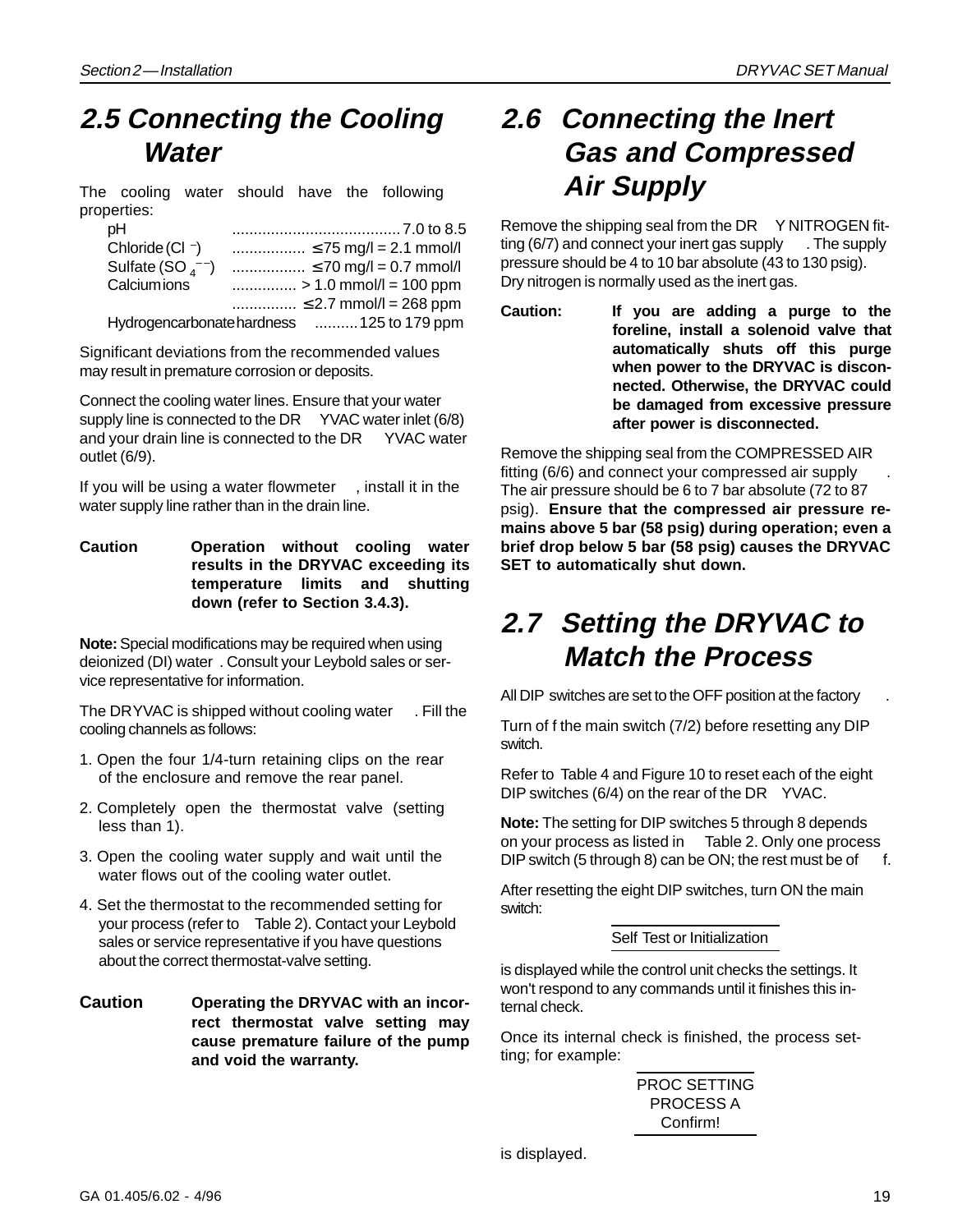## 2.5 Connecting the Cooling Water

The cooling water should have the following properties:

| | |
|---|---|
| pH | 7.0 to 8.5 |
| Chloride ($Cl^-$) | ≤75 mg/l = 2.1 mmol/l |
| Sulfate ($SO_4^{--}$) | ≤70 mg/l = 0.7 mmol/l |
| Calcium ions | > 1.0 mmol/l = 100 ppm |
| | ≤2.7 mmol/l = 268 ppm |
| Hydrogencarbonate hardness | 125 to 179 ppm |

Significant deviations from the recommended values may result in premature corrosion or deposits.

Connect the cooling water lines. Ensure that your water supply line is connected to the DRYVAC water inlet (6/8) and your drain line is connected to the DRYVAC water outlet (6/9).

If you will be using a water flowmeter, install it in the water supply line rather than in the drain line.

**Caution** **Operation without cooling water results in the DRYVAC exceeding its temperature limits and shutting down (refer to Section 3.4.3).**

**Note:** Special modifications may be required when using deionized (DI) water. Consult your Leybold sales or service representative for information.

The DRYVAC is shipped without cooling water. Fill the cooling channels as follows:

1. Open the four 1/4-turn retaining clips on the rear of the enclosure and remove the rear panel.
2. Completely open the thermostat valve (setting less than 1).
3. Open the cooling water supply and wait until the water flows out of the cooling water outlet.
4. Set the thermostat to the recommended setting for your process (refer to Table 2). Contact your Leybold sales or service representative if you have questions about the correct thermostat-valve setting.

**Caution** **Operating the DRYVAC with an incorrect thermostat valve setting may cause premature failure of the pump and void the warranty.**

## 2.6 Connecting the Inert Gas and Compressed Air Supply

Remove the shipping seal from the DRY NITROGEN fitting (6/7) and connect your inert gas supply. The supply pressure should be 4 to 10 bar absolute (43 to 130 psig). Dry nitrogen is normally used as the inert gas.

**Caution:** **If you are adding a purge to the foreline, install a solenoid valve that automatically shuts off this purge when power to the DRYVAC is disconnected. Otherwise, the DRYVAC could be damaged from excessive pressure after power is disconnected.**

Remove the shipping seal from the COMPRESSED AIR fitting (6/6) and connect your compressed air supply. The air pressure should be 6 to 7 bar absolute (72 to 87 psig). **Ensure that the compressed air pressure remains above 5 bar (58 psig) during operation; even a brief drop below 5 bar (58 psig) causes the DRYVAC SET to automatically shut down.**

## 2.7 Setting the DRYVAC to Match the Process

All DIP switches are set to the OFF position at the factory.

Turn off the main switch (7/2) before resetting any DIP switch.

Refer to Table 4 and Figure 10 to reset each of the eight DIP switches (6/4) on the rear of the DRYVAC.

**Note:** The setting for DIP switches 5 through 8 depends on your process as listed in Table 2. Only one process DIP switch (5 through 8) can be ON; the rest must be off.

After resetting the eight DIP switches, turn ON the main switch:

Self Test or Initialization

is displayed while the control unit checks the settings. It won't respond to any commands until it finishes this internal check.

Once its internal check is finished, the process setting; for example:

PROC SETTING
PROCESS A
Confirm!

is displayed.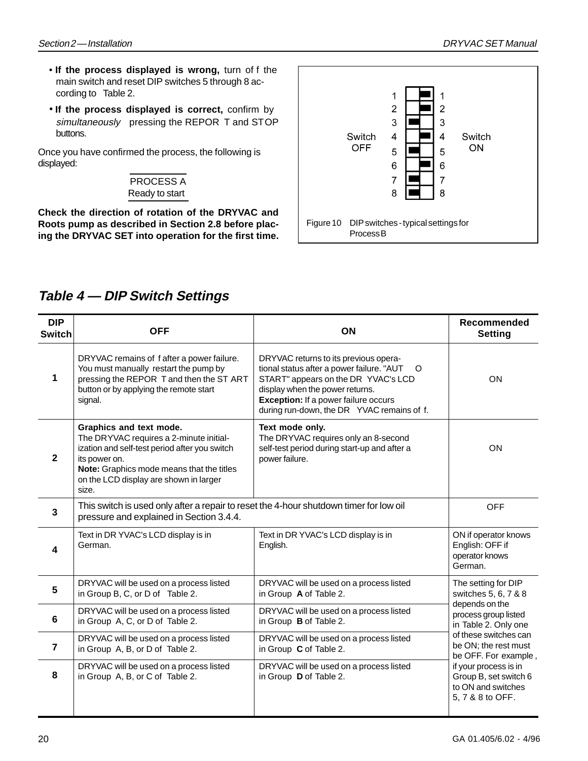- **If the process displayed is wrong,** turn off the main switch and reset DIP switches 5 through 8 according to Table 2.
- **If the process displayed is correct,** confirm by *simultaneously* pressing the REPORT and STOP buttons.

Once you have confirmed the process, the following is displayed:

PROCESS A
Ready to start

**Check the direction of rotation of the DRYVAC and Roots pump as described in Section 2.8 before placing the DRYVAC SET into operation for the first time.**

| Switch OFF | | Switch ON |
|---|---|---|
| 1 | | ■ 1 |
| 2 | | ■ 2 |
| 3 ■ | | 3 |
| 4 | | ■ 4 |
| 5 ■ | | 5 |
| 6 | | ■ 6 |
| 7 ■ | | 7 |
| 8 ■ | | 8 |

Figure 10 DIP switches - typical settings for Process B

## Table 4 — DIP Switch Settings

| DIP Switch | OFF | ON | Recommended Setting |
|---|---|---|---|
| **1** | DRYVAC remains off after a power failure. You must manually restart the pump by pressing the REPORT and then the START button or by applying the remote start signal. | DRYVAC returns to its previous operational status after a power failure. "AUTO START" appears on the DRYVAC's LCD display when the power returns. **Exception:** If a power failure occurs during run-down, the DRYVAC remains off. | ON |
| **2** | **Graphics and text mode.** The DRYVAC requires a 2-minute initialization and self-test period after you switch its power on. **Note:** Graphics mode means that the titles on the LCD display are shown in larger size. | **Text mode only.** The DRYVAC requires only an 8-second self-test period during start-up and after a power failure. | ON |
| **3** | This switch is used only after a repair to reset the 4-hour shutdown timer for low oil pressure and explained in Section 3.4.4. | | OFF |
| **4** | Text in DRYVAC's LCD display is in German. | Text in DRYVAC's LCD display is in English. | ON if operator knows English: OFF if operator knows German. |
| **5** | DRYVAC will be used on a process listed in Group B, C, or D of Table 2. | DRYVAC will be used on a process listed in Group **A** of Table 2. | The setting for DIP switches 5, 6, 7 & 8 depends on the process group listed in Table 2. Only one of these switches can be ON; the rest must be OFF. For example, if your process is in Group B, set switch 6 to ON and switches 5, 7 & 8 to OFF. |
| **6** | DRYVAC will be used on a process listed in Group A, C, or D of Table 2. | DRYVAC will be used on a process listed in Group **B** of Table 2. | |
| **7** | DRYVAC will be used on a process listed in Group A, B, or D of Table 2. | DRYVAC will be used on a process listed in Group **C** of Table 2. | |
| **8** | DRYVAC will be used on a process listed in Group A, B, or C of Table 2. | DRYVAC will be used on a process listed in Group **D** of Table 2. | |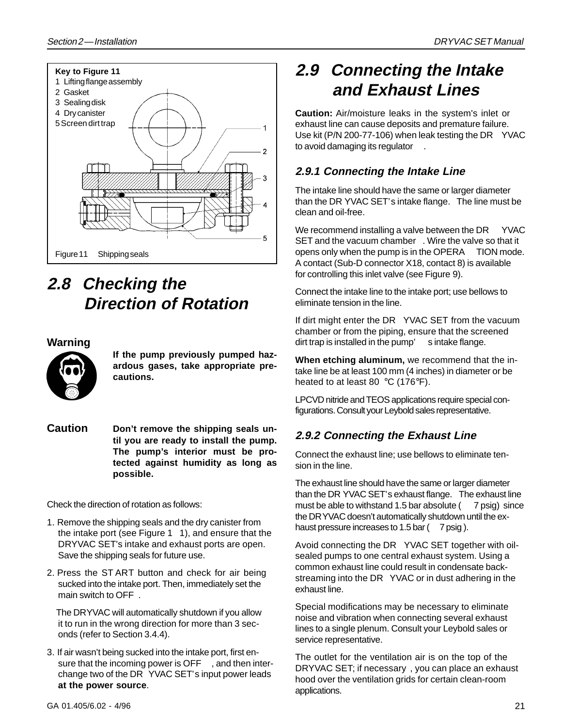**Key to Figure 11**
1 Lifting flange assembly
2 Gasket
3 Sealing disk
4 Dry canister
5 Screen dirt trap

Figure 11 Shipping seals

## 2.8 Checking the Direction of Rotation

### Warning

**If the pump previously pumped hazardous gases, take appropriate precautions.**

**Caution** **Don't remove the shipping seals until you are ready to install the pump. The pump's interior must be protected against humidity as long as possible.**

Check the direction of rotation as follows:

1. Remove the shipping seals and the dry canister from the intake port (see Figure 11), and ensure that the DRYVAC SET's intake and exhaust ports are open. Save the shipping seals for future use.
2. Press the START button and check for air being sucked into the intake port. Then, immediately set the main switch to OFF.

   The DRYVAC will automatically shutdown if you allow it to run in the wrong direction for more than 3 seconds (refer to Section 3.4.4).
3. If air wasn't being sucked into the intake port, first ensure that the incoming power is OFF, and then interchange two of the DRYVAC SET's input power leads **at the power source**.

## 2.9 Connecting the Intake and Exhaust Lines

**Caution:** Air/moisture leaks in the system's inlet or exhaust line can cause deposits and premature failure. Use kit (P/N 200-77-106) when leak testing the DRYVAC to avoid damaging its regulator.

### 2.9.1 Connecting the Intake Line

The intake line should have the same or larger diameter than the DRYVAC SET's intake flange. The line must be clean and oil-free.

We recommend installing a valve between the DRYVAC SET and the vacuum chamber. Wire the valve so that it opens only when the pump is in the OPERATION mode. A contact (Sub-D connector X18, contact 8) is available for controlling this inlet valve (see Figure 9).

Connect the intake line to the intake port; use bellows to eliminate tension in the line.

If dirt might enter the DRYVAC SET from the vacuum chamber or from the piping, ensure that the screened dirt trap is installed in the pump's intake flange.

**When etching aluminum,** we recommend that the intake line be at least 100 mm (4 inches) in diameter or be heated to at least 80 °C (176°F).

LPCVD nitride and TEOS applications require special configurations. Consult your Leybold sales representative.

### 2.9.2 Connecting the Exhaust Line

Connect the exhaust line; use bellows to eliminate tension in the line.

The exhaust line should have the same or larger diameter than the DRYVAC SET's exhaust flange. The exhaust line must be able to withstand 1.5 bar absolute (7 psig) since the DRYVAC doesn't automatically shutdown until the exhaust pressure increases to 1.5 bar (7 psig).

Avoid connecting the DRYVAC SET together with oil-sealed pumps to one central exhaust system. Using a common exhaust line could result in condensate backstreaming into the DRYVAC or in dust adhering in the exhaust line.

Special modifications may be necessary to eliminate noise and vibration when connecting several exhaust lines to a single plenum. Consult your Leybold sales or service representative.

The outlet for the ventilation air is on the top of the DRYVAC SET; if necessary, you can place an exhaust hood over the ventilation grids for certain clean-room applications.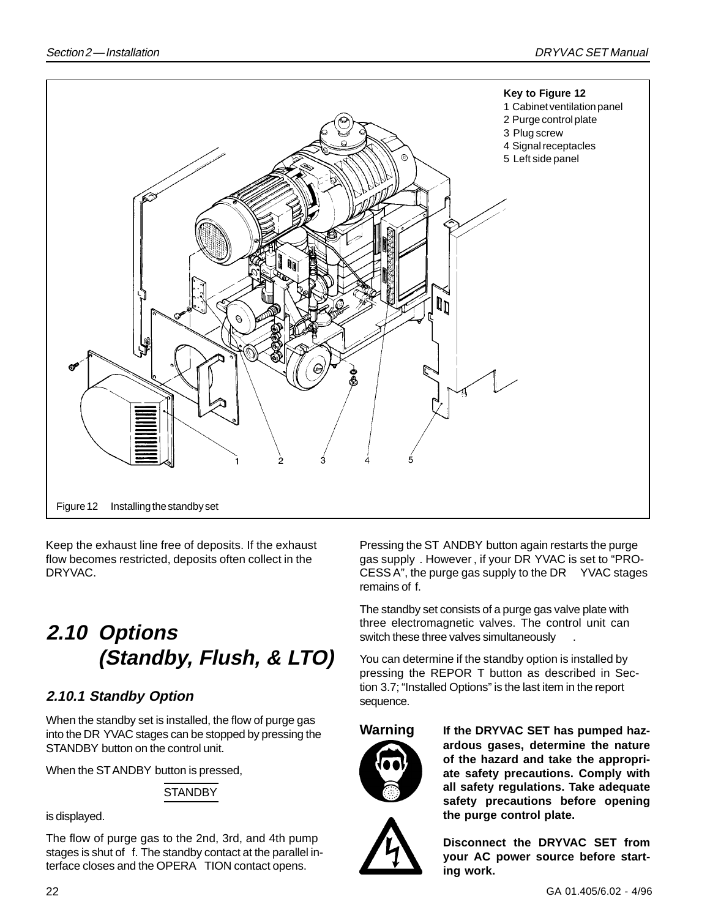**Key to Figure 12**

1 Cabinet ventilation panel
2 Purge control plate
3 Plug screw
4 Signal receptacles
5 Left side panel

Figure 12 Installing the standby set

Keep the exhaust line free of deposits. If the exhaust flow becomes restricted, deposits often collect in the DRYVAC.

## 2.10 Options (Standby, Flush, & LTO)

### 2.10.1 Standby Option

When the standby set is installed, the flow of purge gas into the DRYVAC stages can be stopped by pressing the STANDBY button on the control unit.

When the STANDBY button is pressed,

STANDBY

is displayed.

The flow of purge gas to the 2nd, 3rd, and 4th pump stages is shut off. The standby contact at the parallel interface closes and the OPERATION contact opens.

Pressing the STANDBY button again restarts the purge gas supply. However, if your DRYVAC is set to "PROCESS A", the purge gas supply to the DRYVAC stages remains off.

The standby set consists of a purge gas valve plate with three electromagnetic valves. The control unit can switch these three valves simultaneously.

You can determine if the standby option is installed by pressing the REPORT button as described in Section 3.7; "Installed Options" is the last item in the report sequence.

**Warning**

**If the DRYVAC SET has pumped hazardous gases, determine the nature of the hazard and take the appropriate safety precautions. Comply with all safety regulations. Take adequate safety precautions before opening the purge control plate.**

**Disconnect the DRYVAC SET from your AC power source before starting work.**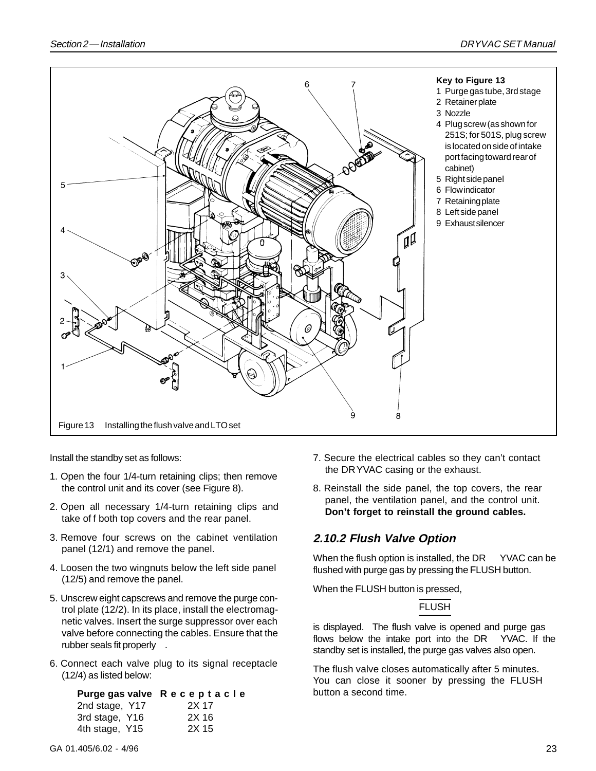**Key to Figure 13**

1 Purge gas tube, 3rd stage
2 Retainer plate
3 Nozzle
4 Plug screw (as shown for 251S; for 501S, plug screw is located on side of intake port facing toward rear of cabinet)
5 Right side panel
6 Flow indicator
7 Retaining plate
8 Left side panel
9 Exhaust silencer

Figure 13 Installing the flush valve and LTO set

Install the standby set as follows:

1. Open the four 1/4-turn retaining clips; then remove the control unit and its cover (see Figure 8).
2. Open all necessary 1/4-turn retaining clips and take off both top covers and the rear panel.
3. Remove four screws on the cabinet ventilation panel (12/1) and remove the panel.
4. Loosen the two wingnuts below the left side panel (12/5) and remove the panel.
5. Unscrew eight capscrews and remove the purge control plate (12/2). In its place, install the electromagnetic valves. Insert the surge suppressor over each valve before connecting the cables. Ensure that the rubber seals fit properly.
6. Connect each valve plug to its signal receptacle (12/4) as listed below:

| Purge gas valve | Receptacle |
|---|---|
| 2nd stage, Y17 | 2X 17 |
| 3rd stage, Y16 | 2X 16 |
| 4th stage, Y15 | 2X 15 |

7. Secure the electrical cables so they can't contact the DRYVAC casing or the exhaust.
8. Reinstall the side panel, the top covers, the rear panel, the ventilation panel, and the control unit. **Don't forget to reinstall the ground cables.**

### *2.10.2 Flush Valve Option*

When the flush option is installed, the DRYVAC can be flushed with purge gas by pressing the FLUSH button.

When the FLUSH button is pressed,

FLUSH

is displayed. The flush valve is opened and purge gas flows below the intake port into the DRYVAC. If the standby set is installed, the purge gas valves also open.

The flush valve closes automatically after 5 minutes. You can close it sooner by pressing the FLUSH button a second time.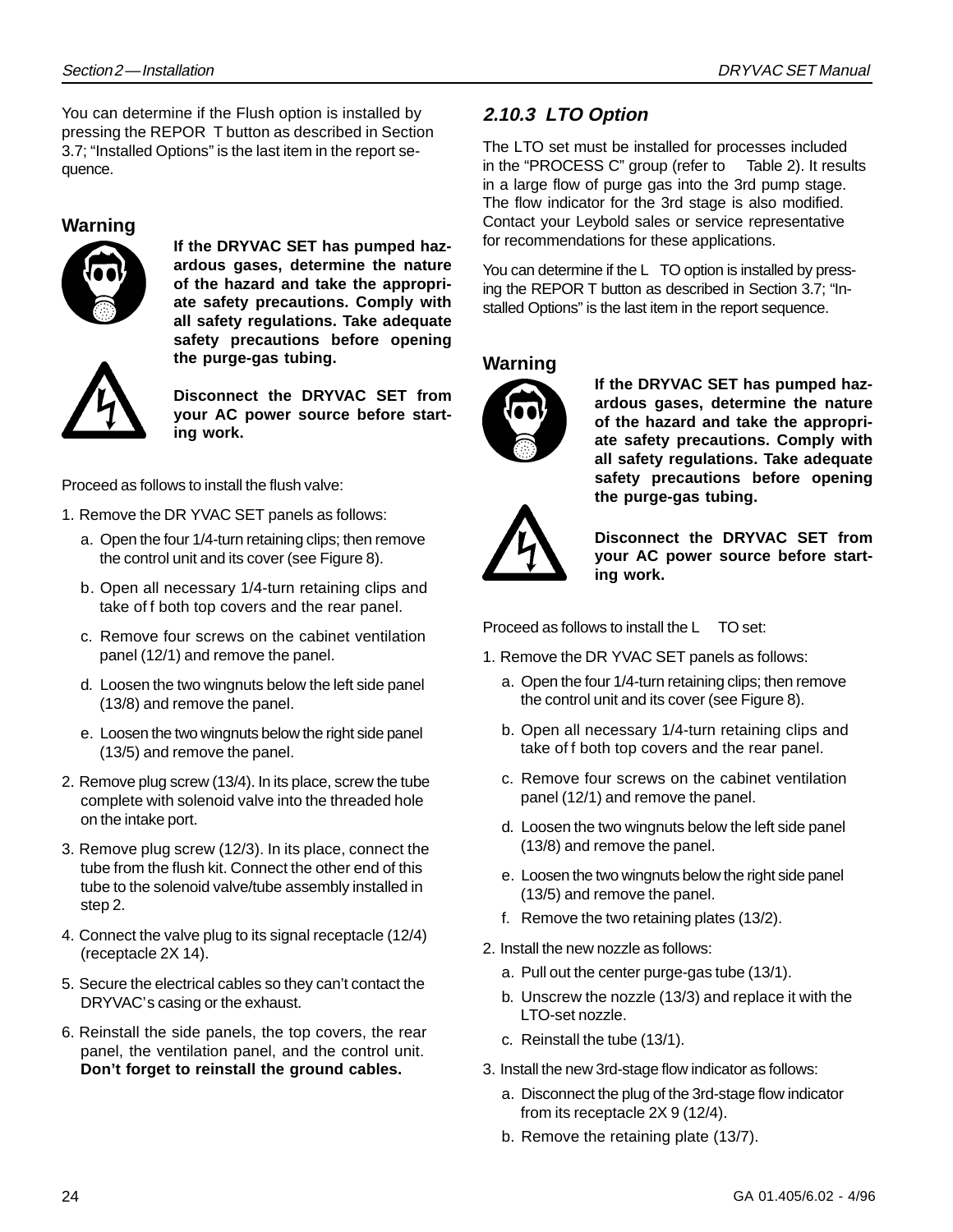You can determine if the Flush option is installed by pressing the REPOR T button as described in Section 3.7; "Installed Options" is the last item in the report sequence.

### Warning

**If the DRYVAC SET has pumped hazardous gases, determine the nature of the hazard and take the appropriate safety precautions. Comply with all safety regulations. Take adequate safety precautions before opening the purge-gas tubing.**

**Disconnect the DRYVAC SET from your AC power source before starting work.**

Proceed as follows to install the flush valve:

1. Remove the DR YVAC SET panels as follows:
   a. Open the four 1/4-turn retaining clips; then remove the control unit and its cover (see Figure 8).
   b. Open all necessary 1/4-turn retaining clips and take of f both top covers and the rear panel.
   c. Remove four screws on the cabinet ventilation panel (12/1) and remove the panel.
   d. Loosen the two wingnuts below the left side panel (13/8) and remove the panel.
   e. Loosen the two wingnuts below the right side panel (13/5) and remove the panel.
2. Remove plug screw (13/4). In its place, screw the tube complete with solenoid valve into the threaded hole on the intake port.
3. Remove plug screw (12/3). In its place, connect the tube from the flush kit. Connect the other end of this tube to the solenoid valve/tube assembly installed in step 2.
4. Connect the valve plug to its signal receptacle (12/4) (receptacle 2X 14).
5. Secure the electrical cables so they can't contact the DRYVAC's casing or the exhaust.
6. Reinstall the side panels, the top covers, the rear panel, the ventilation panel, and the control unit. **Don't forget to reinstall the ground cables.**

## *2.10.3 LTO Option*

The LTO set must be installed for processes included in the "PROCESS C" group (refer to Table 2). It results in a large flow of purge gas into the 3rd pump stage. The flow indicator for the 3rd stage is also modified. Contact your Leybold sales or service representative for recommendations for these applications.

You can determine if the L TO option is installed by pressing the REPOR T button as described in Section 3.7; "Installed Options" is the last item in the report sequence.

### Warning

**If the DRYVAC SET has pumped hazardous gases, determine the nature of the hazard and take the appropriate safety precautions. Comply with all safety regulations. Take adequate safety precautions before opening the purge-gas tubing.**

**Disconnect the DRYVAC SET from your AC power source before starting work.**

Proceed as follows to install the L TO set:

1. Remove the DR YVAC SET panels as follows:
   a. Open the four 1/4-turn retaining clips; then remove the control unit and its cover (see Figure 8).
   b. Open all necessary 1/4-turn retaining clips and take of f both top covers and the rear panel.
   c. Remove four screws on the cabinet ventilation panel (12/1) and remove the panel.
   d. Loosen the two wingnuts below the left side panel (13/8) and remove the panel.
   e. Loosen the two wingnuts below the right side panel (13/5) and remove the panel.
   f. Remove the two retaining plates (13/2).
2. Install the new nozzle as follows:
   a. Pull out the center purge-gas tube (13/1).
   b. Unscrew the nozzle (13/3) and replace it with the LTO-set nozzle.
   c. Reinstall the tube (13/1).
3. Install the new 3rd-stage flow indicator as follows:
   a. Disconnect the plug of the 3rd-stage flow indicator from its receptacle 2X 9 (12/4).
   b. Remove the retaining plate (13/7).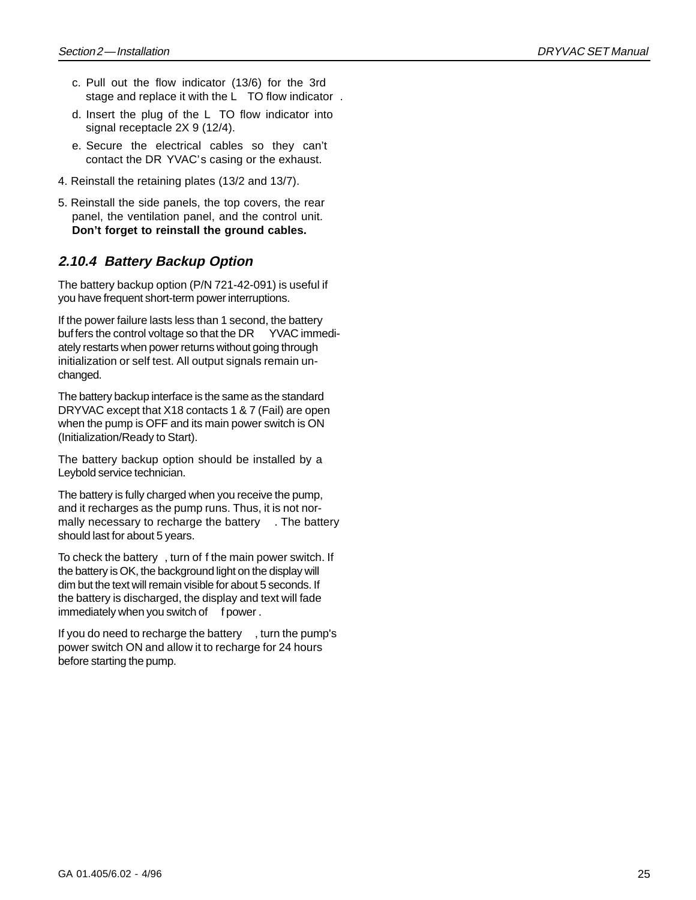c. Pull out the flow indicator (13/6) for the 3rd stage and replace it with the LTO flow indicator.

d. Insert the plug of the LTO flow indicator into signal receptacle 2X 9 (12/4).

e. Secure the electrical cables so they can't contact the DRYVAC's casing or the exhaust.

4. Reinstall the retaining plates (13/2 and 13/7).

5. Reinstall the side panels, the top covers, the rear panel, the ventilation panel, and the control unit. **Don't forget to reinstall the ground cables.**

### *2.10.4 Battery Backup Option*

The battery backup option (P/N 721-42-091) is useful if you have frequent short-term power interruptions.

If the power failure lasts less than 1 second, the battery buffers the control voltage so that the DRYVAC immediately restarts when power returns without going through initialization or self test. All output signals remain unchanged.

The battery backup interface is the same as the standard DRYVAC except that X18 contacts 1 & 7 (Fail) are open when the pump is OFF and its main power switch is ON (Initialization/Ready to Start).

The battery backup option should be installed by a Leybold service technician.

The battery is fully charged when you receive the pump, and it recharges as the pump runs. Thus, it is not normally necessary to recharge the battery. The battery should last for about 5 years.

To check the battery, turn off the main power switch. If the battery is OK, the background light on the display will dim but the text will remain visible for about 5 seconds. If the battery is discharged, the display and text will fade immediately when you switch off power.

If you do need to recharge the battery, turn the pump's power switch ON and allow it to recharge for 24 hours before starting the pump.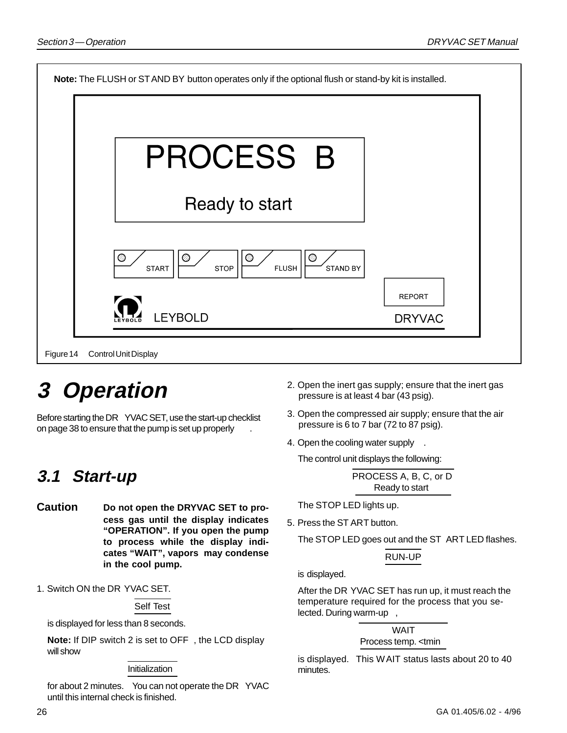**Note:** The FLUSH or STAND BY button operates only if the optional flush or stand-by kit is installed.

PROCESS B

Ready to start

START STOP FLUSH STAND BY

REPORT

LEYBOLD DRYVAC

Figure 14 Control Unit Display

# 3 Operation

Before starting the DRYVAC SET, use the start-up checklist on page 38 to ensure that the pump is set up properly.

## 3.1 Start-up

**Caution** **Do not open the DRYVAC SET to process gas until the display indicates "OPERATION". If you open the pump to process while the display indicates "WAIT", vapors may condense in the cool pump.**

1. Switch ON the DRYVAC SET.

   Self Test

   is displayed for less than 8 seconds.

   **Note:** If DIP switch 2 is set to OFF, the LCD display will show

   Initialization

   for about 2 minutes. You can not operate the DRYVAC until this internal check is finished.

2. Open the inert gas supply; ensure that the inert gas pressure is at least 4 bar (43 psig).
3. Open the compressed air supply; ensure that the air pressure is 6 to 7 bar (72 to 87 psig).
4. Open the cooling water supply.

   The control unit displays the following:

   PROCESS A, B, C, or D
   Ready to start

   The STOP LED lights up.

5. Press the START button.

   The STOP LED goes out and the START LED flashes.

   RUN-UP

   is displayed.

   After the DRYVAC SET has run up, it must reach the temperature required for the process that you selected. During warm-up,

   WAIT
   Process temp. <tmin

   is displayed. This WAIT status lasts about 20 to 40 minutes.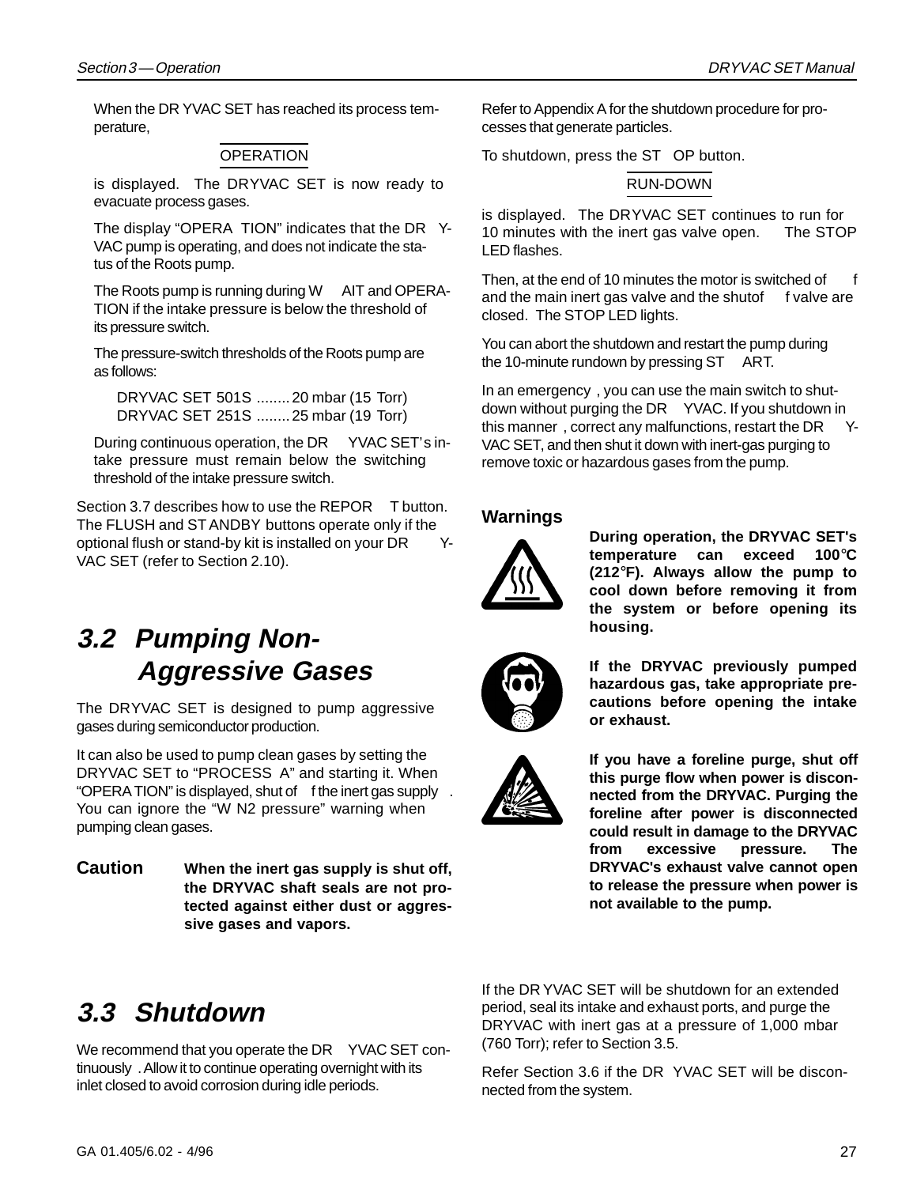When the DRYVAC SET has reached its process temperature,

OPERATION

is displayed. The DRYVAC SET is now ready to evacuate process gases.

The display "OPERATION" indicates that the DRYVAC pump is operating, and does not indicate the status of the Roots pump.

The Roots pump is running during WAIT and OPERATION if the intake pressure is below the threshold of its pressure switch.

The pressure-switch thresholds of the Roots pump are as follows:

DRYVAC SET 501S ........ 20 mbar (15 Torr)
DRYVAC SET 251S ........ 25 mbar (19 Torr)

During continuous operation, the DRYVAC SET's intake pressure must remain below the switching threshold of the intake pressure switch.

Section 3.7 describes how to use the REPORT button. The FLUSH and STANDBY buttons operate only if the optional flush or stand-by kit is installed on your DRYVAC SET (refer to Section 2.10).

## 3.2 Pumping Non-Aggressive Gases

The DRYVAC SET is designed to pump aggressive gases during semiconductor production.

It can also be used to pump clean gases by setting the DRYVAC SET to "PROCESS A" and starting it. When "OPERATION" is displayed, shut off the inert gas supply. You can ignore the "W N2 pressure" warning when pumping clean gases.

**Caution** **When the inert gas supply is shut off, the DRYVAC shaft seals are not protected against either dust or aggressive gases and vapors.**

## 3.3 Shutdown

We recommend that you operate the DRYVAC SET continuously. Allow it to continue operating overnight with its inlet closed to avoid corrosion during idle periods.

Refer to Appendix A for the shutdown procedure for processes that generate particles.

To shutdown, press the STOP button.

RUN-DOWN

is displayed. The DRYVAC SET continues to run for 10 minutes with the inert gas valve open. The STOP LED flashes.

Then, at the end of 10 minutes the motor is switched off and the main inert gas valve and the shutoff valve are closed. The STOP LED lights.

You can abort the shutdown and restart the pump during the 10-minute rundown by pressing START.

In an emergency, you can use the main switch to shutdown without purging the DRYVAC. If you shutdown in this manner, correct any malfunctions, restart the DRYVAC SET, and then shut it down with inert-gas purging to remove toxic or hazardous gases from the pump.

**Warnings**

**During operation, the DRYVAC SET's temperature can exceed 100°C (212°F). Always allow the pump to cool down before removing it from the system or before opening its housing.**

**If the DRYVAC previously pumped hazardous gas, take appropriate precautions before opening the intake or exhaust.**

**If you have a foreline purge, shut off this purge flow when power is disconnected from the DRYVAC. Purging the foreline after power is disconnected could result in damage to the DRYVAC from excessive pressure. The DRYVAC's exhaust valve cannot open to release the pressure when power is not available to the pump.**

If the DRYVAC SET will be shutdown for an extended period, seal its intake and exhaust ports, and purge the DRYVAC with inert gas at a pressure of 1,000 mbar (760 Torr); refer to Section 3.5.

Refer Section 3.6 if the DRYVAC SET will be disconnected from the system.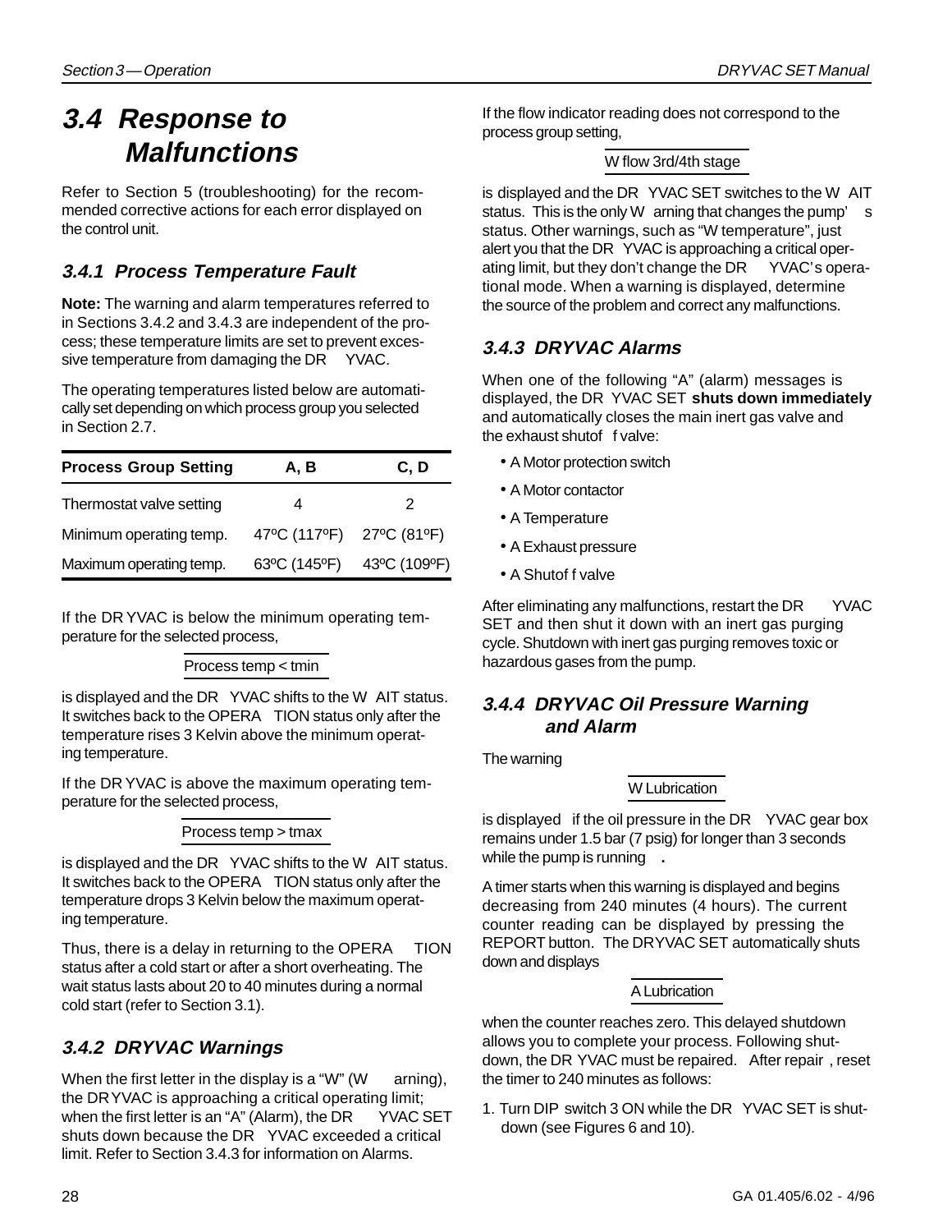## 3.4 Response to Malfunctions

Refer to Section 5 (troubleshooting) for the recommended corrective actions for each error displayed on the control unit.

### 3.4.1 Process Temperature Fault

**Note:** The warning and alarm temperatures referred to in Sections 3.4.2 and 3.4.3 are independent of the process; these temperature limits are set to prevent excessive temperature from damaging the DRYVAC.

The operating temperatures listed below are automatically set depending on which process group you selected in Section 2.7.

| Process Group Setting | A, B | C, D |
|---|---|---|
| Thermostat valve setting | 4 | 2 |
| Minimum operating temp. | 47ºC (117ºF) | 27ºC (81ºF) |
| Maximum operating temp. | 63ºC (145ºF) | 43ºC (109ºF) |

If the DRYVAC is below the minimum operating temperature for the selected process,

Process temp < tmin

is displayed and the DRYVAC shifts to the WAIT status. It switches back to the OPERATION status only after the temperature rises 3 Kelvin above the minimum operating temperature.

If the DRYVAC is above the maximum operating temperature for the selected process,

Process temp > tmax

is displayed and the DRYVAC shifts to the WAIT status. It switches back to the OPERATION status only after the temperature drops 3 Kelvin below the maximum operating temperature.

Thus, there is a delay in returning to the OPERATION status after a cold start or after a short overheating. The wait status lasts about 20 to 40 minutes during a normal cold start (refer to Section 3.1).

### 3.4.2 DRYVAC Warnings

When the first letter in the display is a "W" (Warning), the DRYVAC is approaching a critical operating limit; when the first letter is an "A" (Alarm), the DRYVAC SET shuts down because the DRYVAC exceeded a critical limit. Refer to Section 3.4.3 for information on Alarms.

If the flow indicator reading does not correspond to the process group setting,

W flow 3rd/4th stage

is displayed and the DRYVAC SET switches to the WAIT status. This is the only Warning that changes the pump's status. Other warnings, such as "W temperature", just alert you that the DRYVAC is approaching a critical operating limit, but they don't change the DRYVAC's operational mode. When a warning is displayed, determine the source of the problem and correct any malfunctions.

### 3.4.3 DRYVAC Alarms

When one of the following "A" (alarm) messages is displayed, the DRYVAC SET **shuts down immediately** and automatically closes the main inert gas valve and the exhaust shutoff valve:

- A Motor protection switch
- A Motor contactor
- A Temperature
- A Exhaust pressure
- A Shutoff valve

After eliminating any malfunctions, restart the DRYVAC SET and then shut it down with an inert gas purging cycle. Shutdown with inert gas purging removes toxic or hazardous gases from the pump.

### 3.4.4 DRYVAC Oil Pressure Warning and Alarm

The warning

W Lubrication

is displayed if the oil pressure in the DRYVAC gear box remains under 1.5 bar (7 psig) for longer than 3 seconds while the pump is running.

A timer starts when this warning is displayed and begins decreasing from 240 minutes (4 hours). The current counter reading can be displayed by pressing the REPORT button. The DRYVAC SET automatically shuts down and displays

A Lubrication

when the counter reaches zero. This delayed shutdown allows you to complete your process. Following shutdown, the DRYVAC must be repaired. After repair, reset the timer to 240 minutes as follows:

1. Turn DIP switch 3 ON while the DRYVAC SET is shutdown (see Figures 6 and 10).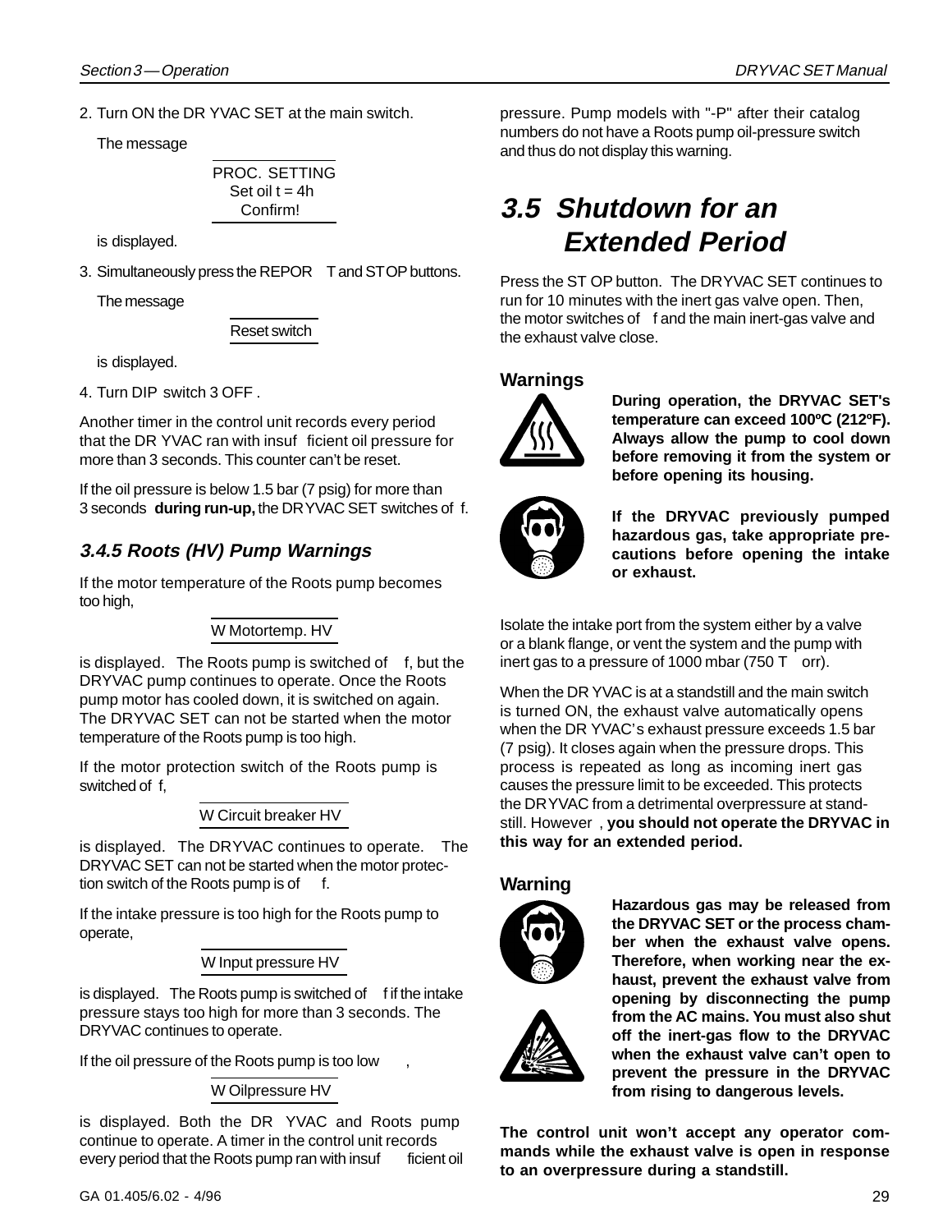2. Turn ON the DRYVAC SET at the main switch.

   The message

   PROC. SETTING
   Set oil t = 4h
   Confirm!

   is displayed.

3. Simultaneously press the REPORT and STOP buttons.

   The message

   Reset switch

   is displayed.

4. Turn DIP switch 3 OFF.

Another timer in the control unit records every period that the DRYVAC ran with insufficient oil pressure for more than 3 seconds. This counter can't be reset.

If the oil pressure is below 1.5 bar (7 psig) for more than 3 seconds **during run-up,** the DRYVAC SET switches off.

### *3.4.5 Roots (HV) Pump Warnings*

If the motor temperature of the Roots pump becomes too high,

W Motortemp. HV

is displayed. The Roots pump is switched off, but the DRYVAC pump continues to operate. Once the Roots pump motor has cooled down, it is switched on again. The DRYVAC SET can not be started when the motor temperature of the Roots pump is too high.

If the motor protection switch of the Roots pump is switched off,

W Circuit breaker HV

is displayed. The DRYVAC continues to operate. The DRYVAC SET can not be started when the motor protection switch of the Roots pump is off.

If the intake pressure is too high for the Roots pump to operate,

W Input pressure HV

is displayed. The Roots pump is switched off if the intake pressure stays too high for more than 3 seconds. The DRYVAC continues to operate.

If the oil pressure of the Roots pump is too low,

W Oilpressure HV

is displayed. Both the DRYVAC and Roots pump continue to operate. A timer in the control unit records every period that the Roots pump ran with insufficient oil pressure. Pump models with "-P" after their catalog numbers do not have a Roots pump oil-pressure switch and thus do not display this warning.

## *3.5 Shutdown for an Extended Period*

Press the STOP button. The DRYVAC SET continues to run for 10 minutes with the inert gas valve open. Then, the motor switches off and the main inert-gas valve and the exhaust valve close.

**Warnings**

**During operation, the DRYVAC SET's temperature can exceed 100ºC (212ºF). Always allow the pump to cool down before removing it from the system or before opening its housing.**

**If the DRYVAC previously pumped hazardous gas, take appropriate precautions before opening the intake or exhaust.**

Isolate the intake port from the system either by a valve or a blank flange, or vent the system and the pump with inert gas to a pressure of 1000 mbar (750 Torr).

When the DRYVAC is at a standstill and the main switch is turned ON, the exhaust valve automatically opens when the DRYVAC's exhaust pressure exceeds 1.5 bar (7 psig). It closes again when the pressure drops. This process is repeated as long as incoming inert gas causes the pressure limit to be exceeded. This protects the DRYVAC from a detrimental overpressure at standstill. However, **you should not operate the DRYVAC in this way for an extended period.**

**Warning**

**Hazardous gas may be released from the DRYVAC SET or the process chamber when the exhaust valve opens. Therefore, when working near the exhaust, prevent the exhaust valve from opening by disconnecting the pump from the AC mains. You must also shut off the inert-gas flow to the DRYVAC when the exhaust valve can't open to prevent the pressure in the DRYVAC from rising to dangerous levels.**

**The control unit won't accept any operator commands while the exhaust valve is open in response to an overpressure during a standstill.**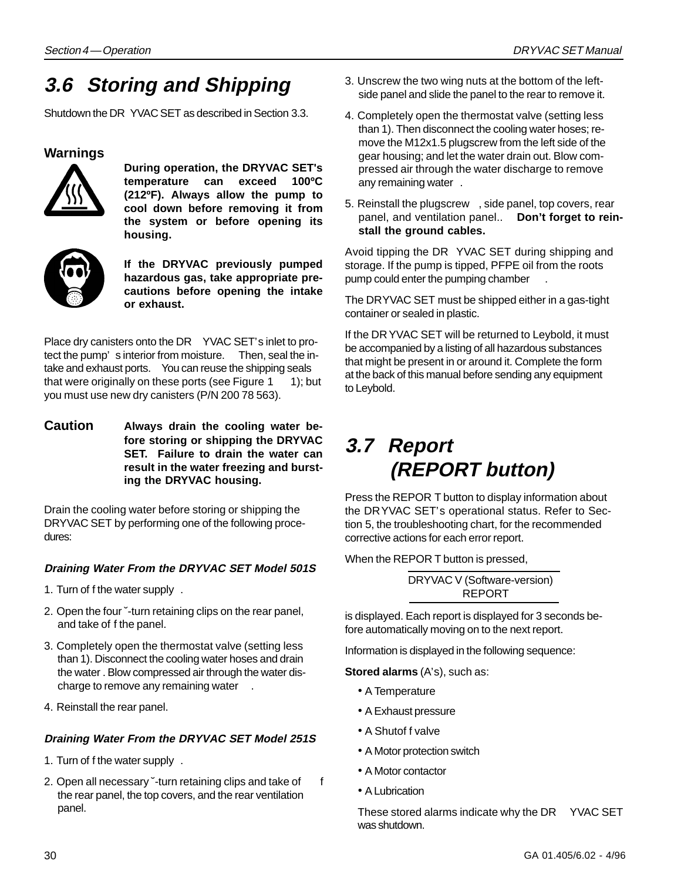## 3.6 Storing and Shipping

Shutdown the DRYVAC SET as described in Section 3.3.

### Warnings

**During operation, the DRYVAC SET's temperature can exceed 100ºC (212ºF). Always allow the pump to cool down before removing it from the system or before opening its housing.**

**If the DRYVAC previously pumped hazardous gas, take appropriate precautions before opening the intake or exhaust.**

Place dry canisters onto the DRYVAC SET's inlet to protect the pump's interior from moisture. Then, seal the intake and exhaust ports. You can reuse the shipping seals that were originally on these ports (see Figure 1 1); but you must use new dry canisters (P/N 200 78 563).

**Caution** **Always drain the cooling water before storing or shipping the DRYVAC SET. Failure to drain the water can result in the water freezing and bursting the DRYVAC housing.**

Drain the cooling water before storing or shipping the DRYVAC SET by performing one of the following procedures:

#### *Draining Water From the DRYVAC SET Model 501S*

1. Turn off the water supply.
2. Open the four ˘-turn retaining clips on the rear panel, and take off the panel.
3. Completely open the thermostat valve (setting less than 1). Disconnect the cooling water hoses and drain the water. Blow compressed air through the water discharge to remove any remaining water.
4. Reinstall the rear panel.

#### *Draining Water From the DRYVAC SET Model 251S*

1. Turn off the water supply.
2. Open all necessary ˘-turn retaining clips and take off the rear panel, the top covers, and the rear ventilation panel.
3. Unscrew the two wing nuts at the bottom of the left-side panel and slide the panel to the rear to remove it.
4. Completely open the thermostat valve (setting less than 1). Then disconnect the cooling water hoses; remove the M12x1.5 plugscrew from the left side of the gear housing; and let the water drain out. Blow compressed air through the water discharge to remove any remaining water.
5. Reinstall the plugscrew, side panel, top covers, rear panel, and ventilation panel.. **Don't forget to reinstall the ground cables.**

Avoid tipping the DRYVAC SET during shipping and storage. If the pump is tipped, PFPE oil from the roots pump could enter the pumping chamber.

The DRYVAC SET must be shipped either in a gas-tight container or sealed in plastic.

If the DRYVAC SET will be returned to Leybold, it must be accompanied by a listing of all hazardous substances that might be present in or around it. Complete the form at the back of this manual before sending any equipment to Leybold.

## 3.7 Report (REPORT button)

Press the REPORT button to display information about the DRYVAC SET's operational status. Refer to Section 5, the troubleshooting chart, for the recommended corrective actions for each error report.

When the REPORT button is pressed,

DRYVAC V (Software-version)
REPORT

is displayed. Each report is displayed for 3 seconds before automatically moving on to the next report.

Information is displayed in the following sequence:

**Stored alarms** (A's), such as:

- A Temperature
- A Exhaust pressure
- A Shutoff valve
- A Motor protection switch
- A Motor contactor
- A Lubrication

These stored alarms indicate why the DRYVAC SET was shutdown.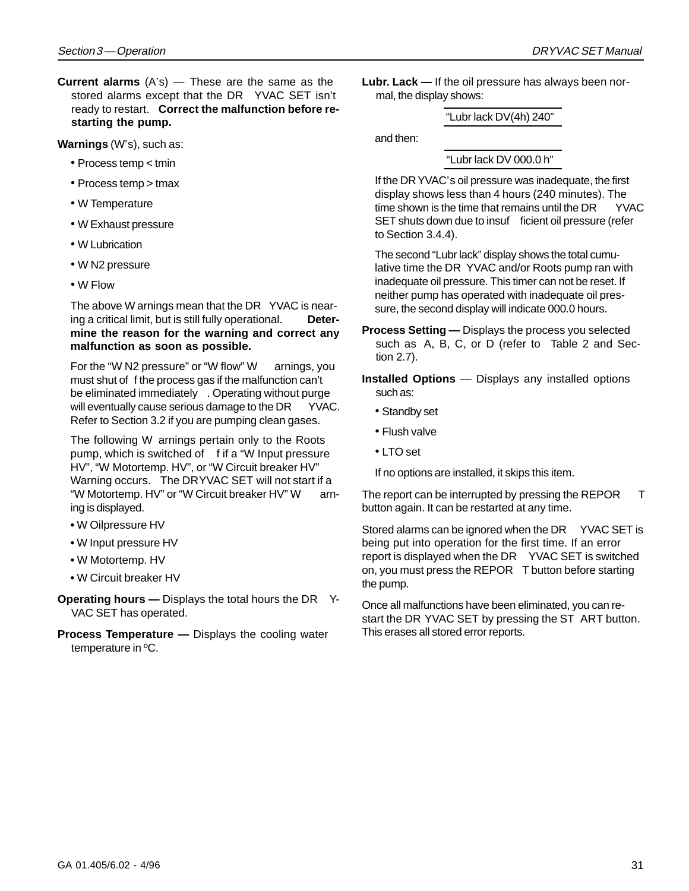**Current alarms** (A's) — These are the same as the stored alarms except that the DRYVAC SET isn't ready to restart. **Correct the malfunction before restarting the pump.**

**Warnings** (W's), such as:

- Process temp < tmin
- Process temp > tmax
- W Temperature
- W Exhaust pressure
- W Lubrication
- W N2 pressure
- W Flow

The above Warnings mean that the DRYVAC is nearing a critical limit, but is still fully operational. **Determine the reason for the warning and correct any malfunction as soon as possible.**

For the "W N2 pressure" or "W flow" Warnings, you must shut off the process gas if the malfunction can't be eliminated immediately. Operating without purge will eventually cause serious damage to the DRYVAC. Refer to Section 3.2 if you are pumping clean gases.

The following Warnings pertain only to the Roots pump, which is switched off if a "W Input pressure HV", "W Motortemp. HV", or "W Circuit breaker HV" Warning occurs. The DRYVAC SET will not start if a "W Motortemp. HV" or "W Circuit breaker HV" Warning is displayed.

- W Oilpressure HV
- W Input pressure HV
- W Motortemp. HV
- W Circuit breaker HV

**Operating hours —** Displays the total hours the DRYVAC SET has operated.

**Process Temperature —** Displays the cooling water temperature in ºC.

**Lubr. Lack —** If the oil pressure has always been normal, the display shows:

"Lubr lack DV(4h) 240"

and then:

"Lubr lack DV 000.0 h"

If the DRYVAC's oil pressure was inadequate, the first display shows less than 4 hours (240 minutes). The time shown is the time that remains until the DRYVAC SET shuts down due to insufficient oil pressure (refer to Section 3.4.4).

The second "Lubr lack" display shows the total cumulative time the DRYVAC and/or Roots pump ran with inadequate oil pressure. This timer can not be reset. If neither pump has operated with inadequate oil pressure, the second display will indicate 000.0 hours.

**Process Setting —** Displays the process you selected such as A, B, C, or D (refer to Table 2 and Section 2.7).

**Installed Options** — Displays any installed options such as:

- Standby set
- Flush valve
- LTO set

If no options are installed, it skips this item.

The report can be interrupted by pressing the REPORT button again. It can be restarted at any time.

Stored alarms can be ignored when the DRYVAC SET is being put into operation for the first time. If an error report is displayed when the DRYVAC SET is switched on, you must press the REPORT button before starting the pump.

Once all malfunctions have been eliminated, you can restart the DRYVAC SET by pressing the START button. This erases all stored error reports.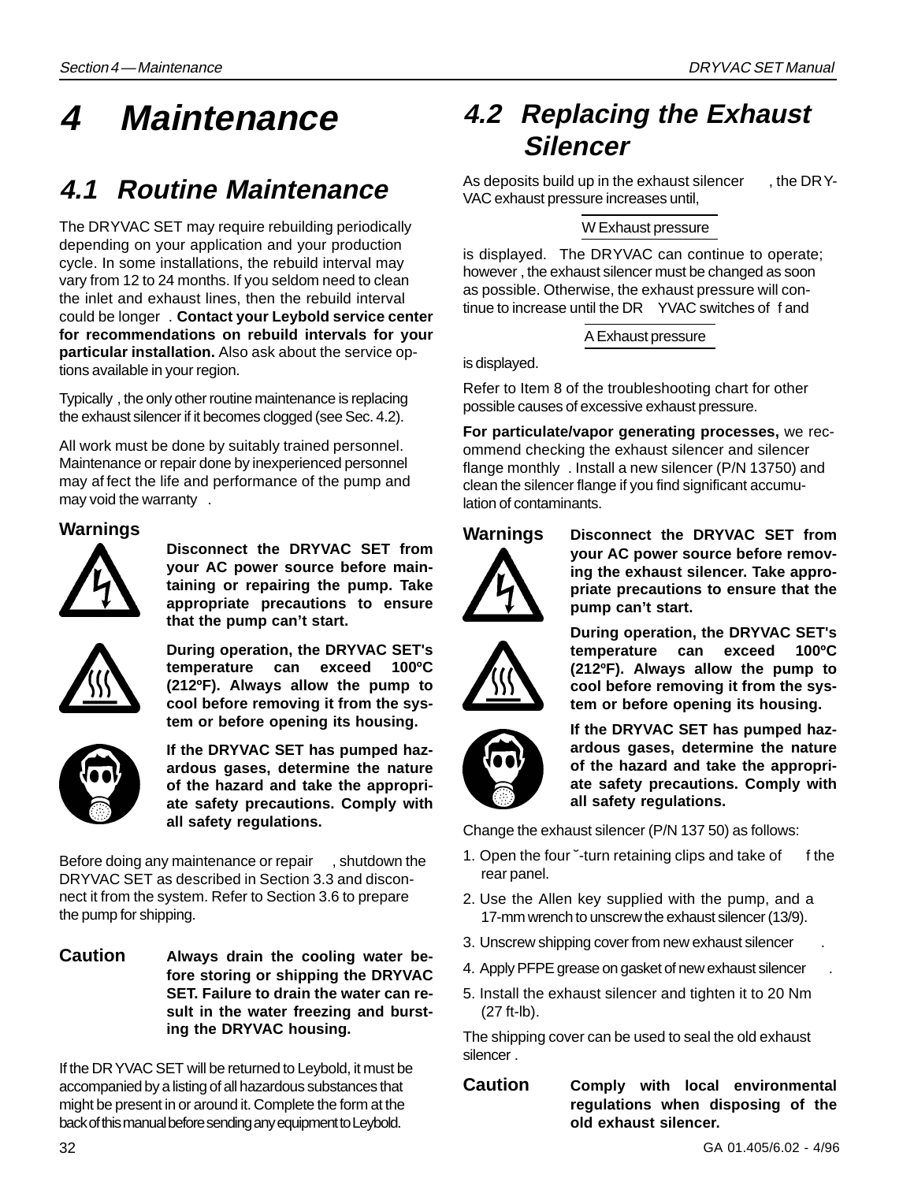# 4 Maintenance

## 4.1 Routine Maintenance

The DRYVAC SET may require rebuilding periodically depending on your application and your production cycle. In some installations, the rebuild interval may vary from 12 to 24 months. If you seldom need to clean the inlet and exhaust lines, then the rebuild interval could be longer. **Contact your Leybold service center for recommendations on rebuild intervals for your particular installation.** Also ask about the service options available in your region.

Typically, the only other routine maintenance is replacing the exhaust silencer if it becomes clogged (see Sec. 4.2).

All work must be done by suitably trained personnel. Maintenance or repair done by inexperienced personnel may affect the life and performance of the pump and may void the warranty.

**Warnings**

**Disconnect the DRYVAC SET from your AC power source before maintaining or repairing the pump. Take appropriate precautions to ensure that the pump can't start.**

**During operation, the DRYVAC SET's temperature can exceed 100ºC (212ºF). Always allow the pump to cool before removing it from the system or before opening its housing.**

**If the DRYVAC SET has pumped hazardous gases, determine the nature of the hazard and take the appropriate safety precautions. Comply with all safety regulations.**

Before doing any maintenance or repair, shutdown the DRYVAC SET as described in Section 3.3 and disconnect it from the system. Refer to Section 3.6 to prepare the pump for shipping.

**Caution** **Always drain the cooling water before storing or shipping the DRYVAC SET. Failure to drain the water can result in the water freezing and bursting the DRYVAC housing.**

If the DRYVAC SET will be returned to Leybold, it must be accompanied by a listing of all hazardous substances that might be present in or around it. Complete the form at the back of this manual before sending any equipment to Leybold.

## 4.2 Replacing the Exhaust Silencer

As deposits build up in the exhaust silencer, the DRYVAC exhaust pressure increases until,

W Exhaust pressure

is displayed. The DRYVAC can continue to operate; however, the exhaust silencer must be changed as soon as possible. Otherwise, the exhaust pressure will continue to increase until the DRYVAC switches off and

A Exhaust pressure

is displayed.

Refer to Item 8 of the troubleshooting chart for other possible causes of excessive exhaust pressure.

**For particulate/vapor generating processes,** we recommend checking the exhaust silencer and silencer flange monthly. Install a new silencer (P/N 13750) and clean the silencer flange if you find significant accumulation of contaminants.

**Warnings**

**Disconnect the DRYVAC SET from your AC power source before removing the exhaust silencer. Take appropriate precautions to ensure that the pump can't start.**

**During operation, the DRYVAC SET's temperature can exceed 100ºC (212ºF). Always allow the pump to cool before removing it from the system or before opening its housing.**

**If the DRYVAC SET has pumped hazardous gases, determine the nature of the hazard and take the appropriate safety precautions. Comply with all safety regulations.**

Change the exhaust silencer (P/N 137 50) as follows:

1. Open the four ˘-turn retaining clips and take off the rear panel.
2. Use the Allen key supplied with the pump, and a 17-mm wrench to unscrew the exhaust silencer (13/9).
3. Unscrew shipping cover from new exhaust silencer.
4. Apply PFPE grease on gasket of new exhaust silencer.
5. Install the exhaust silencer and tighten it to 20 Nm (27 ft-lb).

The shipping cover can be used to seal the old exhaust silencer.

**Caution** **Comply with local environmental regulations when disposing of the old exhaust silencer.**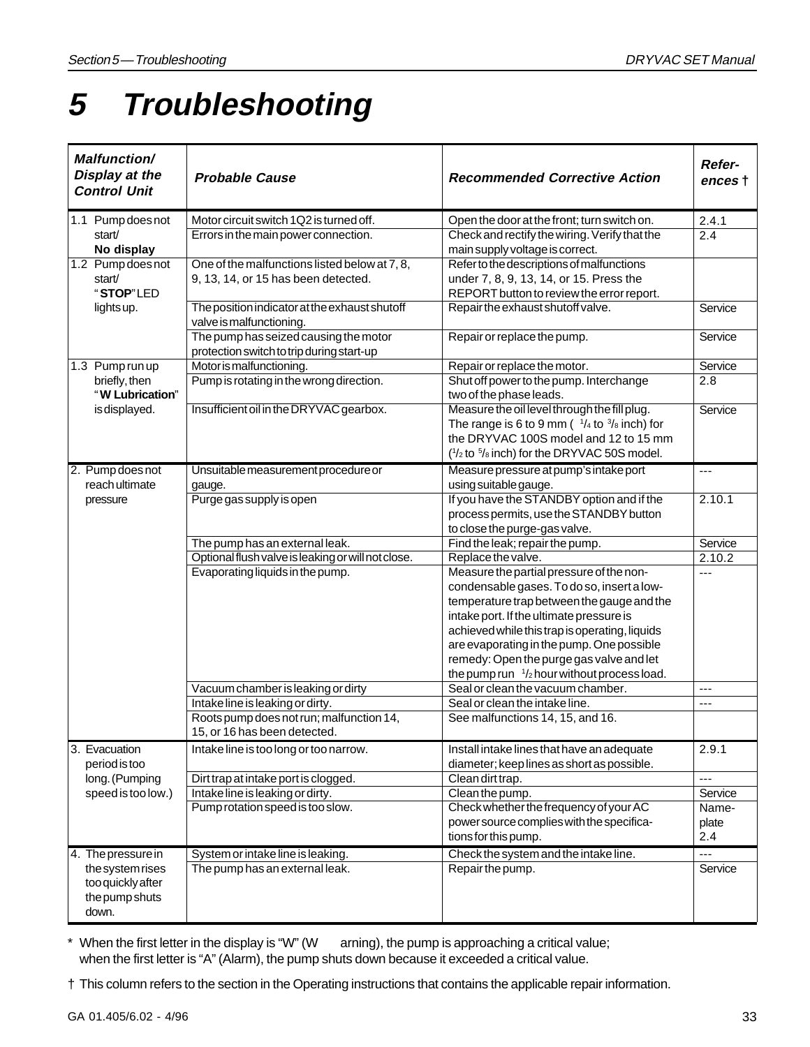# 5 Troubleshooting

| *Malfunction/ Display at the Control Unit* | *Probable Cause* | *Recommended Corrective Action* | *Refer-ences* † |
|---|---|---|---|
| 1.1 Pump does not start/ **No display** | Motor circuit switch 1Q2 is turned off. | Open the door at the front; turn switch on. | 2.4.1 |
| | Errors in the main power connection. | Check and rectify the wiring. Verify that the main supply voltage is correct. | 2.4 |
| 1.2 Pump does not start/ "**STOP**" LED lights up. | One of the malfunctions listed below at 7, 8, 9, 13, 14, or 15 has been detected. | Refer to the descriptions of malfunctions under 7, 8, 9, 13, 14, or 15. Press the REPORT button to review the error report. | |
| | The position indicator at the exhaust shutoff valve is malfunctioning. | Repair the exhaust shutoff valve. | Service |
| | The pump has seized causing the motor protection switch to trip during start-up | Repair or replace the pump. | Service |
| 1.3 Pump run up briefly, then "**W Lubrication**" is displayed. | Motor is malfunctioning. | Repair or replace the motor. | Service |
| | Pump is rotating in the wrong direction. | Shut off power to the pump. Interchange two of the phase leads. | 2.8 |
| | Insufficient oil in the DRYVAC gearbox. | Measure the oil level through the fill plug. The range is 6 to 9 mm (1/4 to 3/8 inch) for the DRYVAC 100S model and 12 to 15 mm (1/2 to 5/8 inch) for the DRYVAC 50S model. | Service |
| 2. Pump does not reach ultimate pressure | Unsuitable measurement procedure or gauge. | Measure pressure at pump's intake port using suitable gauge. | --- |
| | Purge gas supply is open | If you have the STANDBY option and if the process permits, use the STANDBY button to close the purge-gas valve. | 2.10.1 |
| | The pump has an external leak. | Find the leak; repair the pump. | Service |
| | Optional flush valve is leaking or will not close. | Replace the valve. | 2.10.2 |
| | Evaporating liquids in the pump. | Measure the partial pressure of the non-condensable gases. To do so, insert a low-temperature trap between the gauge and the intake port. If the ultimate pressure is achieved while this trap is operating, liquids are evaporating in the pump. One possible remedy: Open the purge gas valve and let the pump run 1/2 hour without process load. | --- |
| | Vacuum chamber is leaking or dirty | Seal or clean the vacuum chamber. | --- |
| | Intake line is leaking or dirty. | Seal or clean the intake line. | --- |
| | Roots pump does not run; malfunction 14, 15, or 16 has been detected. | See malfunctions 14, 15, and 16. | |
| 3. Evacuation period is too long. (Pumping speed is too low.) | Intake line is too long or too narrow. | Install intake lines that have an adequate diameter; keep lines as short as possible. | 2.9.1 |
| | Dirt trap at intake port is clogged. | Clean dirt trap. | --- |
| | Intake line is leaking or dirty. | Clean the pump. | Service |
| | Pump rotation speed is too slow. | Check whether the frequency of your AC power source complies with the specifications for this pump. | Name-plate 2.4 |
| 4. The pressure in the system rises too quickly after the pump shuts down. | System or intake line is leaking. | Check the system and the intake line. | --- |
| | The pump has an external leak. | Repair the pump. | Service |

\* When the first letter in the display is "W" (Warning), the pump is approaching a critical value; when the first letter is "A" (Alarm), the pump shuts down because it exceeded a critical value.

† This column refers to the section in the Operating instructions that contains the applicable repair information.

GA 01.405/6.02 - 4/96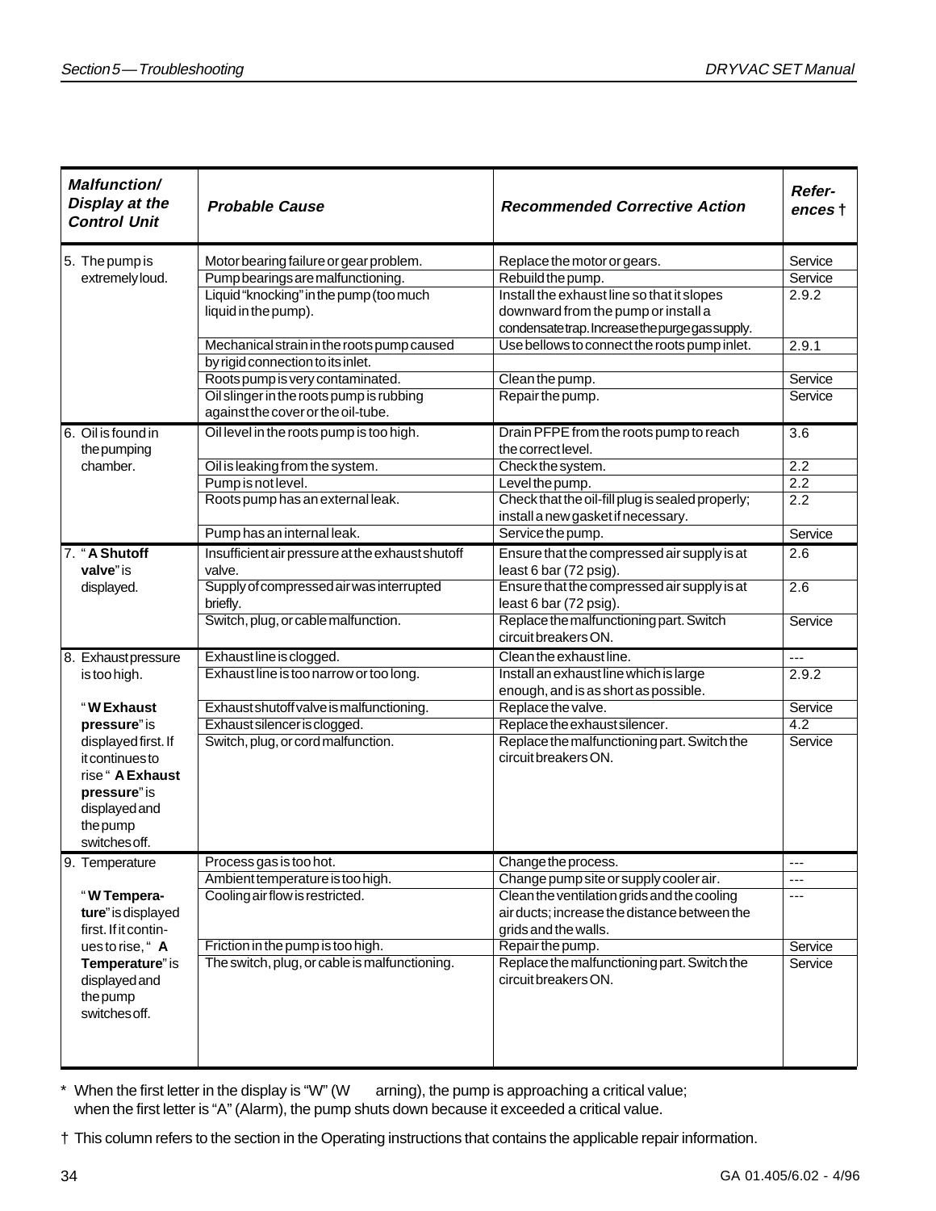| ***Malfunction/ Display at the Control Unit*** | ***Probable Cause*** | ***Recommended Corrective Action*** | ***Refer- ences †*** |
|---|---|---|---|
| 5. The pump is extremely loud. | Motor bearing failure or gear problem. | Replace the motor or gears. | Service |
| | Pump bearings are malfunctioning. | Rebuild the pump. | Service |
| | Liquid "knocking" in the pump (too much liquid in the pump). | Install the exhaust line so that it slopes downward from the pump or install a condensate trap. Increase the purge gas supply. | 2.9.2 |
| | Mechanical strain in the roots pump caused by rigid connection to its inlet. | Use bellows to connect the roots pump inlet. | 2.9.1 |
| | Roots pump is very contaminated. | Clean the pump. | Service |
| | Oil slinger in the roots pump is rubbing against the cover or the oil-tube. | Repair the pump. | Service |
| 6. Oil is found in the pumping chamber. | Oil level in the roots pump is too high. | Drain PFPE from the roots pump to reach the correct level. | 3.6 |
| | Oil is leaking from the system. | Check the system. | 2.2 |
| | Pump is not level. | Level the pump. | 2.2 |
| | Roots pump has an external leak. | Check that the oil-fill plug is sealed properly; install a new gasket if necessary. | 2.2 |
| | Pump has an internal leak. | Service the pump. | Service |
| 7. "**A Shutoff valve**" is displayed. | Insufficient air pressure at the exhaust shutoff valve. | Ensure that the compressed air supply is at least 6 bar (72 psig). | 2.6 |
| | Supply of compressed air was interrupted briefly. | Ensure that the compressed air supply is at least 6 bar (72 psig). | 2.6 |
| | Switch, plug, or cable malfunction. | Replace the malfunctioning part. Switch circuit breakers ON. | Service |
| 8. Exhaust pressure is too high. "**W Exhaust pressure**" is displayed first. If it continues to rise "**A Exhaust pressure**" is displayed and the pump switches off. | Exhaust line is clogged. | Clean the exhaust line. | --- |
| | Exhaust line is too narrow or too long. | Install an exhaust line which is large enough, and is as short as possible. | 2.9.2 |
| | Exhaust shutoff valve is malfunctioning. | Replace the valve. | Service |
| | Exhaust silencer is clogged. | Replace the exhaust silencer. | 4.2 |
| | Switch, plug, or cord malfunction. | Replace the malfunctioning part. Switch the circuit breakers ON. | Service |
| 9. Temperature "**W Temperature**" is displayed first. If it continues to rise, "**A Temperature**" is displayed and the pump switches off. | Process gas is too hot. | Change the process. | --- |
| | Ambient temperature is too high. | Change pump site or supply cooler air. | --- |
| | Cooling air flow is restricted. | Clean the ventilation grids and the cooling air ducts; increase the distance between the grids and the walls. | --- |
| | Friction in the pump is too high. | Repair the pump. | Service |
| | The switch, plug, or cable is malfunctioning. | Replace the malfunctioning part. Switch the circuit breakers ON. | Service |

* When the first letter in the display is "W" (Warning), the pump is approaching a critical value; when the first letter is "A" (Alarm), the pump shuts down because it exceeded a critical value.

† This column refers to the section in the Operating instructions that contains the applicable repair information.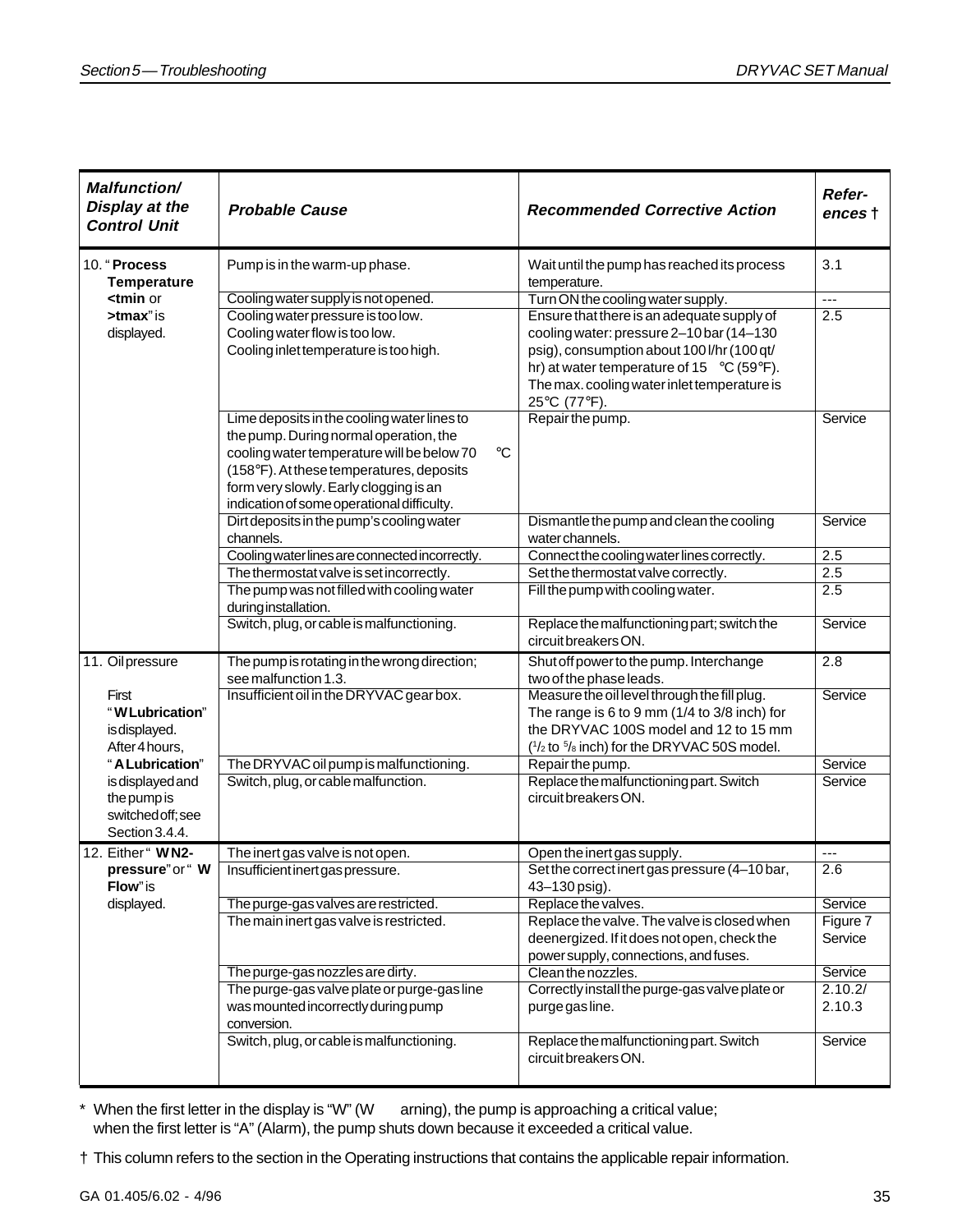| ***Malfunction/ Display at the Control Unit*** | ***Probable Cause*** | ***Recommended Corrective Action*** | ***Refer-ences †*** |
|---|---|---|---|
| 10. "**Process Temperature <tmin** or **>tmax**" is displayed. | Pump is in the warm-up phase. | Wait until the pump has reached its process temperature. | 3.1 |
| | Cooling water supply is not opened. | Turn ON the cooling water supply. | --- |
| | Cooling water pressure is too low. Cooling water flow is too low. Cooling inlet temperature is too high. | Ensure that there is an adequate supply of cooling water: pressure 2–10 bar (14–130 psig), consumption about 100 l/hr (100 qt/hr) at water temperature of 15 °C (59°F). The max. cooling water inlet temperature is 25°C (77°F). | 2.5 |
| | Lime deposits in the cooling water lines to the pump. During normal operation, the cooling water temperature will be below 70 °C (158°F). At these temperatures, deposits form very slowly. Early clogging is an indication of some operational difficulty. | Repair the pump. | Service |
| | Dirt deposits in the pump's cooling water channels. | Dismantle the pump and clean the cooling water channels. | Service |
| | Cooling water lines are connected incorrectly. | Connect the cooling water lines correctly. | 2.5 |
| | The thermostat valve is set incorrectly. | Set the thermostat valve correctly. | 2.5 |
| | The pump was not filled with cooling water during installation. | Fill the pump with cooling water. | 2.5 |
| | Switch, plug, or cable is malfunctioning. | Replace the malfunctioning part; switch the circuit breakers ON. | Service |
| 11. Oil pressure<br><br>First "**W Lubrication**" is displayed. After 4 hours, "**A Lubrication**" is displayed and the pump is switched off; see Section 3.4.4. | The pump is rotating in the wrong direction; see malfunction 1.3. | Shut off power to the pump. Interchange two of the phase leads. | 2.8 |
| | Insufficient oil in the DRYVAC gear box. | Measure the oil level through the fill plug. The range is 6 to 9 mm (1/4 to 3/8 inch) for the DRYVAC 100S model and 12 to 15 mm (1/2 to 5/8 inch) for the DRYVAC 50S model. | Service |
| | The DRYVAC oil pump is malfunctioning. | Repair the pump. | Service |
| | Switch, plug, or cable malfunction. | Replace the malfunctioning part. Switch circuit breakers ON. | Service |
| 12. Either "**W N2-pressure**" or "**W Flow**" is displayed. | The inert gas valve is not open. | Open the inert gas supply. | --- |
| | Insufficient inert gas pressure. | Set the correct inert gas pressure (4–10 bar, 43–130 psig). | 2.6 |
| | The purge-gas valves are restricted. | Replace the valves. | Service |
| | The main inert gas valve is restricted. | Replace the valve. The valve is closed when deenergized. If it does not open, check the power supply, connections, and fuses. | Figure 7 Service |
| | The purge-gas nozzles are dirty. | Clean the nozzles. | Service |
| | The purge-gas valve plate or purge-gas line was mounted incorrectly during pump conversion. | Correctly install the purge-gas valve plate or purge gas line. | 2.10.2/ 2.10.3 |
| | Switch, plug, or cable is malfunctioning. | Replace the malfunctioning part. Switch circuit breakers ON. | Service |

\* When the first letter in the display is "W" (Warning), the pump is approaching a critical value; when the first letter is "A" (Alarm), the pump shuts down because it exceeded a critical value.

† This column refers to the section in the Operating instructions that contains the applicable repair information.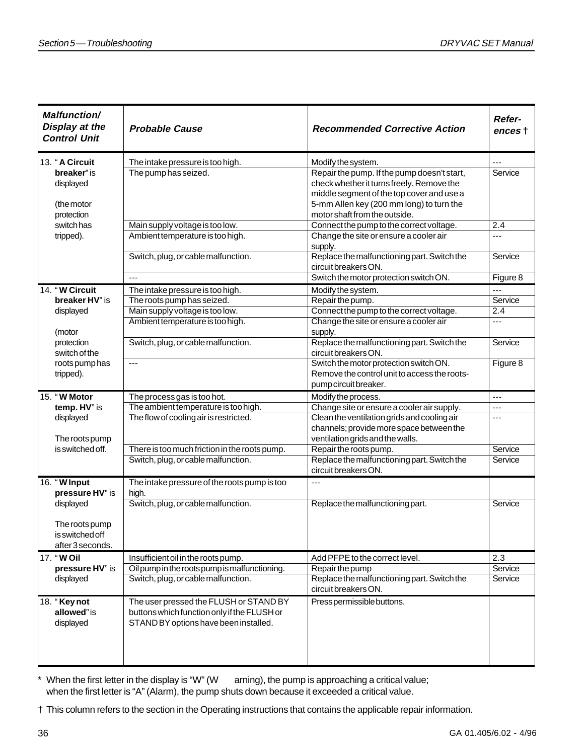| *Malfunction/ Display at the Control Unit* | *Probable Cause* | *Recommended Corrective Action* | *Refer-ences †* |
|---|---|---|---|
| 13. "**A Circuit breaker**" is displayed (the motor protection switch has tripped). | The intake pressure is too high. | Modify the system. | --- |
| | The pump has seized. | Repair the pump. If the pump doesn't start, check whether it turns freely. Remove the middle segment of the top cover and use a 5-mm Allen key (200 mm long) to turn the motor shaft from the outside. | Service |
| | Main supply voltage is too low. | Connect the pump to the correct voltage. | 2.4 |
| | Ambient temperature is too high. | Change the site or ensure a cooler air supply. | --- |
| | Switch, plug, or cable malfunction. | Replace the malfunctioning part. Switch the circuit breakers ON. | Service |
| | --- | Switch the motor protection switch ON. | Figure 8 |
| 14. "**W Circuit breaker HV**" is displayed (motor protection switch of the roots pump has tripped). | The intake pressure is too high. | Modify the system. | --- |
| | The roots pump has seized. | Repair the pump. | Service |
| | Main supply voltage is too low. | Connect the pump to the correct voltage. | 2.4 |
| | Ambient temperature is too high. | Change the site or ensure a cooler air supply. | --- |
| | Switch, plug, or cable malfunction. | Replace the malfunctioning part. Switch the circuit breakers ON. | Service |
| | --- | Switch the motor protection switch ON. Remove the control unit to access the roots-pump circuit breaker. | Figure 8 |
| 15. "**W Motor temp. HV**" is displayed The roots pump is switched off. | The process gas is too hot. | Modify the process. | --- |
| | The ambient temperature is too high. | Change site or ensure a cooler air supply. | --- |
| | The flow of cooling air is restricted. | Clean the ventilation grids and cooling air channels; provide more space between the ventilation grids and the walls. | --- |
| | There is too much friction in the roots pump. | Repair the roots pump. | Service |
| | Switch, plug, or cable malfunction. | Replace the malfunctioning part. Switch the circuit breakers ON. | Service |
| 16. "**W Input pressure HV**" is displayed The roots pump is switched off after 3 seconds. | The intake pressure of the roots pump is too high. | --- | |
| | Switch, plug, or cable malfunction. | Replace the malfunctioning part. | Service |
| 17. "**W Oil pressure HV**" is displayed | Insufficient oil in the roots pump. | Add PFPE to the correct level. | 2.3 |
| | Oil pump in the roots pump is malfunctioning. | Repair the pump | Service |
| | Switch, plug, or cable malfunction. | Replace the malfunctioning part. Switch the circuit breakers ON. | Service |
| 18. "**Key not allowed**" is displayed | The user pressed the FLUSH or STAND BY buttons which function only if the FLUSH or STAND BY options have been installed. | Press permissible buttons. | |

\* When the first letter in the display is "W" (Warning), the pump is approaching a critical value; when the first letter is "A" (Alarm), the pump shuts down because it exceeded a critical value.

† This column refers to the section in the Operating instructions that contains the applicable repair information.

GA 01.405/6.02 - 4/96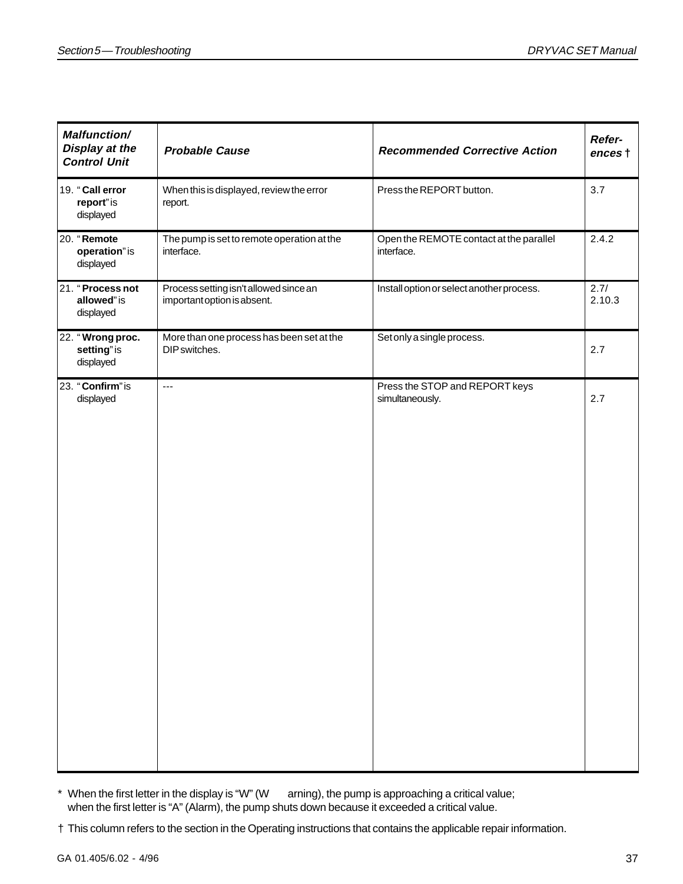| *Malfunction/ Display at the Control Unit* | *Probable Cause* | *Recommended Corrective Action* | *References* † |
|---|---|---|---|
| 19. "**Call error report**" is displayed | When this is displayed, review the error report. | Press the REPORT button. | 3.7 |
| 20. "**Remote operation**" is displayed | The pump is set to remote operation at the interface. | Open the REMOTE contact at the parallel interface. | 2.4.2 |
| 21. "**Process not allowed**" is displayed | Process setting isn't allowed since an important option is absent. | Install option or select another process. | 2.7/ 2.10.3 |
| 22. "**Wrong proc. setting**" is displayed | More than one process has been set at the DIP switches. | Set only a single process. | 2.7 |
| 23. "**Confirm**" is displayed | --- | Press the STOP and REPORT keys simultaneously. | 2.7 |

\* When the first letter in the display is "W" (Warning), the pump is approaching a critical value; when the first letter is "A" (Alarm), the pump shuts down because it exceeded a critical value.

† This column refers to the section in the Operating instructions that contains the applicable repair information.

GA 01.405/6.02 - 4/96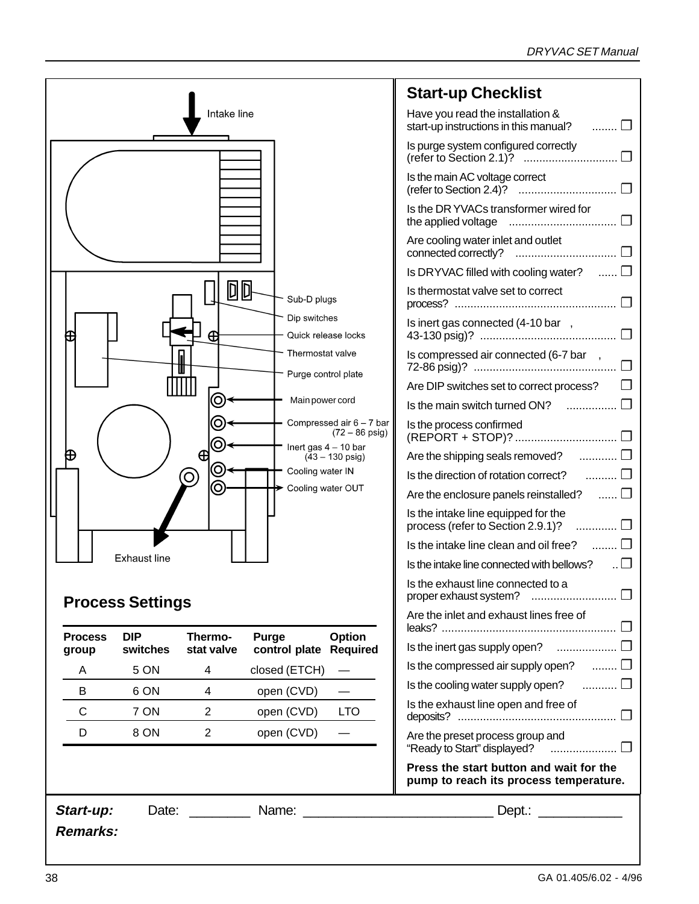Intake line

Sub-D plugs

Dip switches

Quick release locks

Thermostat valve

Purge control plate

Main power cord

Compressed air 6 – 7 bar (72 – 86 psig)

Inert gas 4 – 10 bar (43 – 130 psig)

Cooling water IN

Cooling water OUT

Exhaust line

## Process Settings

| Process group | DIP switches | Thermo-stat valve | Purge control plate | Option Required |
|---|---|---|---|---|
| A | 5 ON | 4 | closed (ETCH) | — |
| B | 6 ON | 4 | open (CVD) | — |
| C | 7 ON | 2 | open (CVD) | LTO |
| D | 8 ON | 2 | open (CVD) | — |

## Start-up Checklist

- Have you read the installation & start-up instructions in this manual? ........ ☐
- Is purge system configured correctly (refer to Section 2.1)? ............................. ☐
- Is the main AC voltage correct (refer to Section 2.4)? .............................. ☐
- Is the DR YVACs transformer wired for the applied voltage ................................. ☐
- Are cooling water inlet and outlet connected correctly? ............................... ☐
- Is DRYVAC filled with cooling water? ...... ☐
- Is thermostat valve set to correct process? .................................................. ☐
- Is inert gas connected (4-10 bar , 43-130 psig)? .......................................... ☐
- Is compressed air connected (6-7 bar , 72-86 psig)? ............................................ ☐
- Are DIP switches set to correct process? ☐
- Is the main switch turned ON? ................ ☐
- Is the process confirmed (REPORT + STOP)? ................................ ☐
- Are the shipping seals removed? ............ ☐
- Is the direction of rotation correct? .......... ☐
- Are the enclosure panels reinstalled? ...... ☐
- Is the intake line equipped for the process (refer to Section 2.9.1)? ............. ☐
- Is the intake line clean and oil free? ........ ☐
- Is the intake line connected with bellows? .. ☐
- Is the exhaust line connected to a proper exhaust system? .......................... ☐
- Are the inlet and exhaust lines free of leaks? ...................................................... ☐
- Is the inert gas supply open? ................... ☐
- Is the compressed air supply open? ........ ☐
- Is the cooling water supply open? ........... ☐
- Is the exhaust line open and free of deposits? ................................................. ☐
- Are the preset process group and "Ready to Start" displayed? ..................... ☐

**Press the start button and wait for the pump to reach its process temperature.**

***Start-up:*** Date: ________ Name: __________________________ Dept.: ___________

***Remarks:***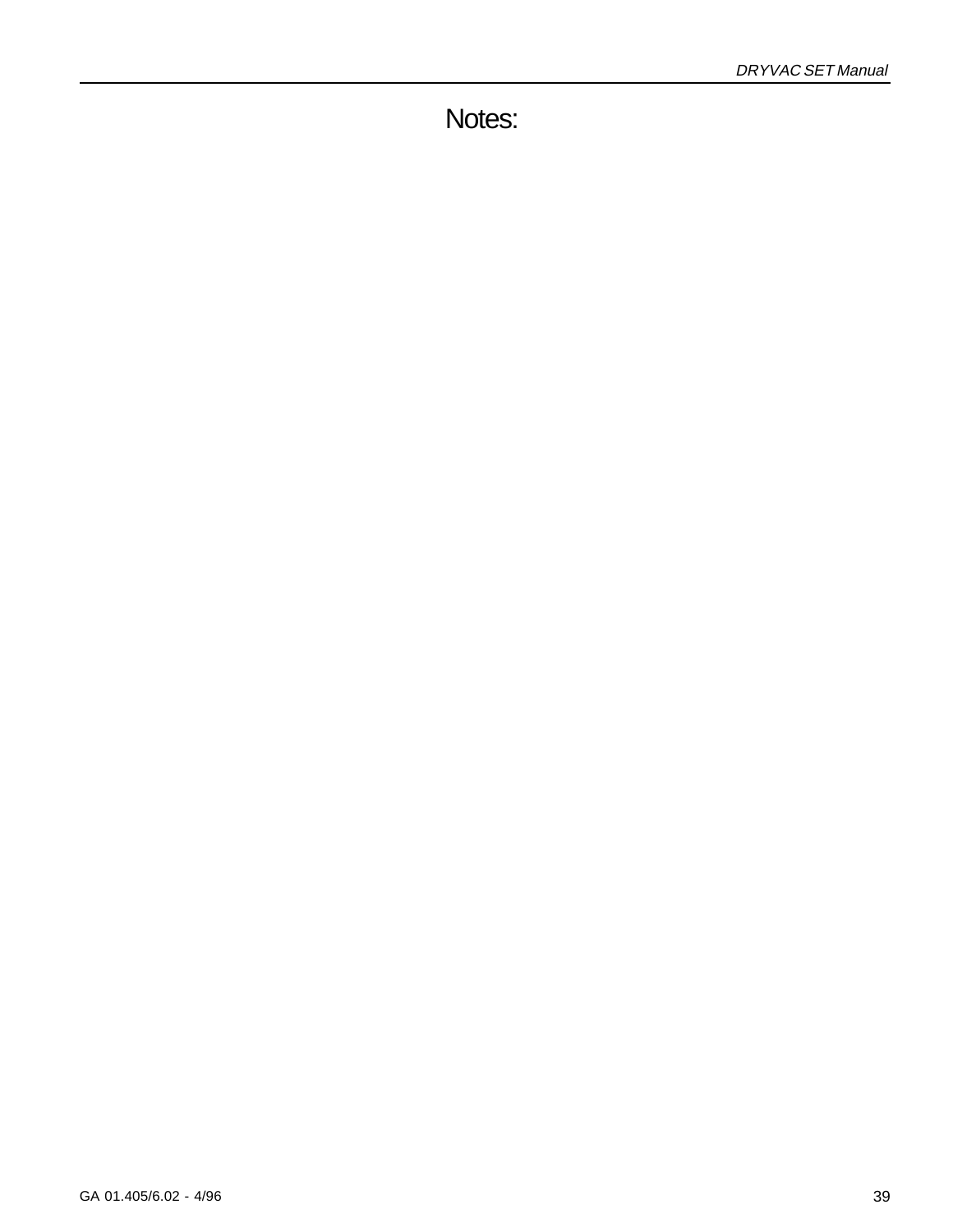# Notes: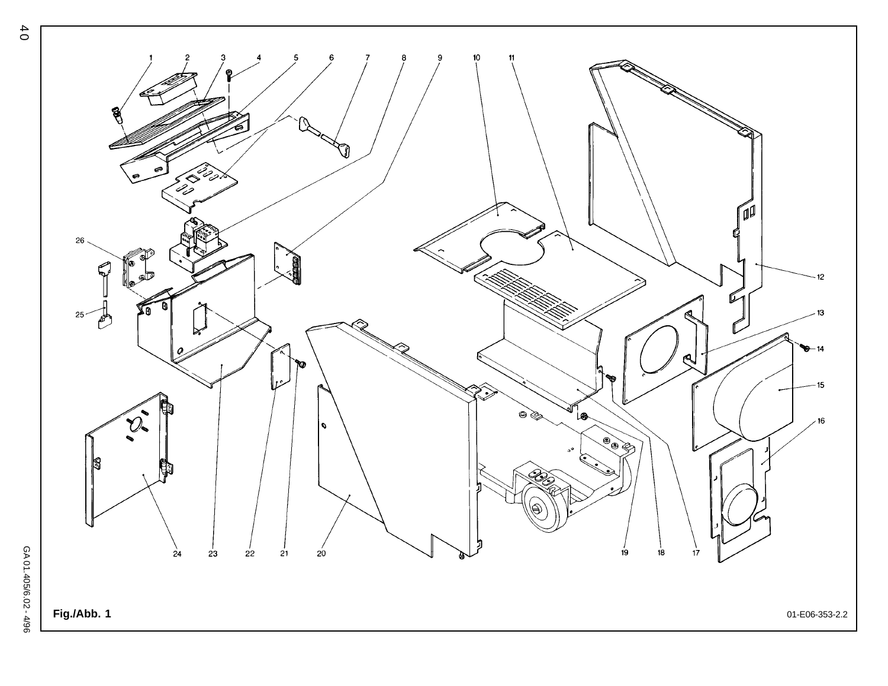Fig./Abb. 1

01-E06-353-2.2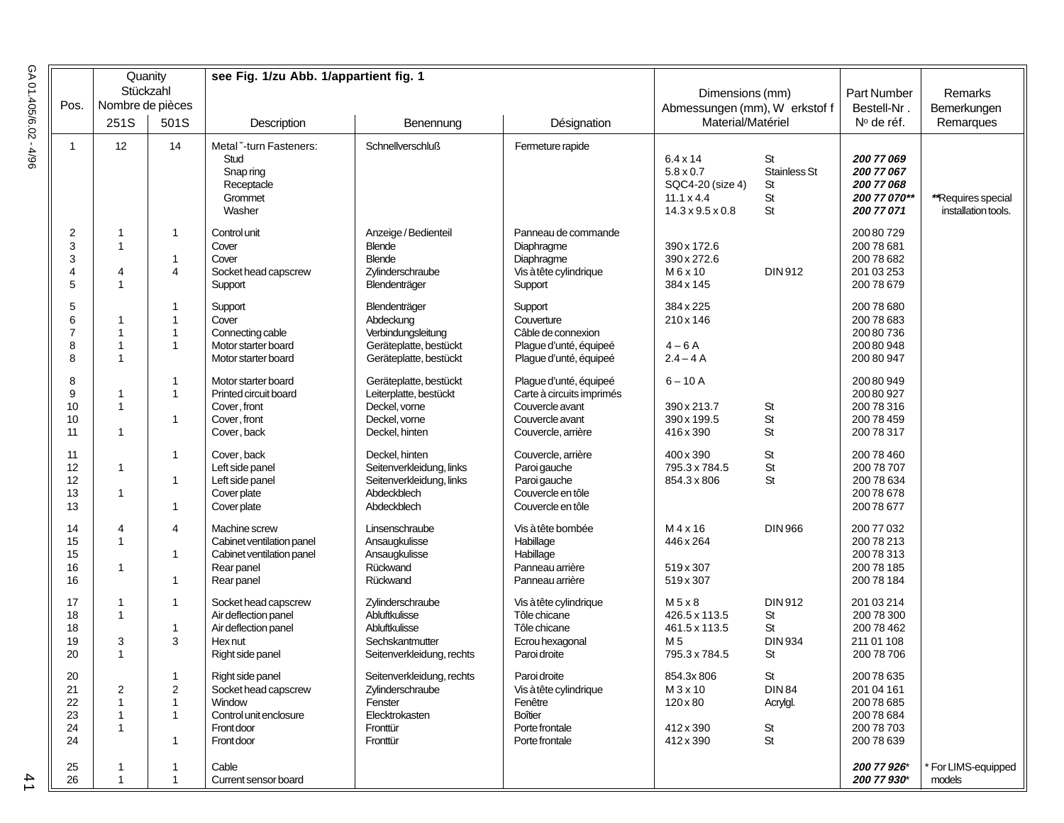| Pos. | Quanity Stückzahl Nombre de pièces | | see Fig. 1/zu Abb. 1/appartient fig. 1 | | | Dimensions (mm) Abmessungen (mm), W erkstof f Material/Matériel | | Part Number Bestell-Nr . Nº de réf. | Remarks Bemerkungen Remarques |
|---|---|---|---|---|---|---|---|---|---|
| | 251S | 501S | Description | Benennung | Désignation | | | | |
| 1 | 12 | 14 | Metal ˇ-turn Fasteners: | Schnellverschluß | Fermeture rapide | | | | |
| | | | Stud | | | 6.4 x 14 | St | ***200 77 069*** | |
| | | | Snap ring | | | 5.8 x 0.7 | Stainless St | ***200 77 067*** | |
| | | | Receptacle | | | SQC4-20 (size 4) | St | ***200 77 068*** | |
| | | | Grommet | | | 11.1 x 4.4 | St | ***200 77 070**** | **Requires special installation tools. |
| | | | Washer | | | 14.3 x 9.5 x 0.8 | St | ***200 77 071*** | |
| 2 | 1 | 1 | Control unit | Anzeige / Bedienteil | Panneau de commande | | | 200 80 729 | |
| 3 | 1 | | Cover | Blende | Diaphragme | 390 x 172.6 | | 200 78 681 | |
| 3 | | 1 | Cover | Blende | Diaphragme | 390 x 272.6 | | 200 78 682 | |
| 4 | 4 | 4 | Socket head capscrew | Zylinderschraube | Vis à tête cylindrique | M 6 x 10 | DIN 912 | 201 03 253 | |
| 5 | 1 | | Support | Blendenträger | Support | 384 x 145 | | 200 78 679 | |
| 5 | | 1 | Support | Blendenträger | Support | 384 x 225 | | 200 78 680 | |
| 6 | 1 | 1 | Cover | Abdeckung | Couverture | 210 x 146 | | 200 78 683 | |
| 7 | 1 | 1 | Connecting cable | Verbindungsleitung | Câble de connexion | | | 200 80 736 | |
| 8 | 1 | 1 | Motor starter board | Geräteplatte, bestückt | Plague d'unté, équipeé | 4 – 6 A | | 200 80 948 | |
| 8 | 1 | | Motor starter board | Geräteplatte, bestückt | Plague d'unté, équipeé | 2.4 – 4 A | | 200 80 947 | |
| 8 | | 1 | Motor starter board | Geräteplatte, bestückt | Plague d'unté, équipeé | 6 – 10 A | | 200 80 949 | |
| 9 | 1 | 1 | Printed circuit board | Leiterplatte, bestückt | Carte à circuits imprimés | | | 200 80 927 | |
| 10 | 1 | | Cover, front | Deckel, vorne | Couvercle avant | 390 x 213.7 | St | 200 78 316 | |
| 10 | | 1 | Cover, front | Deckel, vorne | Couvercle avant | 390 x 199.5 | St | 200 78 459 | |
| 11 | 1 | | Cover, back | Deckel, hinten | Couvercle, arrière | 416 x 390 | St | 200 78 317 | |
| 11 | | 1 | Cover, back | Deckel, hinten | Couvercle, arrière | 400 x 390 | St | 200 78 460 | |
| 12 | 1 | | Left side panel | Seitenverkleidung, links | Paroi gauche | 795.3 x 784.5 | St | 200 78 707 | |
| 12 | | 1 | Left side panel | Seitenverkleidung, links | Paroi gauche | 854.3 x 806 | St | 200 78 634 | |
| 13 | 1 | | Cover plate | Abdeckblech | Couvercle en tôle | | | 200 78 678 | |
| 13 | | 1 | Cover plate | Abdeckblech | Couvercle en tôle | | | 200 78 677 | |
| 14 | 4 | 4 | Machine screw | Linsenschraube | Vis à tête bombée | M 4 x 16 | DIN 966 | 200 77 032 | |
| 15 | 1 | | Cabinet ventilation panel | Ansaugkulisse | Habillage | 446 x 264 | | 200 78 213 | |
| 15 | | 1 | Cabinet ventilation panel | Ansaugkulisse | Habillage | | | 200 78 313 | |
| 16 | 1 | | Rear panel | Rückwand | Panneau arrière | 519 x 307 | | 200 78 185 | |
| 16 | | 1 | Rear panel | Rückwand | Panneau arrière | 519 x 307 | | 200 78 184 | |
| 17 | 1 | 1 | Socket head capscrew | Zylinderschraube | Vis à tête cylindrique | M 5 x 8 | DIN 912 | 201 03 214 | |
| 18 | 1 | | Air deflection panel | Abluftkulisse | Tôle chicane | 426.5 x 113.5 | St | 200 78 300 | |
| 18 | | 1 | Air deflection panel | Abluftkulisse | Tôle chicane | 461.5 x 113.5 | St | 200 78 462 | |
| 19 | 3 | 3 | Hex nut | Sechskantmutter | Ecrou hexagonal | M 5 | DIN 934 | 211 01 108 | |
| 20 | 1 | | Right side panel | Seitenverkleidung, rechts | Paroi droite | 795.3 x 784.5 | St | 200 78 706 | |
| 20 | | 1 | Right side panel | Seitenverkleidung, rechts | Paroi droite | 854.3x 806 | St | 200 78 635 | |
| 21 | 2 | 2 | Socket head capscrew | Zylinderschraube | Vis à tête cylindrique | M 3 x 10 | DIN 84 | 201 04 161 | |
| 22 | 1 | 1 | Window | Fenster | Fenêtre | 120 x 80 | Acrylgl. | 200 78 685 | |
| 23 | 1 | 1 | Control unit enclosure | Elecktrokasten | Boîtier | | | 200 78 684 | |
| 24 | 1 | | Front door | Fronttür | Porte frontale | 412 x 390 | St | 200 78 703 | |
| 24 | | 1 | Front door | Fronttür | Porte frontale | 412 x 390 | St | 200 78 639 | |
| 25 | 1 | 1 | Cable | | | | | ***200 77 926**** | * For LIMS-equipped models |
| 26 | 1 | 1 | Current sensor board | | | | | ***200 77 930**** | |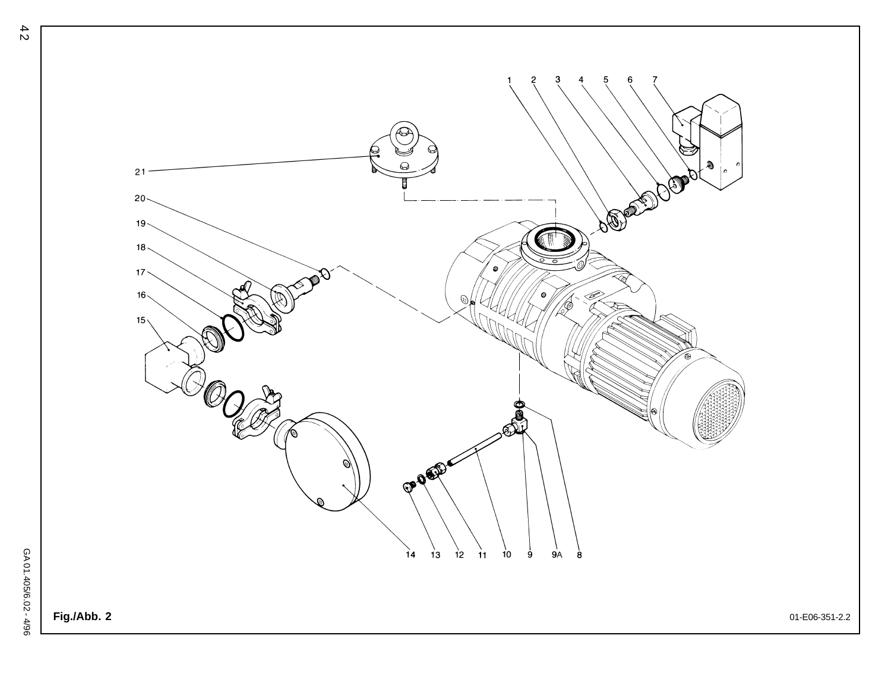1 2 3 4 5 6 7

21

20

19

18

17

16

15

14 13 12 11 10 9 9A 8

**Fig./Abb. 2**

01-E06-351-2.2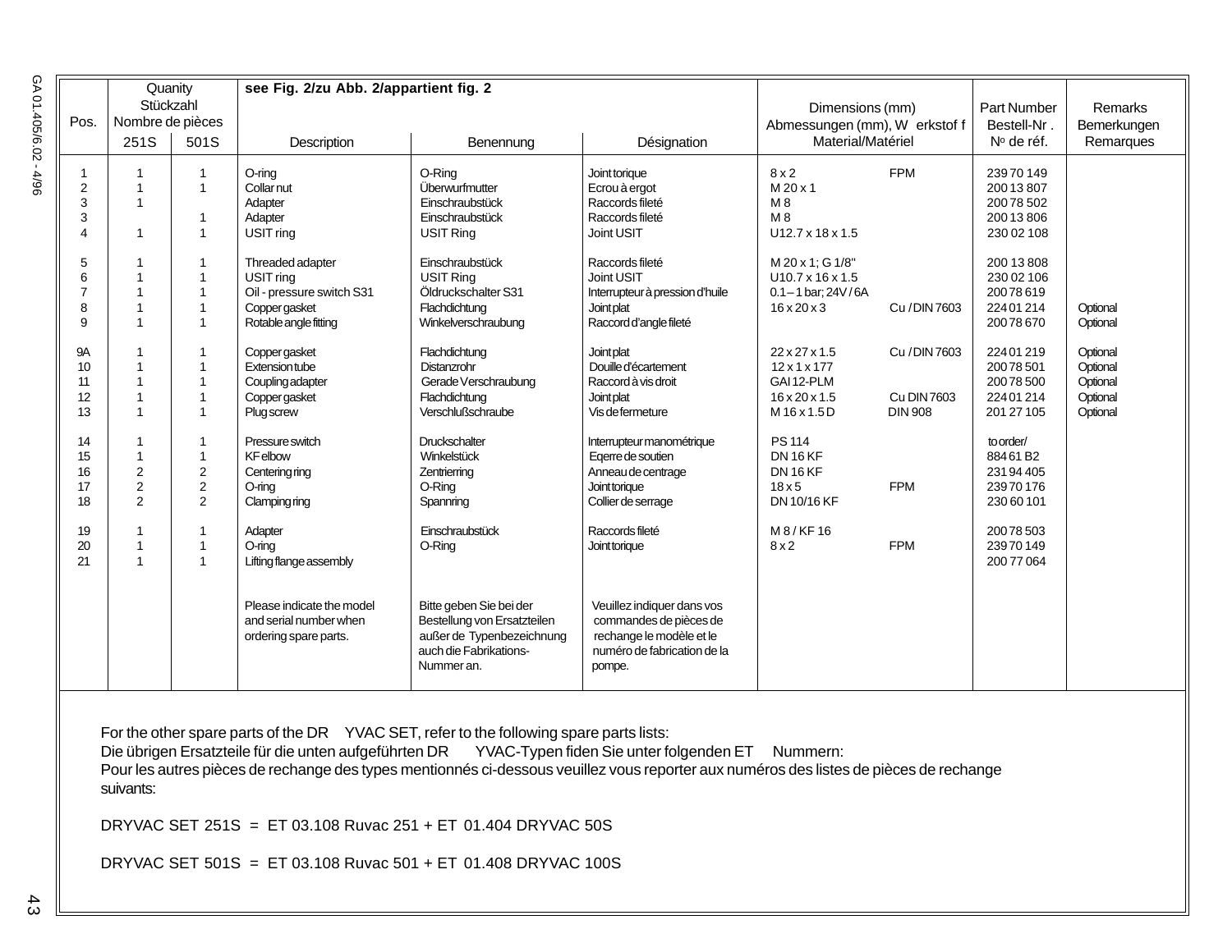| Pos. | Quanity Stückzahl Nombre de pièces | | see Fig. 2/zu Abb. 2/appartient fig. 2 | | | Dimensions (mm) Abmessungen (mm), W erkstof f Material/Matériel | | Part Number Bestell-Nr . Nº de réf. | Remarks Bemerkungen Remarques |
|---|---|---|---|---|---|---|---|---|---|
| | 251S | 501S | Description | Benennung | Désignation | | | | |
| 1 | 1 | 1 | O-ring | O-Ring | Joint torique | 8 x 2 | FPM | 239 70 149 | |
| 2 | 1 | 1 | Collar nut | Überwurfmutter | Ecrou à ergot | M 20 x 1 | | 200 13 807 | |
| 3 | 1 | | Adapter | Einschraubstück | Raccords fileté | M 8 | | 200 78 502 | |
| 3 | | 1 | Adapter | Einschraubstück | Raccords fileté | M 8 | | 200 13 806 | |
| 4 | 1 | 1 | USIT ring | USIT Ring | Joint USIT | U12.7 x 18 x 1.5 | | 230 02 108 | |
| 5 | 1 | 1 | Threaded adapter | Einschraubstück | Raccords fileté | M 20 x 1; G 1/8" | | 200 13 808 | |
| 6 | 1 | 1 | USIT ring | USIT Ring | Joint USIT | U10.7 x 16 x 1.5 | | 230 02 106 | |
| 7 | 1 | 1 | Oil - pressure switch S31 | Öldruckschalter S31 | Interrupteur à pression d'huile | 0.1 – 1 bar; 24V / 6A | | 200 78 619 | |
| 8 | 1 | 1 | Copper gasket | Flachdichtung | Joint plat | 16 x 20 x 3 | Cu / DIN 7603 | 224 01 214 | Optional |
| 9 | 1 | 1 | Rotable angle fitting | Winkelverschraubung | Raccord d'angle fileté | | | 200 78 670 | Optional |
| 9A | 1 | 1 | Copper gasket | Flachdichtung | Joint plat | 22 x 27 x 1.5 | Cu / DIN 7603 | 224 01 219 | Optional |
| 10 | 1 | 1 | Extension tube | Distanzrohr | Douille d'écartement | 12 x 1 x 177 | | 200 78 501 | Optional |
| 11 | 1 | 1 | Coupling adapter | Gerade Verschraubung | Raccord à vis droit | GAI 12-PLM | | 200 78 500 | Optional |
| 12 | 1 | 1 | Copper gasket | Flachdichtung | Joint plat | 16 x 20 x 1.5 | Cu DIN 7603 | 224 01 214 | Optional |
| 13 | 1 | 1 | Plug screw | Verschlußschraube | Vis de fermeture | M 16 x 1.5 D | DIN 908 | 201 27 105 | Optional |
| 14 | 1 | 1 | Pressure switch | Druckschalter | Interrupteur manométrique | PS 114 | | to order/ | |
| 15 | 1 | 1 | KF elbow | Winkelstück | Eqerre de soutien | DN 16 KF | | 884 61 B2 | |
| 16 | 2 | 2 | Centering ring | Zentrierring | Anneau de centrage | DN 16 KF | | 231 94 405 | |
| 17 | 2 | 2 | O-ring | O-Ring | Joint torique | 18 x 5 | FPM | 239 70 176 | |
| 18 | 2 | 2 | Clamping ring | Spannring | Collier de serrage | DN 10/16 KF | | 230 60 101 | |
| 19 | 1 | 1 | Adapter | Einschraubstück | Raccords fileté | M 8 / KF 16 | | 200 78 503 | |
| 20 | 1 | 1 | O-ring | O-Ring | Joint torique | 8 x 2 | FPM | 239 70 149 | |
| 21 | 1 | 1 | Lifting flange assembly | | | | | 200 77 064 | |
| | | | Please indicate the model and serial number when ordering spare parts. | Bitte geben Sie bei der Bestellung von Ersatzteilen außer de Typenbezeichnung auch die Fabrikations-Nummer an. | Veuillez indiquer dans vos commandes de pièces de rechange le modèle et le numéro de fabrication de la pompe. | | | | |

For the other spare parts of the DR YVAC SET, refer to the following spare parts lists:
Die übrigen Ersatzteile für die unten aufgeführten DR YVAC-Typen fiden Sie unter folgenden ET Nummern:
Pour les autres pièces de rechange des types mentionnés ci-dessous veuillez vous reporter aux numéros des listes de pièces de rechange suivants:

DRYVAC SET 251S = ET 03.108 Ruvac 251 + ET 01.404 DRYVAC 50S

DRYVAC SET 501S = ET 03.108 Ruvac 501 + ET 01.408 DRYVAC 100S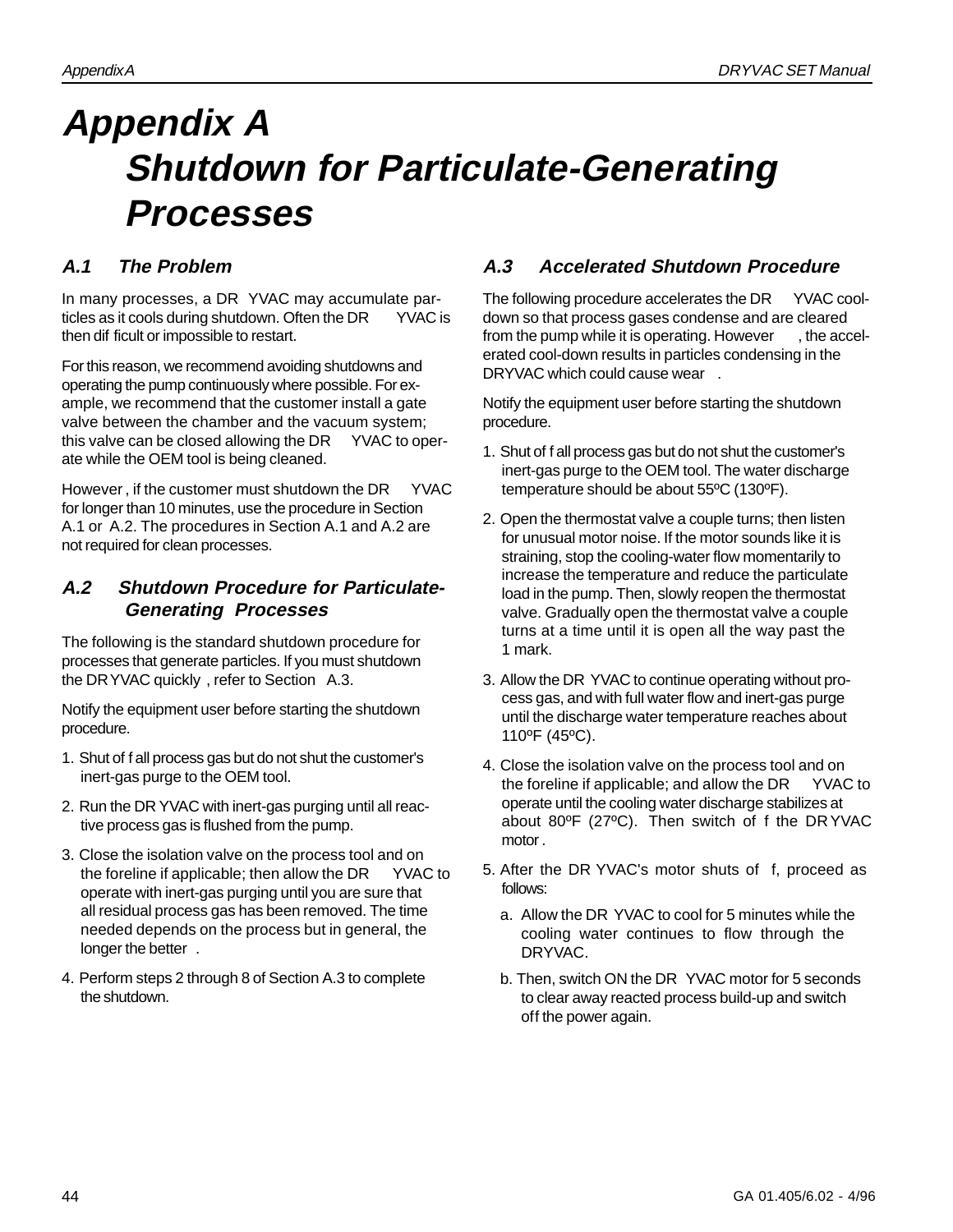# Appendix A
## Shutdown for Particulate-Generating Processes

### A.1 The Problem

In many processes, a DRYVAC may accumulate particles as it cools during shutdown. Often the DRYVAC is then difficult or impossible to restart.

For this reason, we recommend avoiding shutdowns and operating the pump continuously where possible. For example, we recommend that the customer install a gate valve between the chamber and the vacuum system; this valve can be closed allowing the DRYVAC to operate while the OEM tool is being cleaned.

However, if the customer must shutdown the DRYVAC for longer than 10 minutes, use the procedure in Section A.1 or A.2. The procedures in Section A.1 and A.2 are not required for clean processes.

### A.2 Shutdown Procedure for Particulate-Generating Processes

The following is the standard shutdown procedure for processes that generate particles. If you must shutdown the DRYVAC quickly, refer to Section A.3.

Notify the equipment user before starting the shutdown procedure.

1. Shut off all process gas but do not shut the customer's inert-gas purge to the OEM tool.
2. Run the DRYVAC with inert-gas purging until all reactive process gas is flushed from the pump.
3. Close the isolation valve on the process tool and on the foreline if applicable; then allow the DRYVAC to operate with inert-gas purging until you are sure that all residual process gas has been removed. The time needed depends on the process but in general, the longer the better.
4. Perform steps 2 through 8 of Section A.3 to complete the shutdown.

### A.3 Accelerated Shutdown Procedure

The following procedure accelerates the DRYVAC cool-down so that process gases condense and are cleared from the pump while it is operating. However, the accelerated cool-down results in particles condensing in the DRYVAC which could cause wear.

Notify the equipment user before starting the shutdown procedure.

1. Shut off all process gas but do not shut the customer's inert-gas purge to the OEM tool. The water discharge temperature should be about 55ºC (130ºF).
2. Open the thermostat valve a couple turns; then listen for unusual motor noise. If the motor sounds like it is straining, stop the cooling-water flow momentarily to increase the temperature and reduce the particulate load in the pump. Then, slowly reopen the thermostat valve. Gradually open the thermostat valve a couple turns at a time until it is open all the way past the 1 mark.
3. Allow the DRYVAC to continue operating without process gas, and with full water flow and inert-gas purge until the discharge water temperature reaches about 110ºF (45ºC).
4. Close the isolation valve on the process tool and on the foreline if applicable; and allow the DRYVAC to operate until the cooling water discharge stabilizes at about 80ºF (27ºC). Then switch off the DRYVAC motor.
5. After the DRYVAC's motor shuts off, proceed as follows:
   a. Allow the DRYVAC to cool for 5 minutes while the cooling water continues to flow through the DRYVAC.
   b. Then, switch ON the DRYVAC motor for 5 seconds to clear away reacted process build-up and switch off the power again.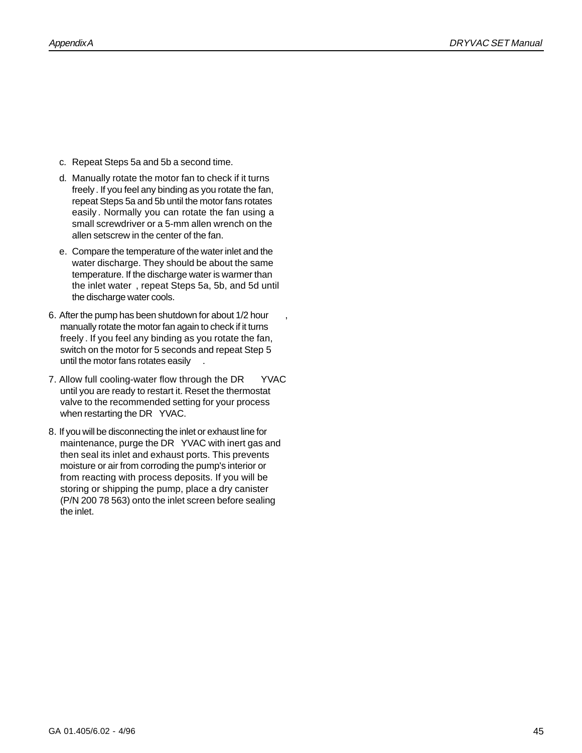c. Repeat Steps 5a and 5b a second time.

d. Manually rotate the motor fan to check if it turns freely. If you feel any binding as you rotate the fan, repeat Steps 5a and 5b until the motor fans rotates easily. Normally you can rotate the fan using a small screwdriver or a 5-mm allen wrench on the allen setscrew in the center of the fan.

e. Compare the temperature of the water inlet and the water discharge. They should be about the same temperature. If the discharge water is warmer than the inlet water, repeat Steps 5a, 5b, and 5d until the discharge water cools.

6. After the pump has been shutdown for about 1/2 hour, manually rotate the motor fan again to check if it turns freely. If you feel any binding as you rotate the fan, switch on the motor for 5 seconds and repeat Step 5 until the motor fans rotates easily.

7. Allow full cooling-water flow through the DRYVAC until you are ready to restart it. Reset the thermostat valve to the recommended setting for your process when restarting the DRYVAC.

8. If you will be disconnecting the inlet or exhaust line for maintenance, purge the DRYVAC with inert gas and then seal its inlet and exhaust ports. This prevents moisture or air from corroding the pump's interior or from reacting with process deposits. If you will be storing or shipping the pump, place a dry canister (P/N 200 78 563) onto the inlet screen before sealing the inlet.